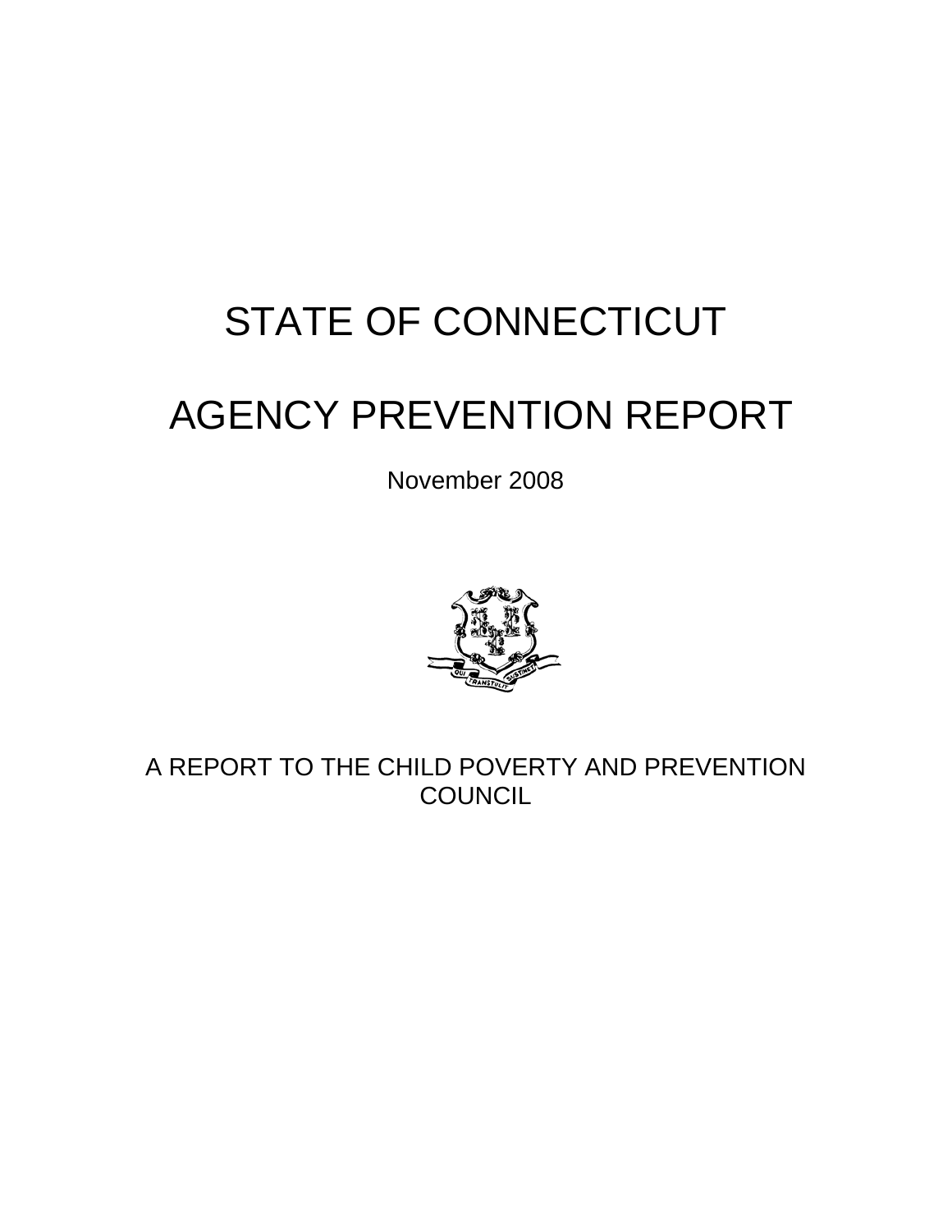# STATE OF CONNECTICUT

# AGENCY PREVENTION REPORT

November 2008

A REPORT TO THE CHILD POVERTY AND PREVENTION COUNCIL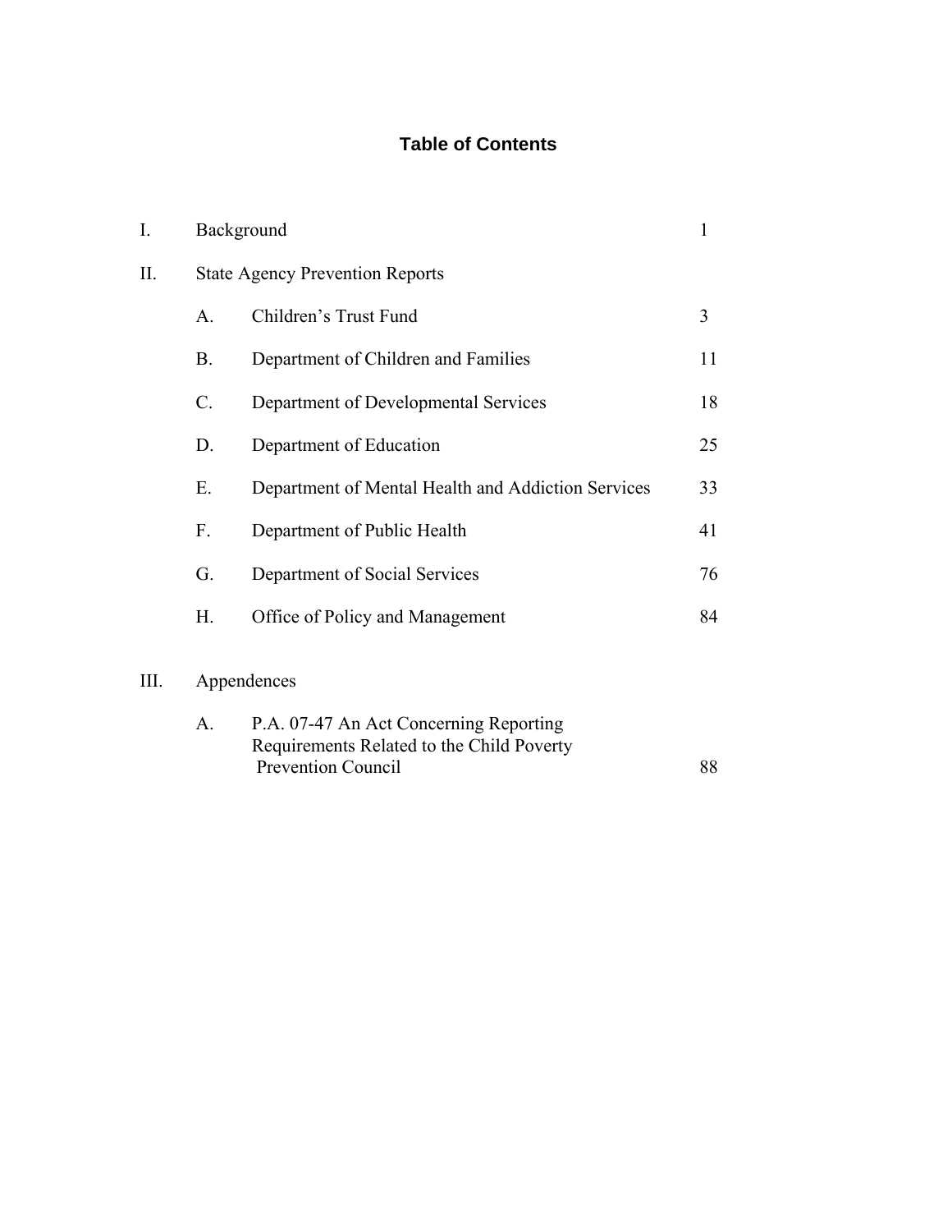# Table of Contents

| | | | |
|---|---|---|---|
| I. | Background | | 1 |
| II. | State Agency Prevention Reports | | |
| | A. | Children's Trust Fund | 3 |
| | B. | Department of Children and Families | 11 |
| | C. | Department of Developmental Services | 18 |
| | D. | Department of Education | 25 |
| | E. | Department of Mental Health and Addiction Services | 33 |
| | F. | Department of Public Health | 41 |
| | G. | Department of Social Services | 76 |
| | H. | Office of Policy and Management | 84 |
| III. | Appendences | | |
| | A. | P.A. 07-47 An Act Concerning Reporting Requirements Related to the Child Poverty Prevention Council | 88 |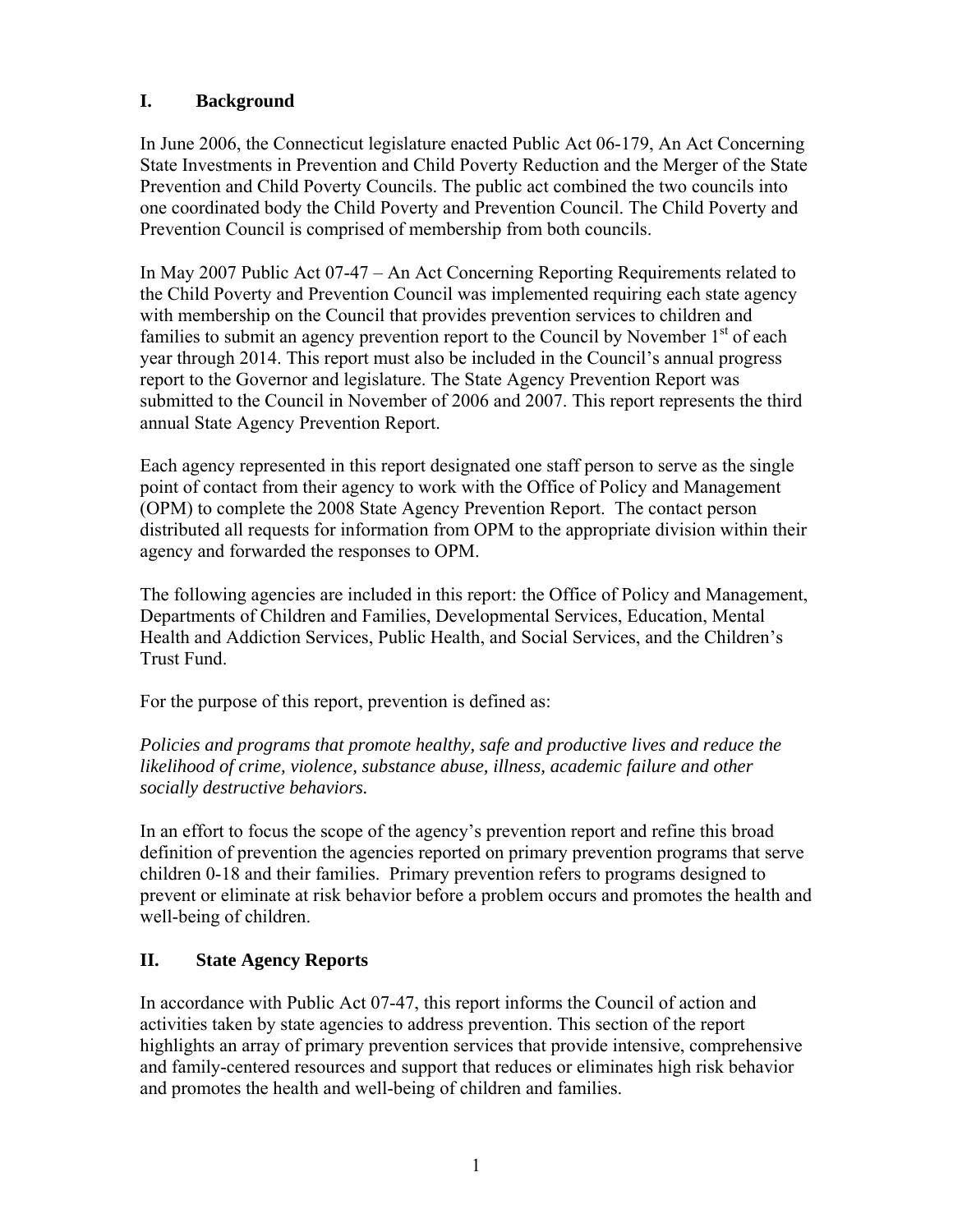## I. Background

In June 2006, the Connecticut legislature enacted Public Act 06-179, An Act Concerning State Investments in Prevention and Child Poverty Reduction and the Merger of the State Prevention and Child Poverty Councils. The public act combined the two councils into one coordinated body the Child Poverty and Prevention Council. The Child Poverty and Prevention Council is comprised of membership from both councils.

In May 2007 Public Act 07-47 – An Act Concerning Reporting Requirements related to the Child Poverty and Prevention Council was implemented requiring each state agency with membership on the Council that provides prevention services to children and families to submit an agency prevention report to the Council by November 1st of each year through 2014. This report must also be included in the Council's annual progress report to the Governor and legislature. The State Agency Prevention Report was submitted to the Council in November of 2006 and 2007. This report represents the third annual State Agency Prevention Report.

Each agency represented in this report designated one staff person to serve as the single point of contact from their agency to work with the Office of Policy and Management (OPM) to complete the 2008 State Agency Prevention Report. The contact person distributed all requests for information from OPM to the appropriate division within their agency and forwarded the responses to OPM.

The following agencies are included in this report: the Office of Policy and Management, Departments of Children and Families, Developmental Services, Education, Mental Health and Addiction Services, Public Health, and Social Services, and the Children's Trust Fund.

For the purpose of this report, prevention is defined as:

*Policies and programs that promote healthy, safe and productive lives and reduce the likelihood of crime, violence, substance abuse, illness, academic failure and other socially destructive behaviors.*

In an effort to focus the scope of the agency's prevention report and refine this broad definition of prevention the agencies reported on primary prevention programs that serve children 0-18 and their families. Primary prevention refers to programs designed to prevent or eliminate at risk behavior before a problem occurs and promotes the health and well-being of children.

## II. State Agency Reports

In accordance with Public Act 07-47, this report informs the Council of action and activities taken by state agencies to address prevention. This section of the report highlights an array of primary prevention services that provide intensive, comprehensive and family-centered resources and support that reduces or eliminates high risk behavior and promotes the health and well-being of children and families.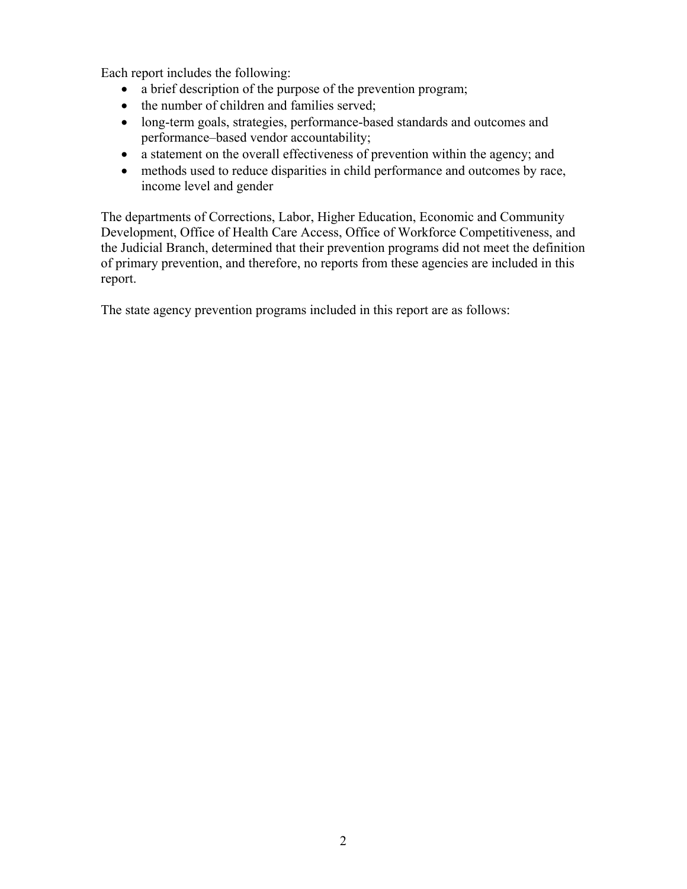Each report includes the following:

- a brief description of the purpose of the prevention program;
- the number of children and families served;
- long-term goals, strategies, performance-based standards and outcomes and performance–based vendor accountability;
- a statement on the overall effectiveness of prevention within the agency; and
- methods used to reduce disparities in child performance and outcomes by race, income level and gender

The departments of Corrections, Labor, Higher Education, Economic and Community Development, Office of Health Care Access, Office of Workforce Competitiveness, and the Judicial Branch, determined that their prevention programs did not meet the definition of primary prevention, and therefore, no reports from these agencies are included in this report.

The state agency prevention programs included in this report are as follows: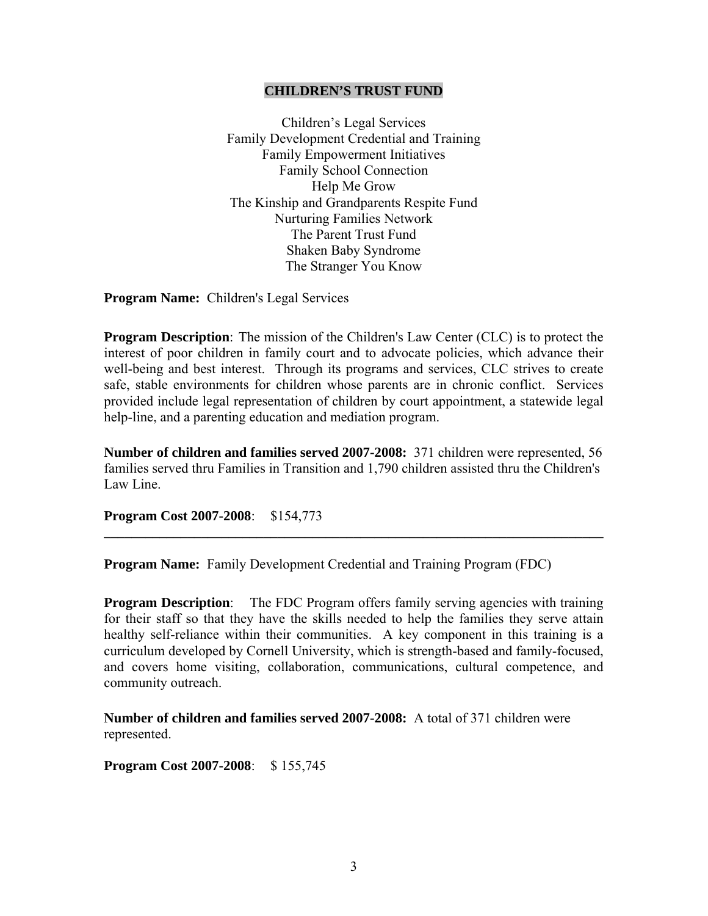## CHILDREN'S TRUST FUND

Children's Legal Services
Family Development Credential and Training
Family Empowerment Initiatives
Family School Connection
Help Me Grow
The Kinship and Grandparents Respite Fund
Nurturing Families Network
The Parent Trust Fund
Shaken Baby Syndrome
The Stranger You Know

**Program Name:** Children's Legal Services

**Program Description**: The mission of the Children's Law Center (CLC) is to protect the interest of poor children in family court and to advocate policies, which advance their well-being and best interest. Through its programs and services, CLC strives to create safe, stable environments for children whose parents are in chronic conflict. Services provided include legal representation of children by court appointment, a statewide legal help-line, and a parenting education and mediation program.

**Number of children and families served 2007-2008:** 371 children were represented, 56 families served thru Families in Transition and 1,790 children assisted thru the Children's Law Line.

**Program Cost 2007-2008**: $154,773

---

**Program Name:** Family Development Credential and Training Program (FDC)

**Program Description**: The FDC Program offers family serving agencies with training for their staff so that they have the skills needed to help the families they serve attain healthy self-reliance within their communities. A key component in this training is a curriculum developed by Cornell University, which is strength-based and family-focused, and covers home visiting, collaboration, communications, cultural competence, and community outreach.

**Number of children and families served 2007-2008:** A total of 371 children were represented.

**Program Cost 2007-2008**: $ 155,745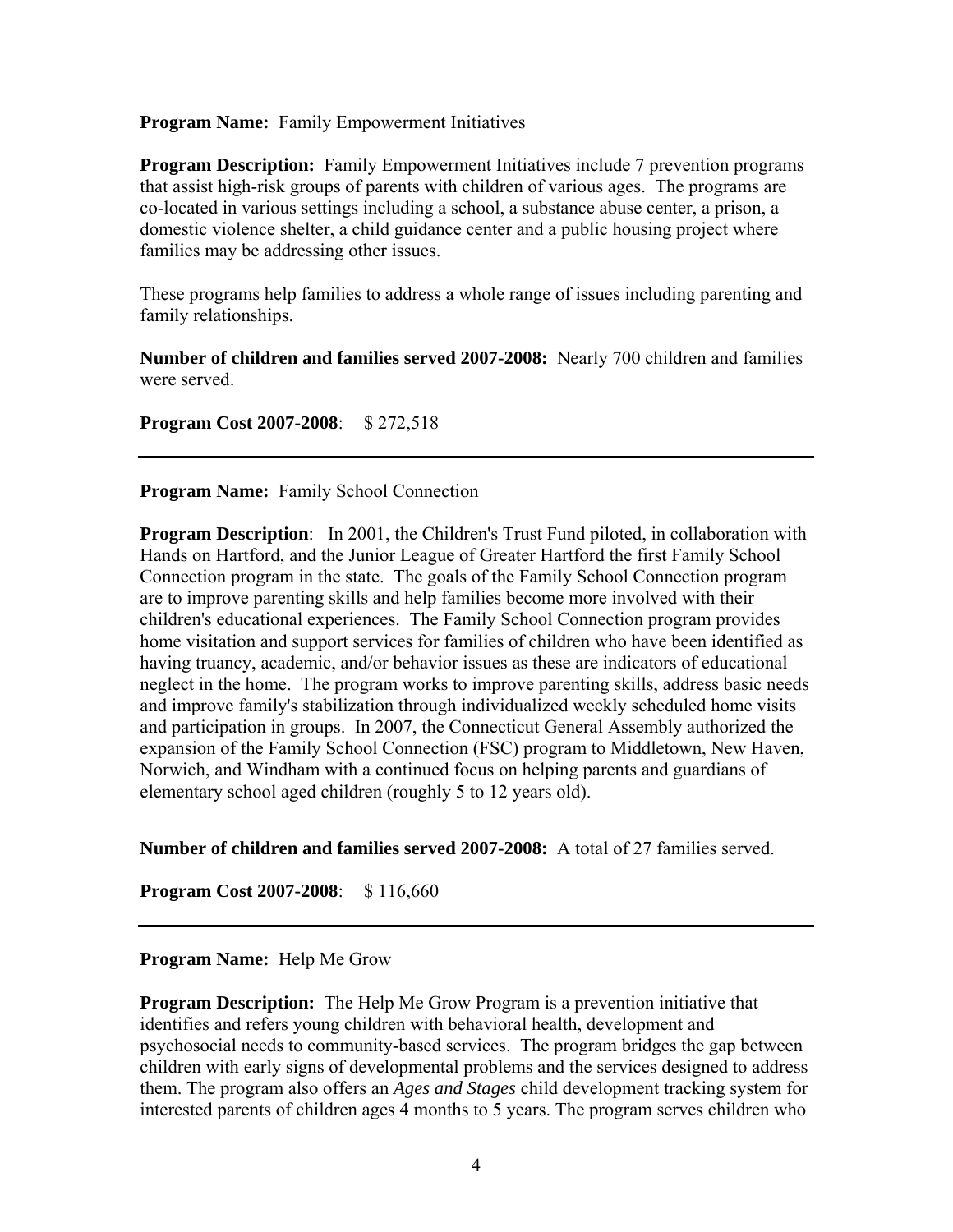**Program Name:** Family Empowerment Initiatives

**Program Description:** Family Empowerment Initiatives include 7 prevention programs that assist high-risk groups of parents with children of various ages. The programs are co-located in various settings including a school, a substance abuse center, a prison, a domestic violence shelter, a child guidance center and a public housing project where families may be addressing other issues.

These programs help families to address a whole range of issues including parenting and family relationships.

**Number of children and families served 2007-2008:** Nearly 700 children and families were served.

**Program Cost 2007-2008**: $ 272,518

---

**Program Name:** Family School Connection

**Program Description**: In 2001, the Children's Trust Fund piloted, in collaboration with Hands on Hartford, and the Junior League of Greater Hartford the first Family School Connection program in the state. The goals of the Family School Connection program are to improve parenting skills and help families become more involved with their children's educational experiences. The Family School Connection program provides home visitation and support services for families of children who have been identified as having truancy, academic, and/or behavior issues as these are indicators of educational neglect in the home. The program works to improve parenting skills, address basic needs and improve family's stabilization through individualized weekly scheduled home visits and participation in groups. In 2007, the Connecticut General Assembly authorized the expansion of the Family School Connection (FSC) program to Middletown, New Haven, Norwich, and Windham with a continued focus on helping parents and guardians of elementary school aged children (roughly 5 to 12 years old).

**Number of children and families served 2007-2008:** A total of 27 families served.

**Program Cost 2007-2008**: $ 116,660

---

**Program Name:** Help Me Grow

**Program Description:** The Help Me Grow Program is a prevention initiative that identifies and refers young children with behavioral health, development and psychosocial needs to community-based services. The program bridges the gap between children with early signs of developmental problems and the services designed to address them. The program also offers an *Ages and Stages* child development tracking system for interested parents of children ages 4 months to 5 years. The program serves children who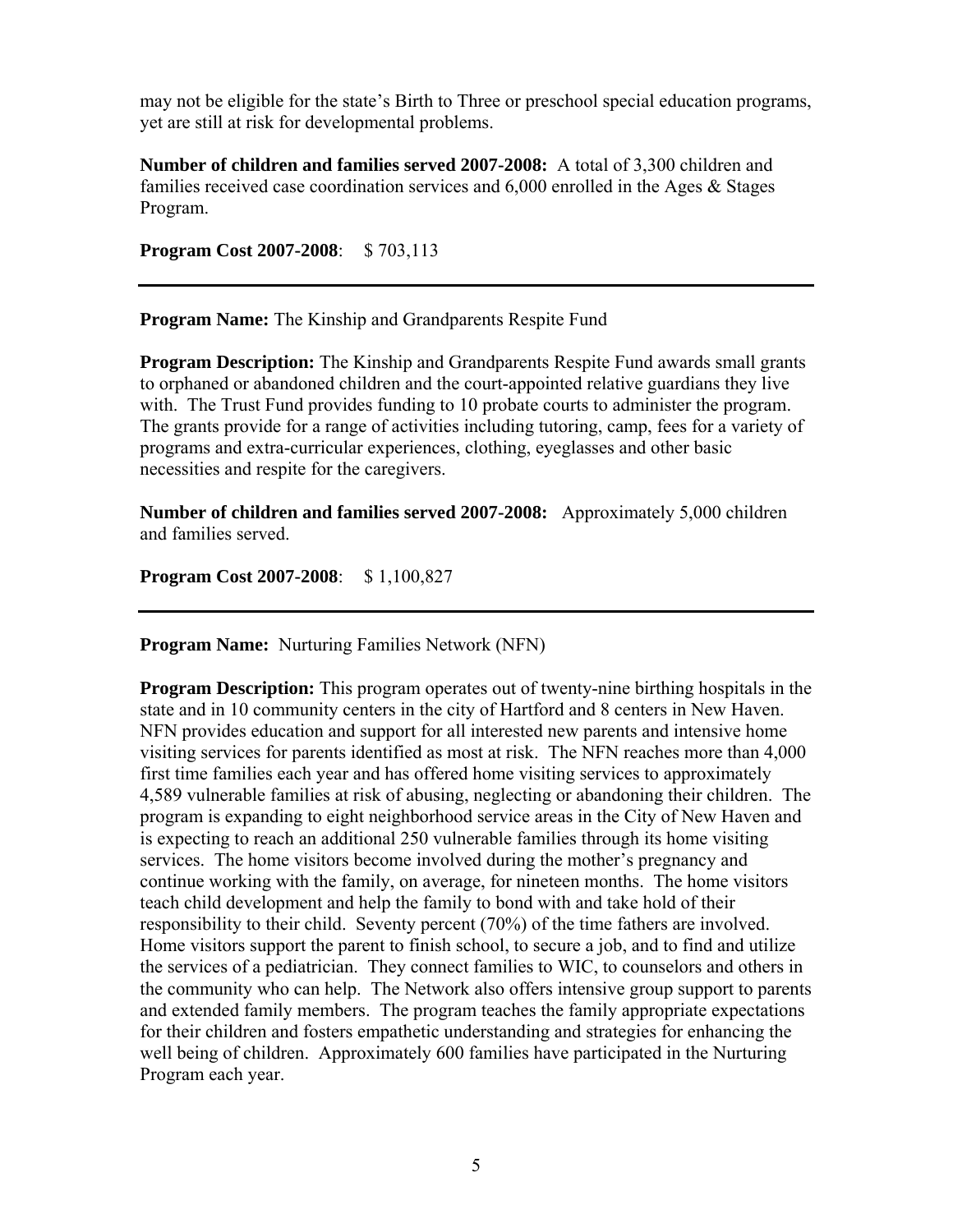may not be eligible for the state's Birth to Three or preschool special education programs, yet are still at risk for developmental problems.

**Number of children and families served 2007-2008:** A total of 3,300 children and families received case coordination services and 6,000 enrolled in the Ages & Stages Program.

**Program Cost 2007-2008**: $ 703,113

---

**Program Name:** The Kinship and Grandparents Respite Fund

**Program Description:** The Kinship and Grandparents Respite Fund awards small grants to orphaned or abandoned children and the court-appointed relative guardians they live with. The Trust Fund provides funding to 10 probate courts to administer the program. The grants provide for a range of activities including tutoring, camp, fees for a variety of programs and extra-curricular experiences, clothing, eyeglasses and other basic necessities and respite for the caregivers.

**Number of children and families served 2007-2008:** Approximately 5,000 children and families served.

**Program Cost 2007-2008**: $ 1,100,827

---

**Program Name:** Nurturing Families Network (NFN)

**Program Description:** This program operates out of twenty-nine birthing hospitals in the state and in 10 community centers in the city of Hartford and 8 centers in New Haven. NFN provides education and support for all interested new parents and intensive home visiting services for parents identified as most at risk. The NFN reaches more than 4,000 first time families each year and has offered home visiting services to approximately 4,589 vulnerable families at risk of abusing, neglecting or abandoning their children. The program is expanding to eight neighborhood service areas in the City of New Haven and is expecting to reach an additional 250 vulnerable families through its home visiting services. The home visitors become involved during the mother's pregnancy and continue working with the family, on average, for nineteen months. The home visitors teach child development and help the family to bond with and take hold of their responsibility to their child. Seventy percent (70%) of the time fathers are involved. Home visitors support the parent to finish school, to secure a job, and to find and utilize the services of a pediatrician. They connect families to WIC, to counselors and others in the community who can help. The Network also offers intensive group support to parents and extended family members. The program teaches the family appropriate expectations for their children and fosters empathetic understanding and strategies for enhancing the well being of children. Approximately 600 families have participated in the Nurturing Program each year.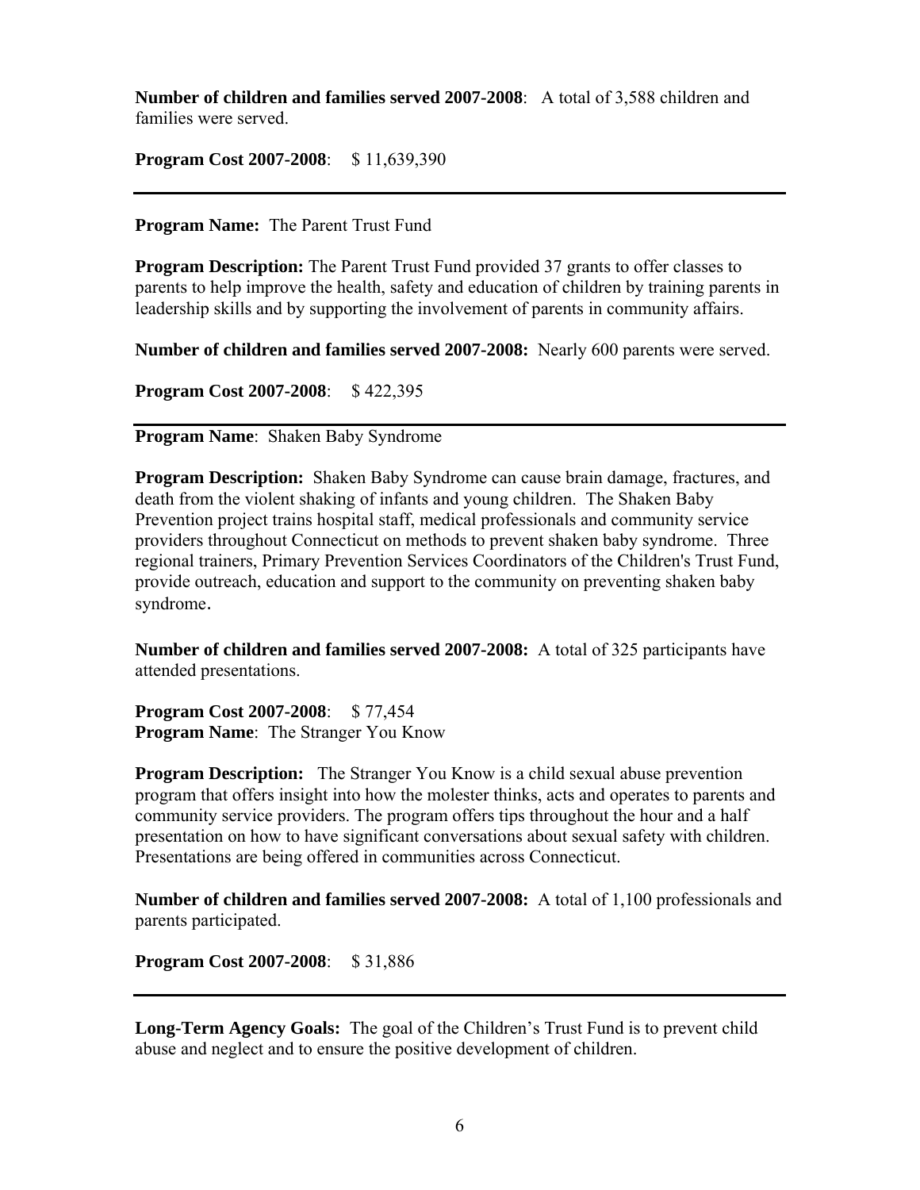**Number of children and families served 2007-2008**: A total of 3,588 children and families were served.

**Program Cost 2007-2008**: $ 11,639,390

---

**Program Name:** The Parent Trust Fund

**Program Description:** The Parent Trust Fund provided 37 grants to offer classes to parents to help improve the health, safety and education of children by training parents in leadership skills and by supporting the involvement of parents in community affairs.

**Number of children and families served 2007-2008:** Nearly 600 parents were served.

**Program Cost 2007-2008**: $ 422,395

---

**Program Name**: Shaken Baby Syndrome

**Program Description:** Shaken Baby Syndrome can cause brain damage, fractures, and death from the violent shaking of infants and young children. The Shaken Baby Prevention project trains hospital staff, medical professionals and community service providers throughout Connecticut on methods to prevent shaken baby syndrome. Three regional trainers, Primary Prevention Services Coordinators of the Children's Trust Fund, provide outreach, education and support to the community on preventing shaken baby syndrome.

**Number of children and families served 2007-2008:** A total of 325 participants have attended presentations.

**Program Cost 2007-2008**: $ 77,454

**Program Name**: The Stranger You Know

**Program Description:** The Stranger You Know is a child sexual abuse prevention program that offers insight into how the molester thinks, acts and operates to parents and community service providers. The program offers tips throughout the hour and a half presentation on how to have significant conversations about sexual safety with children. Presentations are being offered in communities across Connecticut.

**Number of children and families served 2007-2008:** A total of 1,100 professionals and parents participated.

**Program Cost 2007-2008**: $ 31,886

---

**Long-Term Agency Goals:** The goal of the Children's Trust Fund is to prevent child abuse and neglect and to ensure the positive development of children.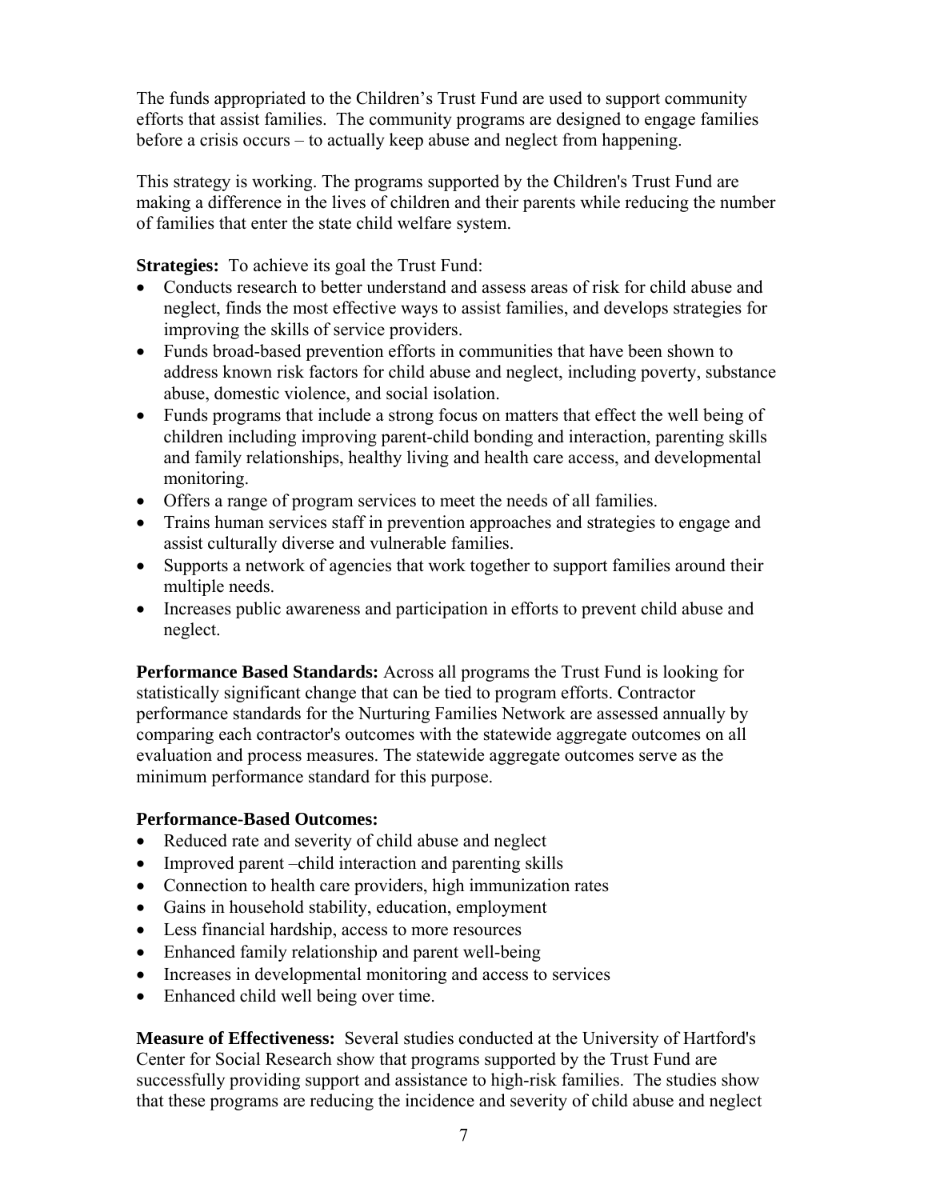The funds appropriated to the Children's Trust Fund are used to support community efforts that assist families. The community programs are designed to engage families before a crisis occurs – to actually keep abuse and neglect from happening.

This strategy is working. The programs supported by the Children's Trust Fund are making a difference in the lives of children and their parents while reducing the number of families that enter the state child welfare system.

**Strategies:** To achieve its goal the Trust Fund:

- Conducts research to better understand and assess areas of risk for child abuse and neglect, finds the most effective ways to assist families, and develops strategies for improving the skills of service providers.
- Funds broad-based prevention efforts in communities that have been shown to address known risk factors for child abuse and neglect, including poverty, substance abuse, domestic violence, and social isolation.
- Funds programs that include a strong focus on matters that effect the well being of children including improving parent-child bonding and interaction, parenting skills and family relationships, healthy living and health care access, and developmental monitoring.
- Offers a range of program services to meet the needs of all families.
- Trains human services staff in prevention approaches and strategies to engage and assist culturally diverse and vulnerable families.
- Supports a network of agencies that work together to support families around their multiple needs.
- Increases public awareness and participation in efforts to prevent child abuse and neglect.

**Performance Based Standards:** Across all programs the Trust Fund is looking for statistically significant change that can be tied to program efforts. Contractor performance standards for the Nurturing Families Network are assessed annually by comparing each contractor's outcomes with the statewide aggregate outcomes on all evaluation and process measures. The statewide aggregate outcomes serve as the minimum performance standard for this purpose.

**Performance-Based Outcomes:**

- Reduced rate and severity of child abuse and neglect
- Improved parent –child interaction and parenting skills
- Connection to health care providers, high immunization rates
- Gains in household stability, education, employment
- Less financial hardship, access to more resources
- Enhanced family relationship and parent well-being
- Increases in developmental monitoring and access to services
- Enhanced child well being over time.

**Measure of Effectiveness:** Several studies conducted at the University of Hartford's Center for Social Research show that programs supported by the Trust Fund are successfully providing support and assistance to high-risk families. The studies show that these programs are reducing the incidence and severity of child abuse and neglect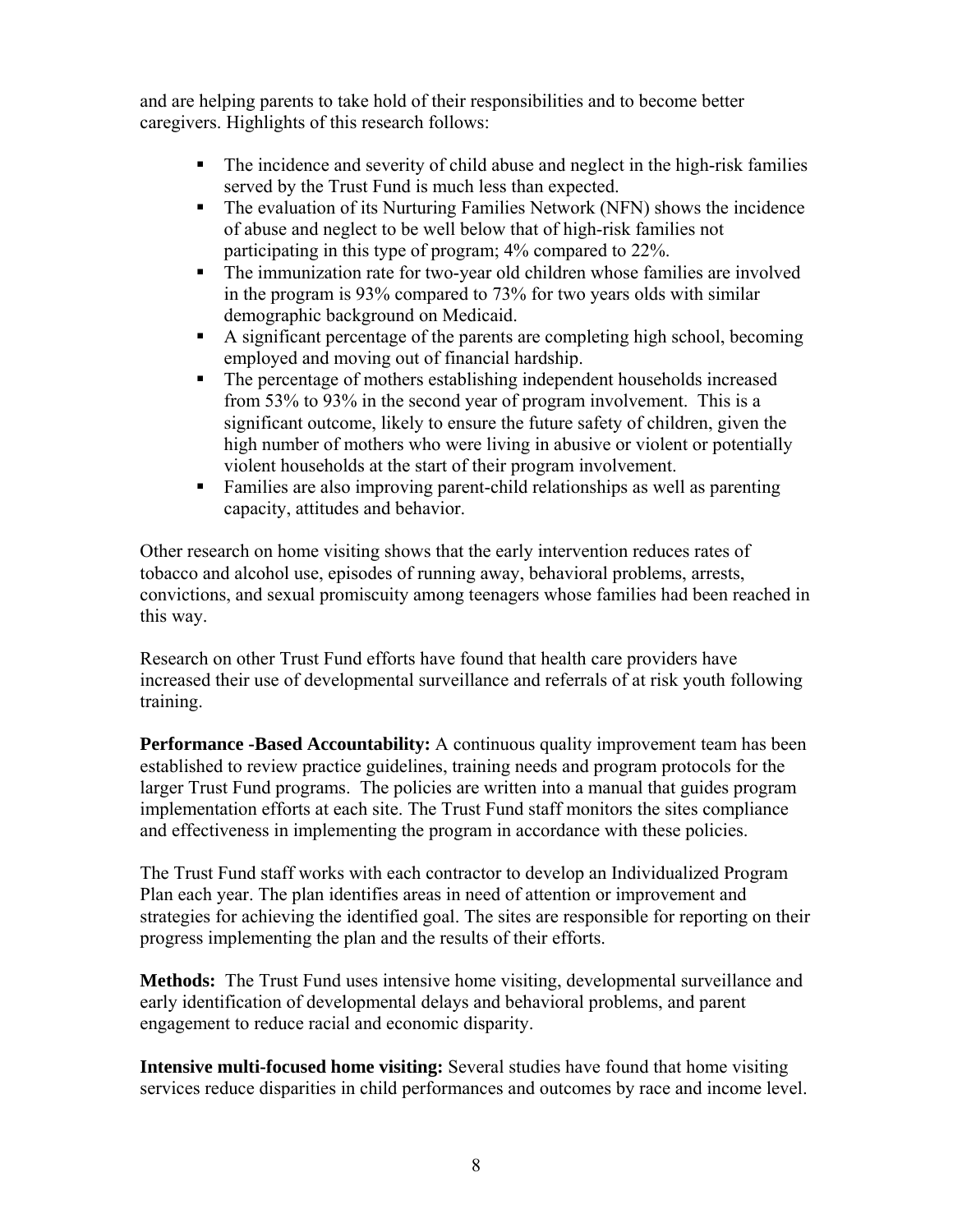and are helping parents to take hold of their responsibilities and to become better caregivers. Highlights of this research follows:

- The incidence and severity of child abuse and neglect in the high-risk families served by the Trust Fund is much less than expected.
- The evaluation of its Nurturing Families Network (NFN) shows the incidence of abuse and neglect to be well below that of high-risk families not participating in this type of program; 4% compared to 22%.
- The immunization rate for two-year old children whose families are involved in the program is 93% compared to 73% for two years olds with similar demographic background on Medicaid.
- A significant percentage of the parents are completing high school, becoming employed and moving out of financial hardship.
- The percentage of mothers establishing independent households increased from 53% to 93% in the second year of program involvement. This is a significant outcome, likely to ensure the future safety of children, given the high number of mothers who were living in abusive or violent or potentially violent households at the start of their program involvement.
- Families are also improving parent-child relationships as well as parenting capacity, attitudes and behavior.

Other research on home visiting shows that the early intervention reduces rates of tobacco and alcohol use, episodes of running away, behavioral problems, arrests, convictions, and sexual promiscuity among teenagers whose families had been reached in this way.

Research on other Trust Fund efforts have found that health care providers have increased their use of developmental surveillance and referrals of at risk youth following training.

**Performance -Based Accountability:** A continuous quality improvement team has been established to review practice guidelines, training needs and program protocols for the larger Trust Fund programs. The policies are written into a manual that guides program implementation efforts at each site. The Trust Fund staff monitors the sites compliance and effectiveness in implementing the program in accordance with these policies.

The Trust Fund staff works with each contractor to develop an Individualized Program Plan each year. The plan identifies areas in need of attention or improvement and strategies for achieving the identified goal. The sites are responsible for reporting on their progress implementing the plan and the results of their efforts.

**Methods:** The Trust Fund uses intensive home visiting, developmental surveillance and early identification of developmental delays and behavioral problems, and parent engagement to reduce racial and economic disparity.

**Intensive multi-focused home visiting:** Several studies have found that home visiting services reduce disparities in child performances and outcomes by race and income level.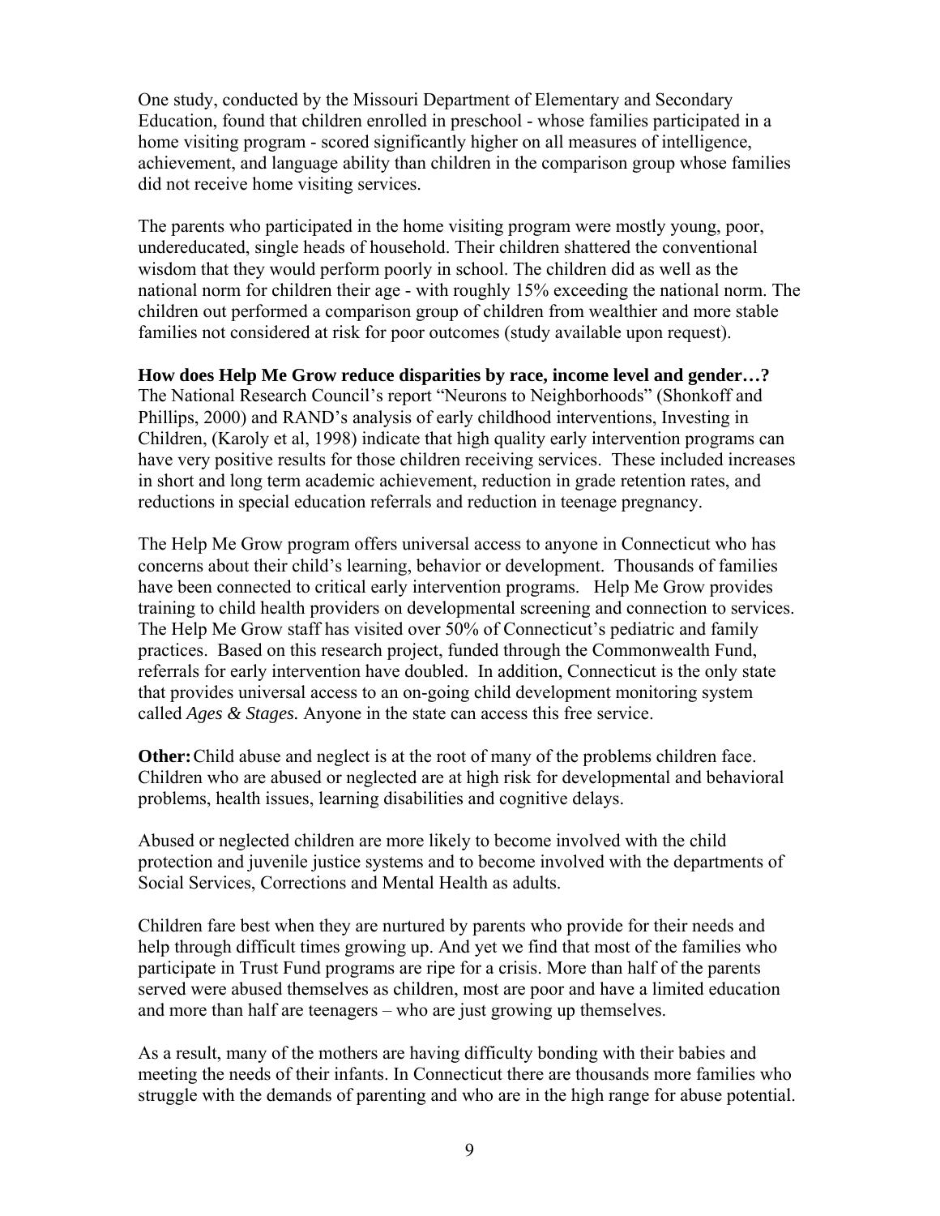One study, conducted by the Missouri Department of Elementary and Secondary Education, found that children enrolled in preschool - whose families participated in a home visiting program - scored significantly higher on all measures of intelligence, achievement, and language ability than children in the comparison group whose families did not receive home visiting services.

The parents who participated in the home visiting program were mostly young, poor, undereducated, single heads of household. Their children shattered the conventional wisdom that they would perform poorly in school. The children did as well as the national norm for children their age - with roughly 15% exceeding the national norm. The children out performed a comparison group of children from wealthier and more stable families not considered at risk for poor outcomes (study available upon request).

**How does Help Me Grow reduce disparities by race, income level and gender…?**
The National Research Council's report "Neurons to Neighborhoods" (Shonkoff and Phillips, 2000) and RAND's analysis of early childhood interventions, Investing in Children, (Karoly et al, 1998) indicate that high quality early intervention programs can have very positive results for those children receiving services. These included increases in short and long term academic achievement, reduction in grade retention rates, and reductions in special education referrals and reduction in teenage pregnancy.

The Help Me Grow program offers universal access to anyone in Connecticut who has concerns about their child's learning, behavior or development. Thousands of families have been connected to critical early intervention programs. Help Me Grow provides training to child health providers on developmental screening and connection to services. The Help Me Grow staff has visited over 50% of Connecticut's pediatric and family practices. Based on this research project, funded through the Commonwealth Fund, referrals for early intervention have doubled. In addition, Connecticut is the only state that provides universal access to an on-going child development monitoring system called *Ages & Stages.* Anyone in the state can access this free service.

**Other:** Child abuse and neglect is at the root of many of the problems children face. Children who are abused or neglected are at high risk for developmental and behavioral problems, health issues, learning disabilities and cognitive delays.

Abused or neglected children are more likely to become involved with the child protection and juvenile justice systems and to become involved with the departments of Social Services, Corrections and Mental Health as adults.

Children fare best when they are nurtured by parents who provide for their needs and help through difficult times growing up. And yet we find that most of the families who participate in Trust Fund programs are ripe for a crisis. More than half of the parents served were abused themselves as children, most are poor and have a limited education and more than half are teenagers – who are just growing up themselves.

As a result, many of the mothers are having difficulty bonding with their babies and meeting the needs of their infants. In Connecticut there are thousands more families who struggle with the demands of parenting and who are in the high range for abuse potential.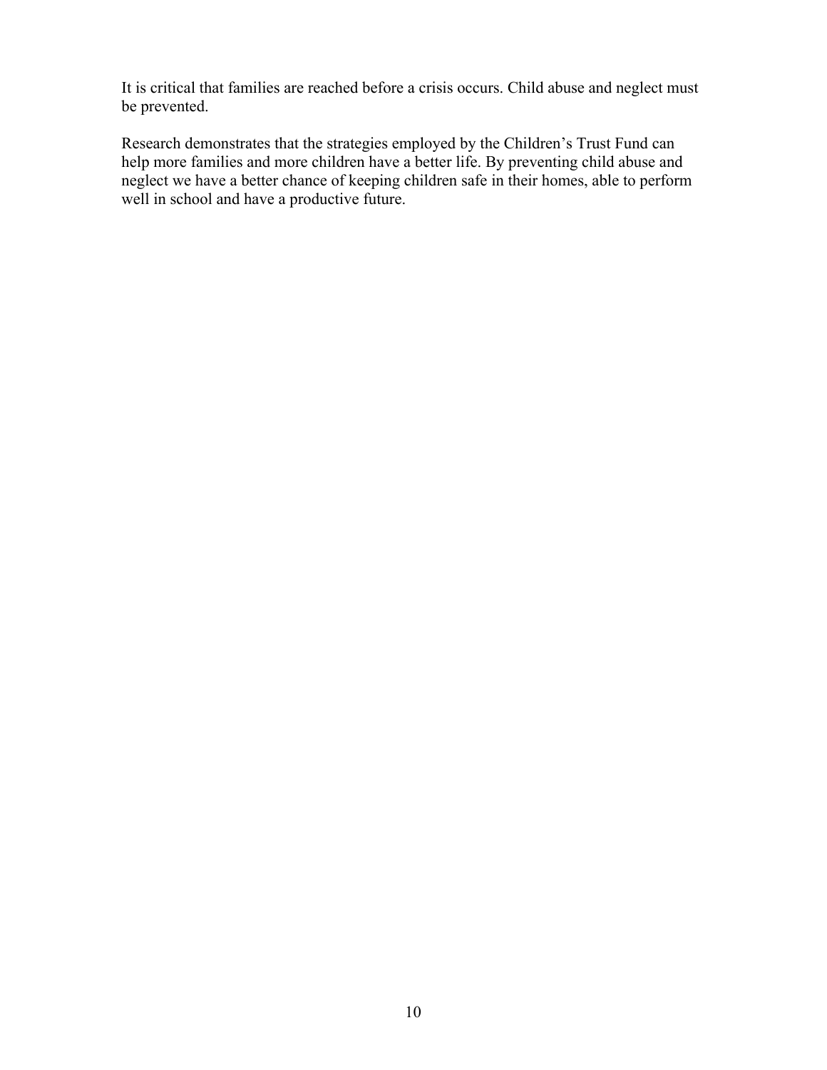It is critical that families are reached before a crisis occurs. Child abuse and neglect must be prevented.

Research demonstrates that the strategies employed by the Children's Trust Fund can help more families and more children have a better life. By preventing child abuse and neglect we have a better chance of keeping children safe in their homes, able to perform well in school and have a productive future.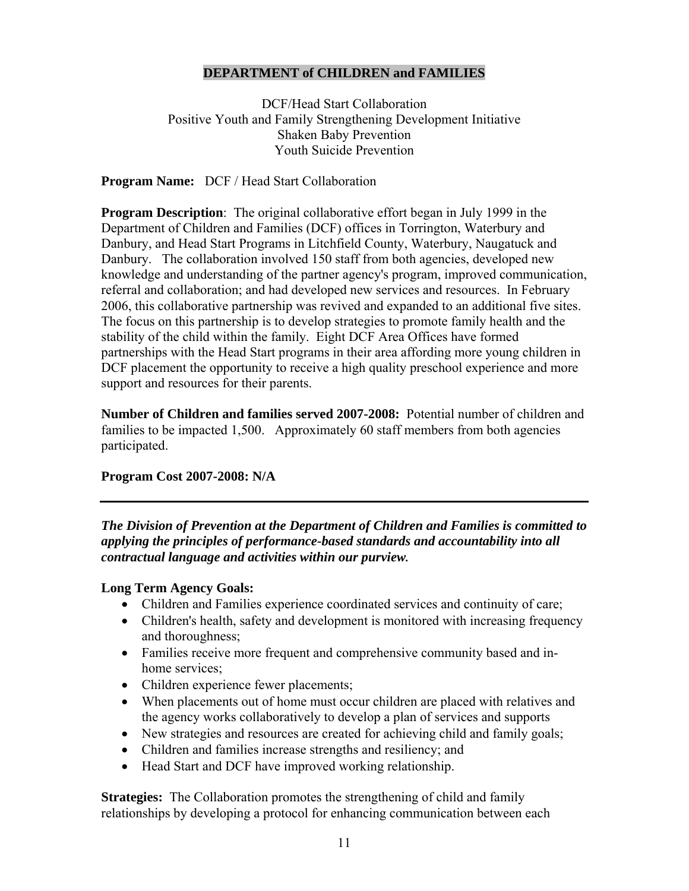## DEPARTMENT of CHILDREN and FAMILIES

DCF/Head Start Collaboration
Positive Youth and Family Strengthening Development Initiative
Shaken Baby Prevention
Youth Suicide Prevention

**Program Name:** DCF / Head Start Collaboration

**Program Description**: The original collaborative effort began in July 1999 in the Department of Children and Families (DCF) offices in Torrington, Waterbury and Danbury, and Head Start Programs in Litchfield County, Waterbury, Naugatuck and Danbury. The collaboration involved 150 staff from both agencies, developed new knowledge and understanding of the partner agency's program, improved communication, referral and collaboration; and had developed new services and resources. In February 2006, this collaborative partnership was revived and expanded to an additional five sites. The focus on this partnership is to develop strategies to promote family health and the stability of the child within the family. Eight DCF Area Offices have formed partnerships with the Head Start programs in their area affording more young children in DCF placement the opportunity to receive a high quality preschool experience and more support and resources for their parents.

**Number of Children and families served 2007-2008:** Potential number of children and families to be impacted 1,500. Approximately 60 staff members from both agencies participated.

**Program Cost 2007-2008: N/A**

---

***The Division of Prevention at the Department of Children and Families is committed to applying the principles of performance-based standards and accountability into all contractual language and activities within our purview.***

**Long Term Agency Goals:**

- Children and Families experience coordinated services and continuity of care;
- Children's health, safety and development is monitored with increasing frequency and thoroughness;
- Families receive more frequent and comprehensive community based and in-home services;
- Children experience fewer placements;
- When placements out of home must occur children are placed with relatives and the agency works collaboratively to develop a plan of services and supports
- New strategies and resources are created for achieving child and family goals;
- Children and families increase strengths and resiliency; and
- Head Start and DCF have improved working relationship.

**Strategies:** The Collaboration promotes the strengthening of child and family relationships by developing a protocol for enhancing communication between each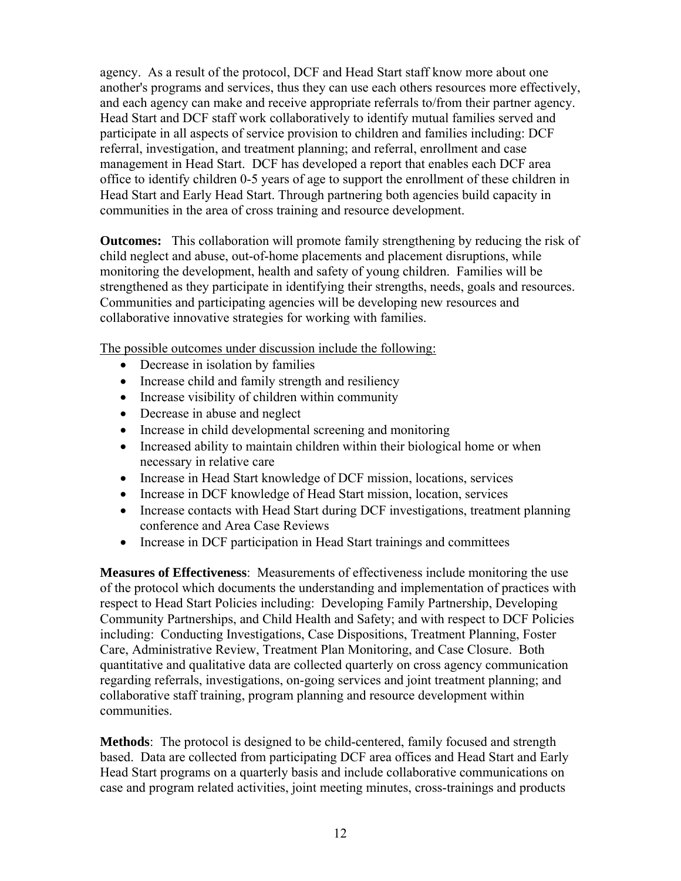agency. As a result of the protocol, DCF and Head Start staff know more about one another's programs and services, thus they can use each others resources more effectively, and each agency can make and receive appropriate referrals to/from their partner agency. Head Start and DCF staff work collaboratively to identify mutual families served and participate in all aspects of service provision to children and families including: DCF referral, investigation, and treatment planning; and referral, enrollment and case management in Head Start. DCF has developed a report that enables each DCF area office to identify children 0-5 years of age to support the enrollment of these children in Head Start and Early Head Start. Through partnering both agencies build capacity in communities in the area of cross training and resource development.

**Outcomes:** This collaboration will promote family strengthening by reducing the risk of child neglect and abuse, out-of-home placements and placement disruptions, while monitoring the development, health and safety of young children. Families will be strengthened as they participate in identifying their strengths, needs, goals and resources. Communities and participating agencies will be developing new resources and collaborative innovative strategies for working with families.

<u>The possible outcomes under discussion include the following:</u>

- Decrease in isolation by families
- Increase child and family strength and resiliency
- Increase visibility of children within community
- Decrease in abuse and neglect
- Increase in child developmental screening and monitoring
- Increased ability to maintain children within their biological home or when necessary in relative care
- Increase in Head Start knowledge of DCF mission, locations, services
- Increase in DCF knowledge of Head Start mission, location, services
- Increase contacts with Head Start during DCF investigations, treatment planning conference and Area Case Reviews
- Increase in DCF participation in Head Start trainings and committees

**Measures of Effectiveness**: Measurements of effectiveness include monitoring the use of the protocol which documents the understanding and implementation of practices with respect to Head Start Policies including: Developing Family Partnership, Developing Community Partnerships, and Child Health and Safety; and with respect to DCF Policies including: Conducting Investigations, Case Dispositions, Treatment Planning, Foster Care, Administrative Review, Treatment Plan Monitoring, and Case Closure. Both quantitative and qualitative data are collected quarterly on cross agency communication regarding referrals, investigations, on-going services and joint treatment planning; and collaborative staff training, program planning and resource development within communities.

**Methods**: The protocol is designed to be child-centered, family focused and strength based. Data are collected from participating DCF area offices and Head Start and Early Head Start programs on a quarterly basis and include collaborative communications on case and program related activities, joint meeting minutes, cross-trainings and products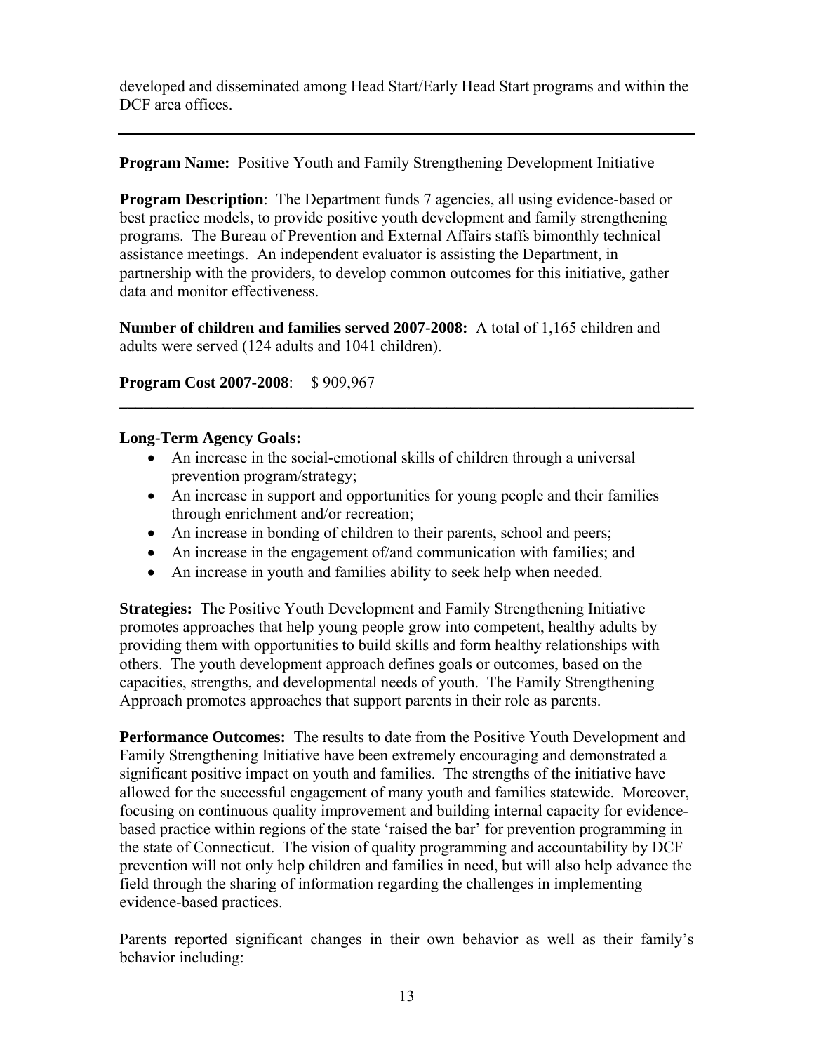developed and disseminated among Head Start/Early Head Start programs and within the DCF area offices.

---

**Program Name:** Positive Youth and Family Strengthening Development Initiative

**Program Description**: The Department funds 7 agencies, all using evidence-based or best practice models, to provide positive youth development and family strengthening programs. The Bureau of Prevention and External Affairs staffs bimonthly technical assistance meetings. An independent evaluator is assisting the Department, in partnership with the providers, to develop common outcomes for this initiative, gather data and monitor effectiveness.

**Number of children and families served 2007-2008:** A total of 1,165 children and adults were served (124 adults and 1041 children).

**Program Cost 2007-2008**: $ 909,967

---

**Long-Term Agency Goals:**

- An increase in the social-emotional skills of children through a universal prevention program/strategy;
- An increase in support and opportunities for young people and their families through enrichment and/or recreation;
- An increase in bonding of children to their parents, school and peers;
- An increase in the engagement of/and communication with families; and
- An increase in youth and families ability to seek help when needed.

**Strategies:** The Positive Youth Development and Family Strengthening Initiative promotes approaches that help young people grow into competent, healthy adults by providing them with opportunities to build skills and form healthy relationships with others. The youth development approach defines goals or outcomes, based on the capacities, strengths, and developmental needs of youth. The Family Strengthening Approach promotes approaches that support parents in their role as parents.

**Performance Outcomes:** The results to date from the Positive Youth Development and Family Strengthening Initiative have been extremely encouraging and demonstrated a significant positive impact on youth and families. The strengths of the initiative have allowed for the successful engagement of many youth and families statewide. Moreover, focusing on continuous quality improvement and building internal capacity for evidence-based practice within regions of the state 'raised the bar' for prevention programming in the state of Connecticut. The vision of quality programming and accountability by DCF prevention will not only help children and families in need, but will also help advance the field through the sharing of information regarding the challenges in implementing evidence-based practices.

Parents reported significant changes in their own behavior as well as their family's behavior including: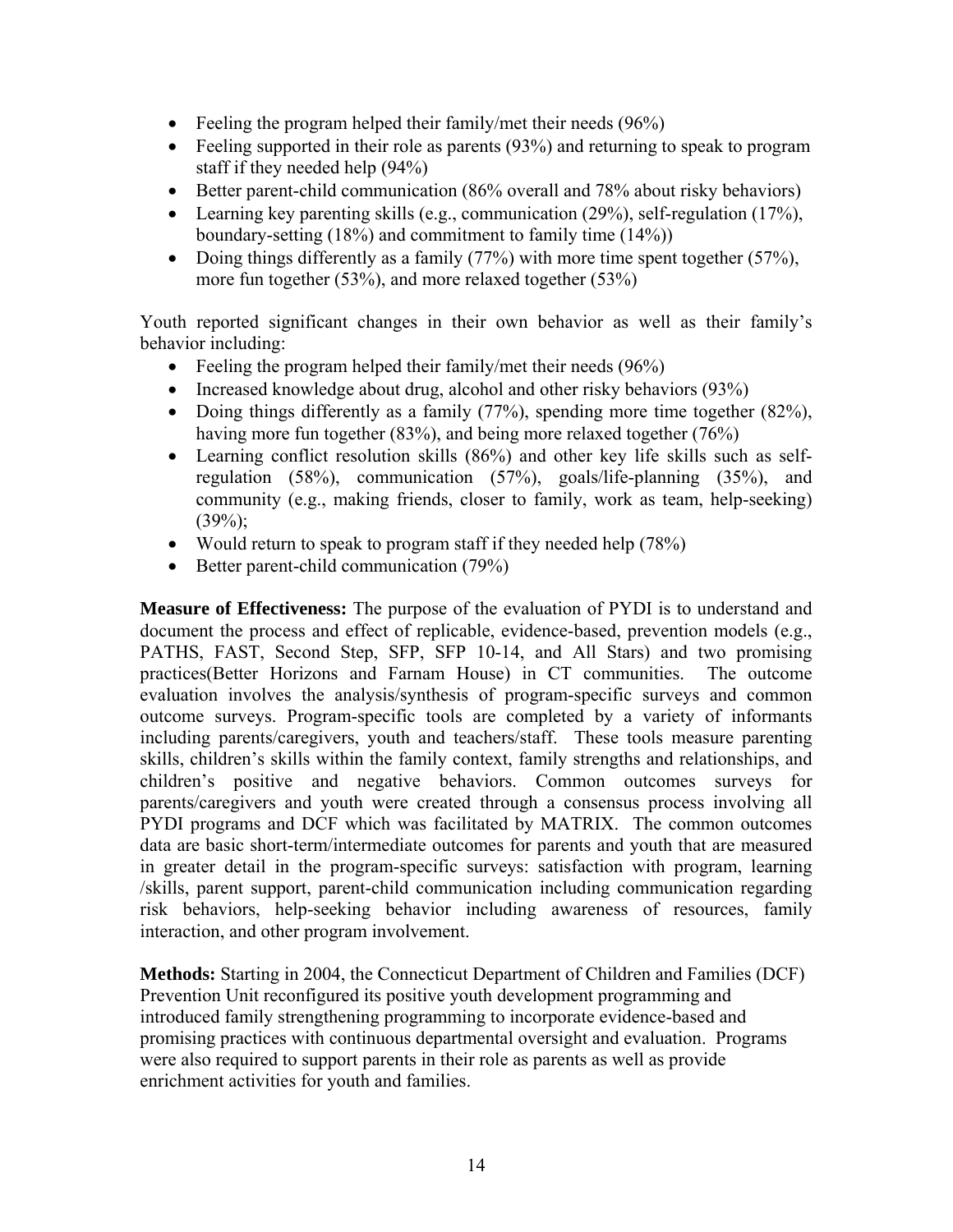- Feeling the program helped their family/met their needs (96%)
- Feeling supported in their role as parents (93%) and returning to speak to program staff if they needed help (94%)
- Better parent-child communication (86% overall and 78% about risky behaviors)
- Learning key parenting skills (e.g., communication (29%), self-regulation (17%), boundary-setting (18%) and commitment to family time (14%))
- Doing things differently as a family (77%) with more time spent together (57%), more fun together (53%), and more relaxed together (53%)

Youth reported significant changes in their own behavior as well as their family's behavior including:

- Feeling the program helped their family/met their needs (96%)
- Increased knowledge about drug, alcohol and other risky behaviors (93%)
- Doing things differently as a family (77%), spending more time together (82%), having more fun together (83%), and being more relaxed together (76%)
- Learning conflict resolution skills (86%) and other key life skills such as self-regulation (58%), communication (57%), goals/life-planning (35%), and community (e.g., making friends, closer to family, work as team, help-seeking) (39%);
- Would return to speak to program staff if they needed help (78%)
- Better parent-child communication (79%)

**Measure of Effectiveness:** The purpose of the evaluation of PYDI is to understand and document the process and effect of replicable, evidence-based, prevention models (e.g., PATHS, FAST, Second Step, SFP, SFP 10-14, and All Stars) and two promising practices(Better Horizons and Farnam House) in CT communities. The outcome evaluation involves the analysis/synthesis of program-specific surveys and common outcome surveys. Program-specific tools are completed by a variety of informants including parents/caregivers, youth and teachers/staff. These tools measure parenting skills, children's skills within the family context, family strengths and relationships, and children's positive and negative behaviors. Common outcomes surveys for parents/caregivers and youth were created through a consensus process involving all PYDI programs and DCF which was facilitated by MATRIX. The common outcomes data are basic short-term/intermediate outcomes for parents and youth that are measured in greater detail in the program-specific surveys: satisfaction with program, learning /skills, parent support, parent-child communication including communication regarding risk behaviors, help-seeking behavior including awareness of resources, family interaction, and other program involvement.

**Methods:** Starting in 2004, the Connecticut Department of Children and Families (DCF) Prevention Unit reconfigured its positive youth development programming and introduced family strengthening programming to incorporate evidence-based and promising practices with continuous departmental oversight and evaluation. Programs were also required to support parents in their role as parents as well as provide enrichment activities for youth and families.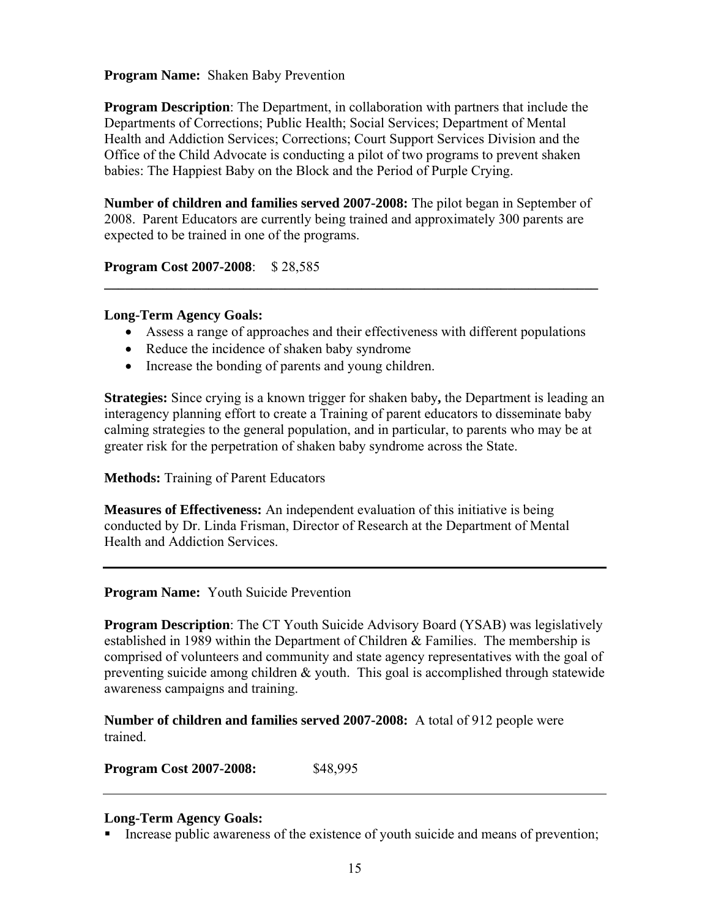**Program Name:** Shaken Baby Prevention

**Program Description**: The Department, in collaboration with partners that include the Departments of Corrections; Public Health; Social Services; Department of Mental Health and Addiction Services; Corrections; Court Support Services Division and the Office of the Child Advocate is conducting a pilot of two programs to prevent shaken babies: The Happiest Baby on the Block and the Period of Purple Crying.

**Number of children and families served 2007-2008:** The pilot began in September of 2008. Parent Educators are currently being trained and approximately 300 parents are expected to be trained in one of the programs.

**Program Cost 2007-2008**: $ 28,585

---

**Long-Term Agency Goals:**

- Assess a range of approaches and their effectiveness with different populations
- Reduce the incidence of shaken baby syndrome
- Increase the bonding of parents and young children.

**Strategies:** Since crying is a known trigger for shaken baby**,** the Department is leading an interagency planning effort to create a Training of parent educators to disseminate baby calming strategies to the general population, and in particular, to parents who may be at greater risk for the perpetration of shaken baby syndrome across the State.

**Methods:** Training of Parent Educators

**Measures of Effectiveness:** An independent evaluation of this initiative is being conducted by Dr. Linda Frisman, Director of Research at the Department of Mental Health and Addiction Services.

---

**Program Name:** Youth Suicide Prevention

**Program Description**: The CT Youth Suicide Advisory Board (YSAB) was legislatively established in 1989 within the Department of Children & Families. The membership is comprised of volunteers and community and state agency representatives with the goal of preventing suicide among children & youth. This goal is accomplished through statewide awareness campaigns and training.

**Number of children and families served 2007-2008:** A total of 912 people were trained.

**Program Cost 2007-2008:** $48,995

---

**Long-Term Agency Goals:**

- Increase public awareness of the existence of youth suicide and means of prevention;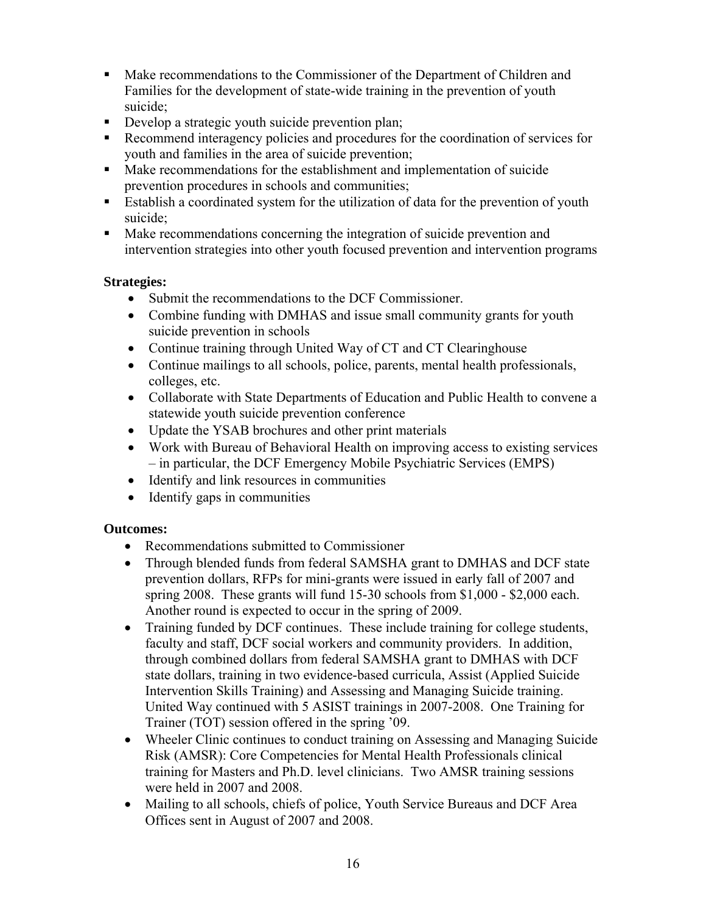- Make recommendations to the Commissioner of the Department of Children and Families for the development of state-wide training in the prevention of youth suicide;
- Develop a strategic youth suicide prevention plan;
- Recommend interagency policies and procedures for the coordination of services for youth and families in the area of suicide prevention;
- Make recommendations for the establishment and implementation of suicide prevention procedures in schools and communities;
- Establish a coordinated system for the utilization of data for the prevention of youth suicide;
- Make recommendations concerning the integration of suicide prevention and intervention strategies into other youth focused prevention and intervention programs

**Strategies:**

- Submit the recommendations to the DCF Commissioner.
- Combine funding with DMHAS and issue small community grants for youth suicide prevention in schools
- Continue training through United Way of CT and CT Clearinghouse
- Continue mailings to all schools, police, parents, mental health professionals, colleges, etc.
- Collaborate with State Departments of Education and Public Health to convene a statewide youth suicide prevention conference
- Update the YSAB brochures and other print materials
- Work with Bureau of Behavioral Health on improving access to existing services – in particular, the DCF Emergency Mobile Psychiatric Services (EMPS)
- Identify and link resources in communities
- Identify gaps in communities

**Outcomes:**

- Recommendations submitted to Commissioner
- Through blended funds from federal SAMSHA grant to DMHAS and DCF state prevention dollars, RFPs for mini-grants were issued in early fall of 2007 and spring 2008. These grants will fund 15-30 schools from $1,000 - $2,000 each. Another round is expected to occur in the spring of 2009.
- Training funded by DCF continues. These include training for college students, faculty and staff, DCF social workers and community providers. In addition, through combined dollars from federal SAMSHA grant to DMHAS with DCF state dollars, training in two evidence-based curricula, Assist (Applied Suicide Intervention Skills Training) and Assessing and Managing Suicide training. United Way continued with 5 ASIST trainings in 2007-2008. One Training for Trainer (TOT) session offered in the spring '09.
- Wheeler Clinic continues to conduct training on Assessing and Managing Suicide Risk (AMSR): Core Competencies for Mental Health Professionals clinical training for Masters and Ph.D. level clinicians. Two AMSR training sessions were held in 2007 and 2008.
- Mailing to all schools, chiefs of police, Youth Service Bureaus and DCF Area Offices sent in August of 2007 and 2008.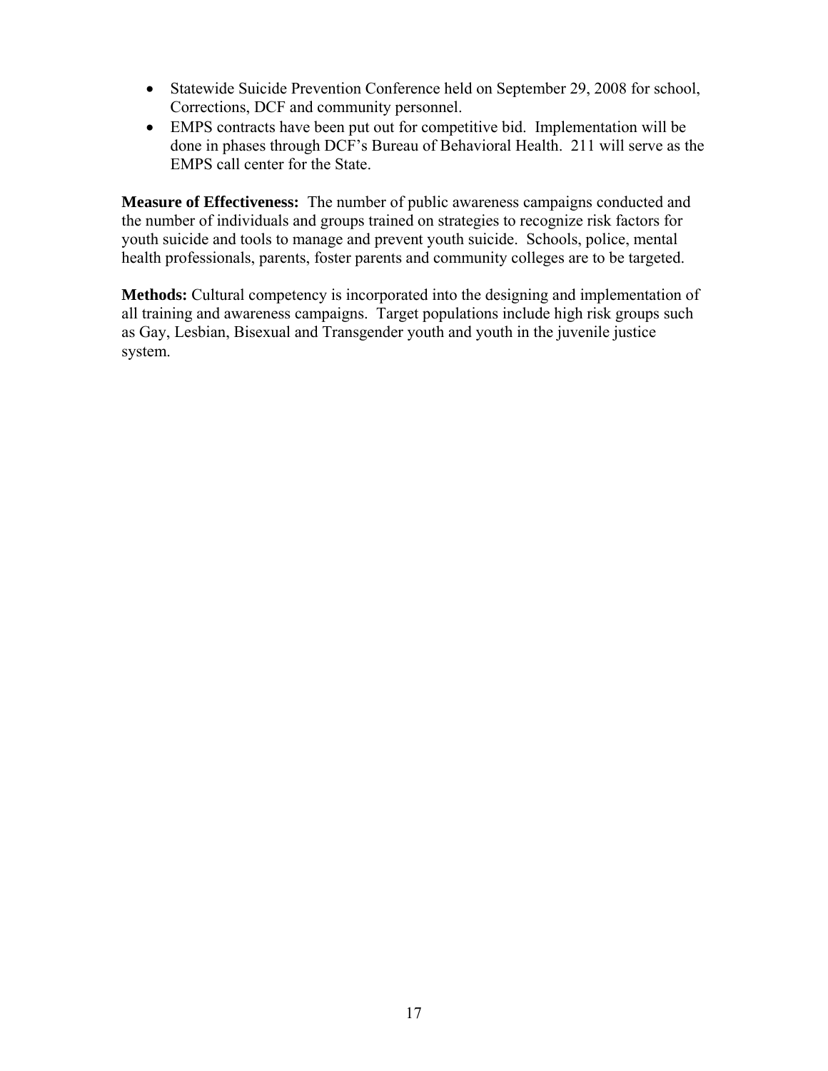- Statewide Suicide Prevention Conference held on September 29, 2008 for school, Corrections, DCF and community personnel.
- EMPS contracts have been put out for competitive bid. Implementation will be done in phases through DCF's Bureau of Behavioral Health. 211 will serve as the EMPS call center for the State.

**Measure of Effectiveness:** The number of public awareness campaigns conducted and the number of individuals and groups trained on strategies to recognize risk factors for youth suicide and tools to manage and prevent youth suicide. Schools, police, mental health professionals, parents, foster parents and community colleges are to be targeted.

**Methods:** Cultural competency is incorporated into the designing and implementation of all training and awareness campaigns. Target populations include high risk groups such as Gay, Lesbian, Bisexual and Transgender youth and youth in the juvenile justice system.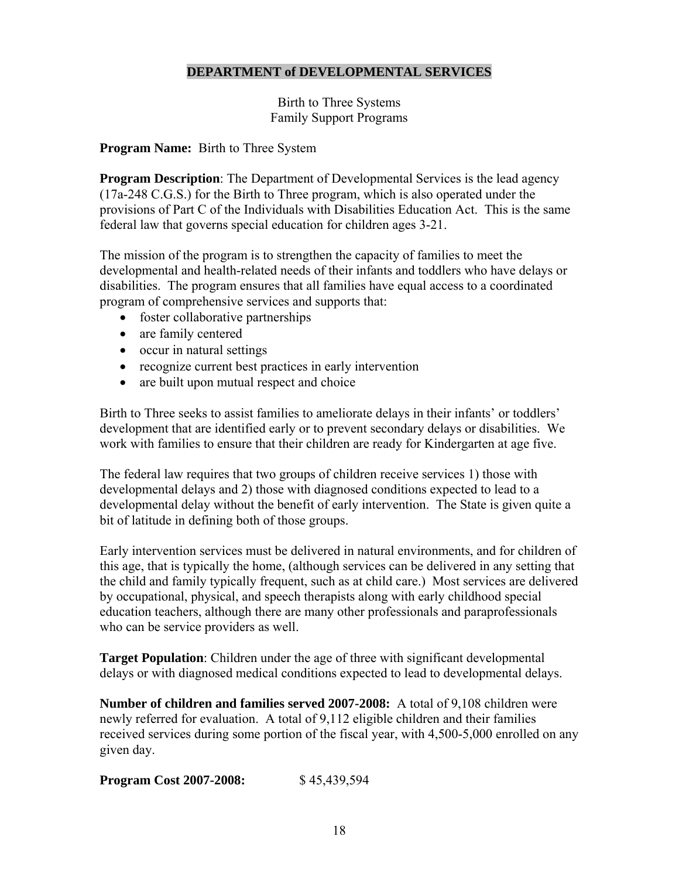## DEPARTMENT of DEVELOPMENTAL SERVICES

Birth to Three Systems
Family Support Programs

**Program Name:** Birth to Three System

**Program Description**: The Department of Developmental Services is the lead agency (17a-248 C.G.S.) for the Birth to Three program, which is also operated under the provisions of Part C of the Individuals with Disabilities Education Act. This is the same federal law that governs special education for children ages 3-21.

The mission of the program is to strengthen the capacity of families to meet the developmental and health-related needs of their infants and toddlers who have delays or disabilities. The program ensures that all families have equal access to a coordinated program of comprehensive services and supports that:

- foster collaborative partnerships
- are family centered
- occur in natural settings
- recognize current best practices in early intervention
- are built upon mutual respect and choice

Birth to Three seeks to assist families to ameliorate delays in their infants' or toddlers' development that are identified early or to prevent secondary delays or disabilities. We work with families to ensure that their children are ready for Kindergarten at age five.

The federal law requires that two groups of children receive services 1) those with developmental delays and 2) those with diagnosed conditions expected to lead to a developmental delay without the benefit of early intervention. The State is given quite a bit of latitude in defining both of those groups.

Early intervention services must be delivered in natural environments, and for children of this age, that is typically the home, (although services can be delivered in any setting that the child and family typically frequent, such as at child care.) Most services are delivered by occupational, physical, and speech therapists along with early childhood special education teachers, although there are many other professionals and paraprofessionals who can be service providers as well.

**Target Population**: Children under the age of three with significant developmental delays or with diagnosed medical conditions expected to lead to developmental delays.

**Number of children and families served 2007-2008:** A total of 9,108 children were newly referred for evaluation. A total of 9,112 eligible children and their families received services during some portion of the fiscal year, with 4,500-5,000 enrolled on any given day.

**Program Cost 2007-2008:** $ 45,439,594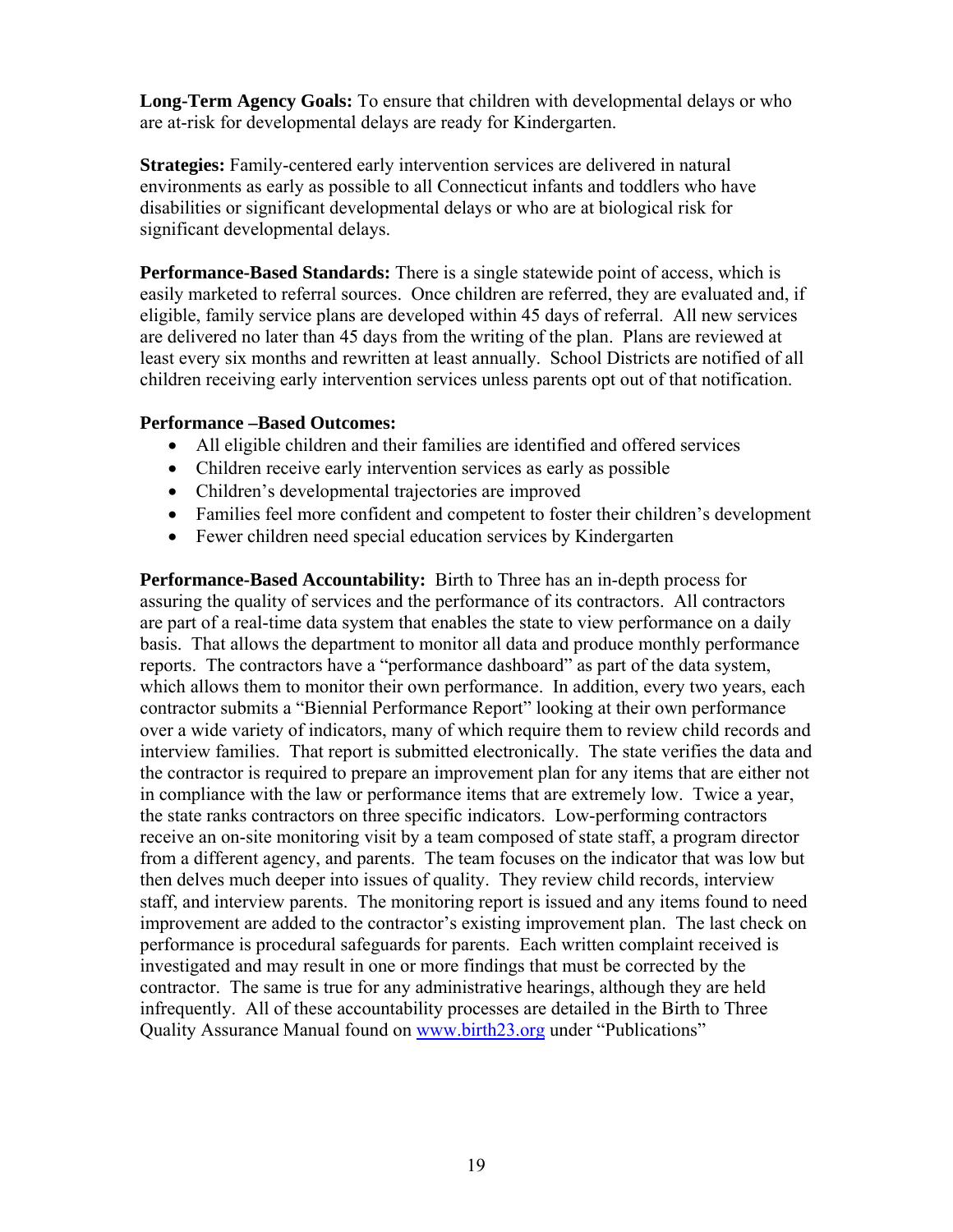**Long-Term Agency Goals:** To ensure that children with developmental delays or who are at-risk for developmental delays are ready for Kindergarten.

**Strategies:** Family-centered early intervention services are delivered in natural environments as early as possible to all Connecticut infants and toddlers who have disabilities or significant developmental delays or who are at biological risk for significant developmental delays.

**Performance-Based Standards:** There is a single statewide point of access, which is easily marketed to referral sources. Once children are referred, they are evaluated and, if eligible, family service plans are developed within 45 days of referral. All new services are delivered no later than 45 days from the writing of the plan. Plans are reviewed at least every six months and rewritten at least annually. School Districts are notified of all children receiving early intervention services unless parents opt out of that notification.

**Performance –Based Outcomes:**

- All eligible children and their families are identified and offered services
- Children receive early intervention services as early as possible
- Children's developmental trajectories are improved
- Families feel more confident and competent to foster their children's development
- Fewer children need special education services by Kindergarten

**Performance-Based Accountability:** Birth to Three has an in-depth process for assuring the quality of services and the performance of its contractors. All contractors are part of a real-time data system that enables the state to view performance on a daily basis. That allows the department to monitor all data and produce monthly performance reports. The contractors have a "performance dashboard" as part of the data system, which allows them to monitor their own performance. In addition, every two years, each contractor submits a "Biennial Performance Report" looking at their own performance over a wide variety of indicators, many of which require them to review child records and interview families. That report is submitted electronically. The state verifies the data and the contractor is required to prepare an improvement plan for any items that are either not in compliance with the law or performance items that are extremely low. Twice a year, the state ranks contractors on three specific indicators. Low-performing contractors receive an on-site monitoring visit by a team composed of state staff, a program director from a different agency, and parents. The team focuses on the indicator that was low but then delves much deeper into issues of quality. They review child records, interview staff, and interview parents. The monitoring report is issued and any items found to need improvement are added to the contractor's existing improvement plan. The last check on performance is procedural safeguards for parents. Each written complaint received is investigated and may result in one or more findings that must be corrected by the contractor. The same is true for any administrative hearings, although they are held infrequently. All of these accountability processes are detailed in the Birth to Three Quality Assurance Manual found on [www.birth23.org](http://www.birth23.org) under "Publications"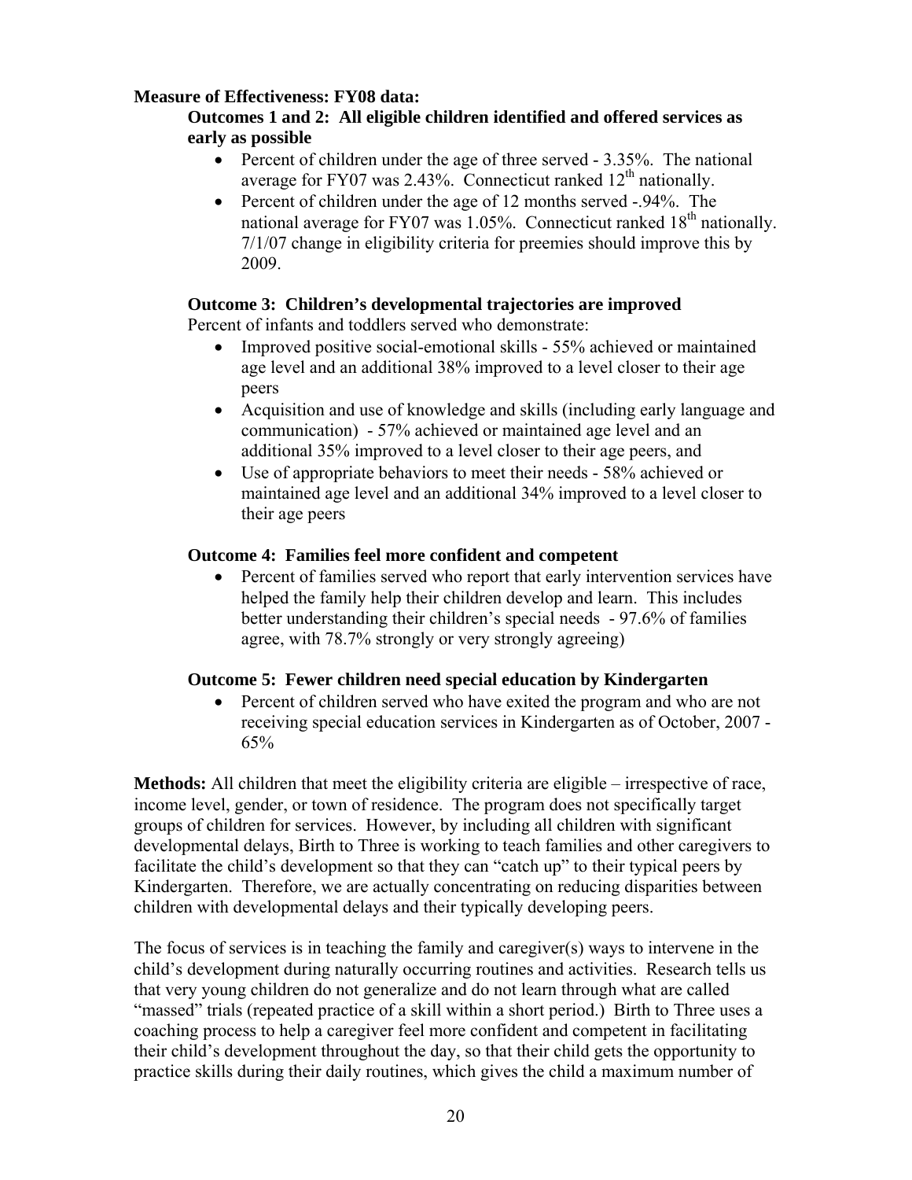**Measure of Effectiveness: FY08 data:**

**Outcomes 1 and 2: All eligible children identified and offered services as early as possible**

- Percent of children under the age of three served - 3.35%. The national average for FY07 was 2.43%. Connecticut ranked 12th nationally.
- Percent of children under the age of 12 months served -.94%. The national average for FY07 was 1.05%. Connecticut ranked 18th nationally. 7/1/07 change in eligibility criteria for preemies should improve this by 2009.

**Outcome 3: Children's developmental trajectories are improved**

Percent of infants and toddlers served who demonstrate:

- Improved positive social-emotional skills - 55% achieved or maintained age level and an additional 38% improved to a level closer to their age peers
- Acquisition and use of knowledge and skills (including early language and communication) - 57% achieved or maintained age level and an additional 35% improved to a level closer to their age peers, and
- Use of appropriate behaviors to meet their needs - 58% achieved or maintained age level and an additional 34% improved to a level closer to their age peers

**Outcome 4: Families feel more confident and competent**

- Percent of families served who report that early intervention services have helped the family help their children develop and learn. This includes better understanding their children's special needs - 97.6% of families agree, with 78.7% strongly or very strongly agreeing)

**Outcome 5: Fewer children need special education by Kindergarten**

- Percent of children served who have exited the program and who are not receiving special education services in Kindergarten as of October, 2007 - 65%

**Methods:** All children that meet the eligibility criteria are eligible – irrespective of race, income level, gender, or town of residence. The program does not specifically target groups of children for services. However, by including all children with significant developmental delays, Birth to Three is working to teach families and other caregivers to facilitate the child's development so that they can "catch up" to their typical peers by Kindergarten. Therefore, we are actually concentrating on reducing disparities between children with developmental delays and their typically developing peers.

The focus of services is in teaching the family and caregiver(s) ways to intervene in the child's development during naturally occurring routines and activities. Research tells us that very young children do not generalize and do not learn through what are called "massed" trials (repeated practice of a skill within a short period.) Birth to Three uses a coaching process to help a caregiver feel more confident and competent in facilitating their child's development throughout the day, so that their child gets the opportunity to practice skills during their daily routines, which gives the child a maximum number of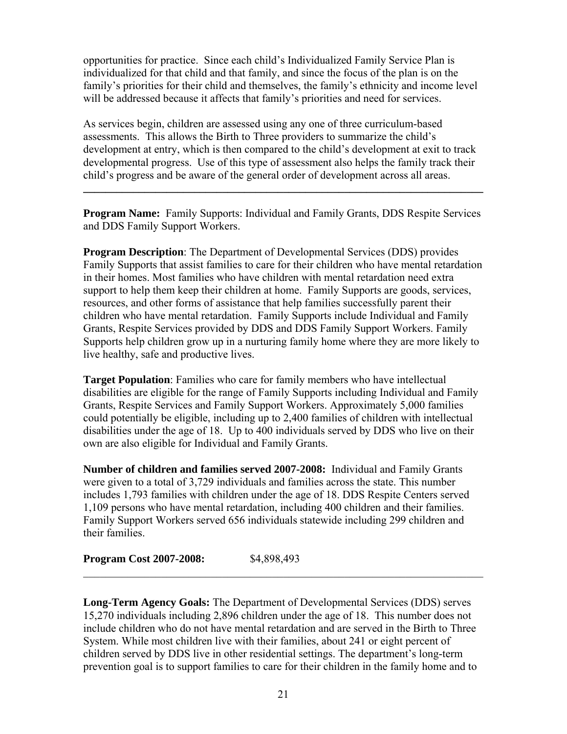opportunities for practice. Since each child's Individualized Family Service Plan is individualized for that child and that family, and since the focus of the plan is on the family's priorities for their child and themselves, the family's ethnicity and income level will be addressed because it affects that family's priorities and need for services.

As services begin, children are assessed using any one of three curriculum-based assessments. This allows the Birth to Three providers to summarize the child's development at entry, which is then compared to the child's development at exit to track developmental progress. Use of this type of assessment also helps the family track their child's progress and be aware of the general order of development across all areas.

---

**Program Name:** Family Supports: Individual and Family Grants, DDS Respite Services and DDS Family Support Workers.

**Program Description**: The Department of Developmental Services (DDS) provides Family Supports that assist families to care for their children who have mental retardation in their homes. Most families who have children with mental retardation need extra support to help them keep their children at home. Family Supports are goods, services, resources, and other forms of assistance that help families successfully parent their children who have mental retardation. Family Supports include Individual and Family Grants, Respite Services provided by DDS and DDS Family Support Workers. Family Supports help children grow up in a nurturing family home where they are more likely to live healthy, safe and productive lives.

**Target Population**: Families who care for family members who have intellectual disabilities are eligible for the range of Family Supports including Individual and Family Grants, Respite Services and Family Support Workers. Approximately 5,000 families could potentially be eligible, including up to 2,400 families of children with intellectual disabilities under the age of 18. Up to 400 individuals served by DDS who live on their own are also eligible for Individual and Family Grants.

**Number of children and families served 2007-2008:** Individual and Family Grants were given to a total of 3,729 individuals and families across the state. This number includes 1,793 families with children under the age of 18. DDS Respite Centers served 1,109 persons who have mental retardation, including 400 children and their families. Family Support Workers served 656 individuals statewide including 299 children and their families.

**Program Cost 2007-2008:** $4,898,493

---

**Long-Term Agency Goals:** The Department of Developmental Services (DDS) serves 15,270 individuals including 2,896 children under the age of 18. This number does not include children who do not have mental retardation and are served in the Birth to Three System. While most children live with their families, about 241 or eight percent of children served by DDS live in other residential settings. The department's long-term prevention goal is to support families to care for their children in the family home and to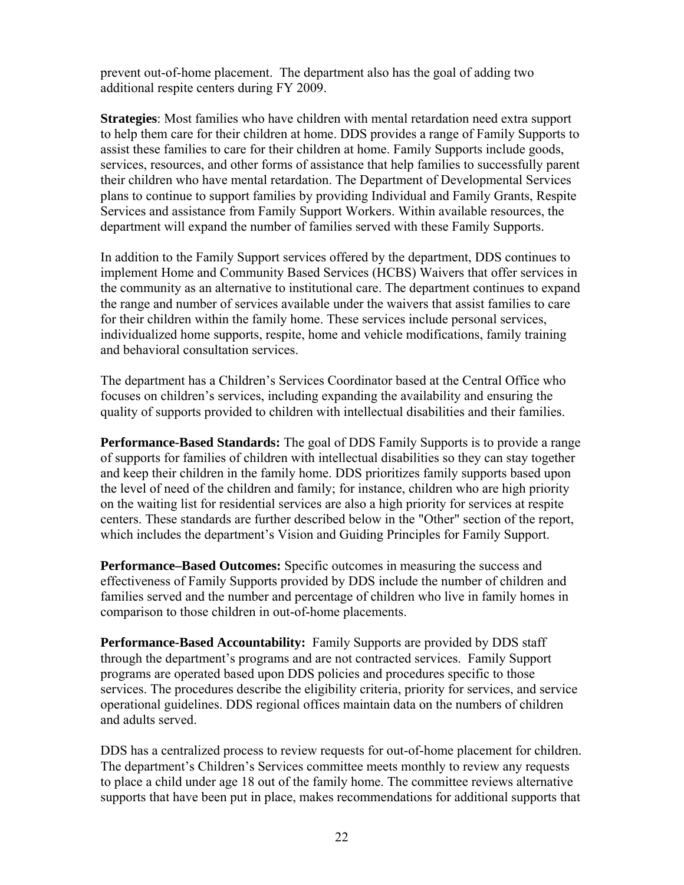prevent out-of-home placement. The department also has the goal of adding two additional respite centers during FY 2009.

**Strategies**: Most families who have children with mental retardation need extra support to help them care for their children at home. DDS provides a range of Family Supports to assist these families to care for their children at home. Family Supports include goods, services, resources, and other forms of assistance that help families to successfully parent their children who have mental retardation. The Department of Developmental Services plans to continue to support families by providing Individual and Family Grants, Respite Services and assistance from Family Support Workers. Within available resources, the department will expand the number of families served with these Family Supports.

In addition to the Family Support services offered by the department, DDS continues to implement Home and Community Based Services (HCBS) Waivers that offer services in the community as an alternative to institutional care. The department continues to expand the range and number of services available under the waivers that assist families to care for their children within the family home. These services include personal services, individualized home supports, respite, home and vehicle modifications, family training and behavioral consultation services.

The department has a Children's Services Coordinator based at the Central Office who focuses on children's services, including expanding the availability and ensuring the quality of supports provided to children with intellectual disabilities and their families.

**Performance-Based Standards:** The goal of DDS Family Supports is to provide a range of supports for families of children with intellectual disabilities so they can stay together and keep their children in the family home. DDS prioritizes family supports based upon the level of need of the children and family; for instance, children who are high priority on the waiting list for residential services are also a high priority for services at respite centers. These standards are further described below in the "Other" section of the report, which includes the department's Vision and Guiding Principles for Family Support.

**Performance–Based Outcomes:** Specific outcomes in measuring the success and effectiveness of Family Supports provided by DDS include the number of children and families served and the number and percentage of children who live in family homes in comparison to those children in out-of-home placements.

**Performance-Based Accountability:** Family Supports are provided by DDS staff through the department's programs and are not contracted services. Family Support programs are operated based upon DDS policies and procedures specific to those services. The procedures describe the eligibility criteria, priority for services, and service operational guidelines. DDS regional offices maintain data on the numbers of children and adults served.

DDS has a centralized process to review requests for out-of-home placement for children. The department's Children's Services committee meets monthly to review any requests to place a child under age 18 out of the family home. The committee reviews alternative supports that have been put in place, makes recommendations for additional supports that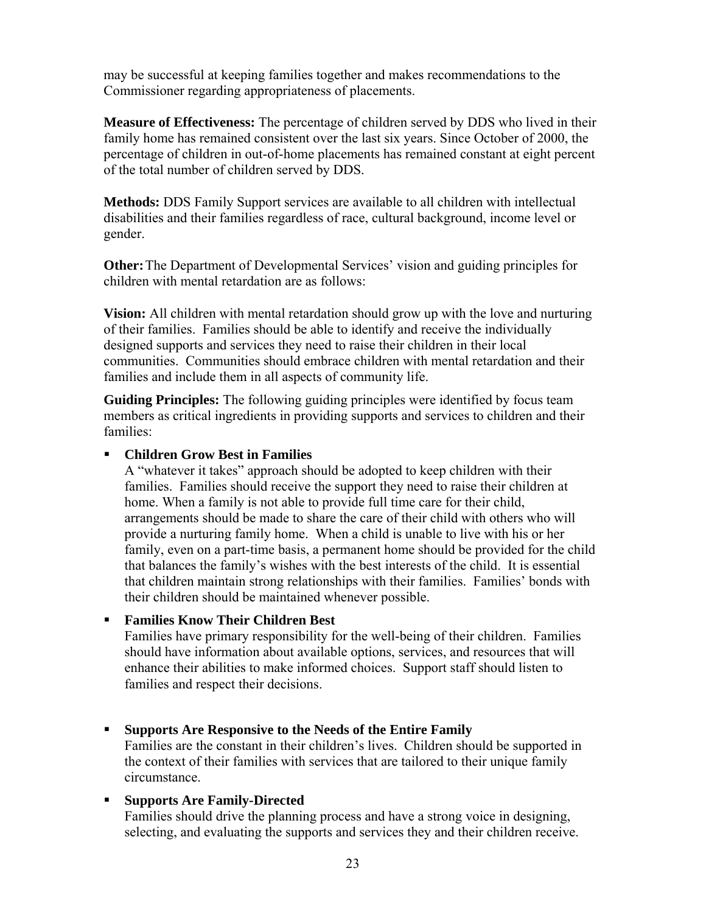may be successful at keeping families together and makes recommendations to the Commissioner regarding appropriateness of placements.

**Measure of Effectiveness:** The percentage of children served by DDS who lived in their family home has remained consistent over the last six years. Since October of 2000, the percentage of children in out-of-home placements has remained constant at eight percent of the total number of children served by DDS.

**Methods:** DDS Family Support services are available to all children with intellectual disabilities and their families regardless of race, cultural background, income level or gender.

**Other:** The Department of Developmental Services' vision and guiding principles for children with mental retardation are as follows:

**Vision:** All children with mental retardation should grow up with the love and nurturing of their families. Families should be able to identify and receive the individually designed supports and services they need to raise their children in their local communities. Communities should embrace children with mental retardation and their families and include them in all aspects of community life.

**Guiding Principles:** The following guiding principles were identified by focus team members as critical ingredients in providing supports and services to children and their families:

- **Children Grow Best in Families**
  A "whatever it takes" approach should be adopted to keep children with their families. Families should receive the support they need to raise their children at home. When a family is not able to provide full time care for their child, arrangements should be made to share the care of their child with others who will provide a nurturing family home. When a child is unable to live with his or her family, even on a part-time basis, a permanent home should be provided for the child that balances the family's wishes with the best interests of the child. It is essential that children maintain strong relationships with their families. Families' bonds with their children should be maintained whenever possible.

- **Families Know Their Children Best**
  Families have primary responsibility for the well-being of their children. Families should have information about available options, services, and resources that will enhance their abilities to make informed choices. Support staff should listen to families and respect their decisions.

- **Supports Are Responsive to the Needs of the Entire Family**
  Families are the constant in their children's lives. Children should be supported in the context of their families with services that are tailored to their unique family circumstance.

- **Supports Are Family-Directed**
  Families should drive the planning process and have a strong voice in designing, selecting, and evaluating the supports and services they and their children receive.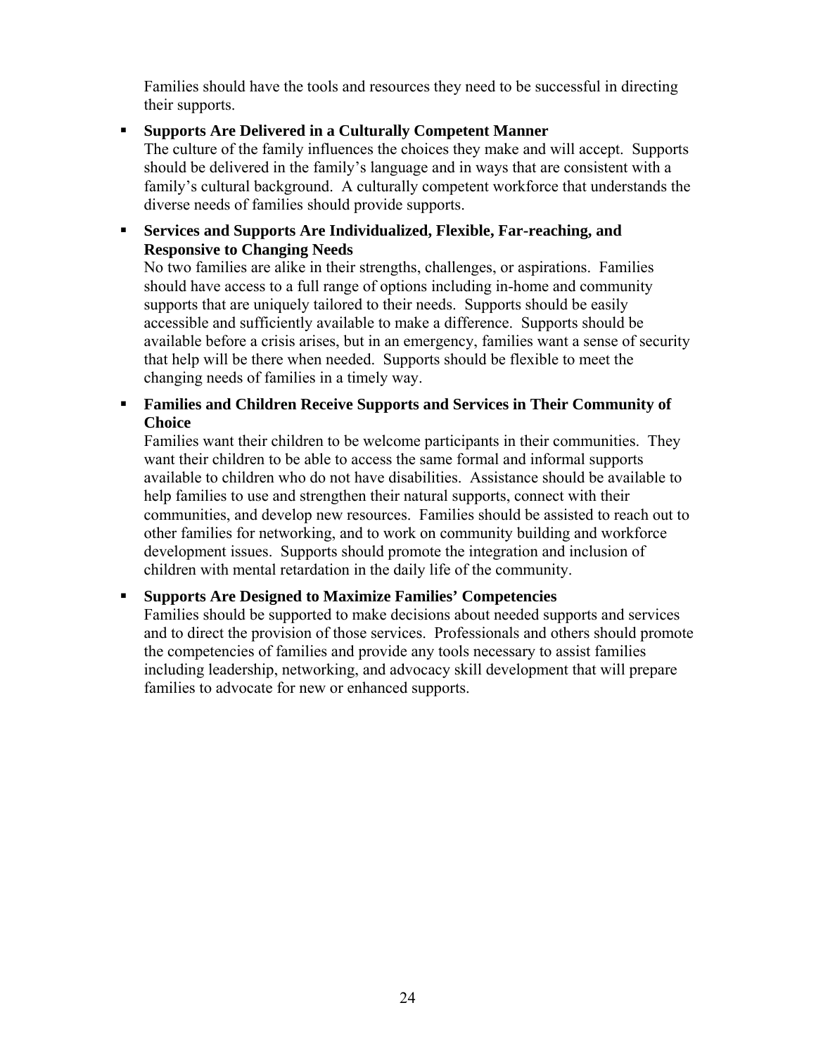Families should have the tools and resources they need to be successful in directing their supports.

- **Supports Are Delivered in a Culturally Competent Manner**
  The culture of the family influences the choices they make and will accept. Supports should be delivered in the family's language and in ways that are consistent with a family's cultural background. A culturally competent workforce that understands the diverse needs of families should provide supports.

- **Services and Supports Are Individualized, Flexible, Far-reaching, and Responsive to Changing Needs**
  No two families are alike in their strengths, challenges, or aspirations. Families should have access to a full range of options including in-home and community supports that are uniquely tailored to their needs. Supports should be easily accessible and sufficiently available to make a difference. Supports should be available before a crisis arises, but in an emergency, families want a sense of security that help will be there when needed. Supports should be flexible to meet the changing needs of families in a timely way.

- **Families and Children Receive Supports and Services in Their Community of Choice**
  Families want their children to be welcome participants in their communities. They want their children to be able to access the same formal and informal supports available to children who do not have disabilities. Assistance should be available to help families to use and strengthen their natural supports, connect with their communities, and develop new resources. Families should be assisted to reach out to other families for networking, and to work on community building and workforce development issues. Supports should promote the integration and inclusion of children with mental retardation in the daily life of the community.

- **Supports Are Designed to Maximize Families' Competencies**
  Families should be supported to make decisions about needed supports and services and to direct the provision of those services. Professionals and others should promote the competencies of families and provide any tools necessary to assist families including leadership, networking, and advocacy skill development that will prepare families to advocate for new or enhanced supports.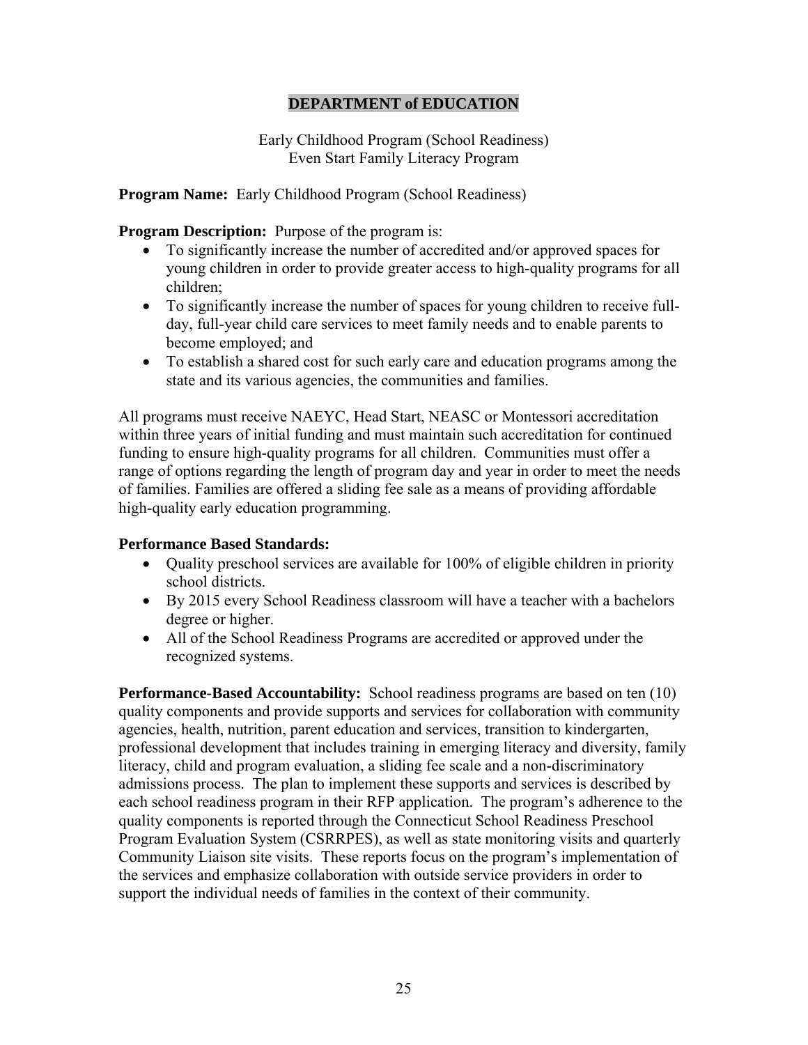## DEPARTMENT of EDUCATION

Early Childhood Program (School Readiness)
Even Start Family Literacy Program

**Program Name:** Early Childhood Program (School Readiness)

**Program Description:** Purpose of the program is:

- To significantly increase the number of accredited and/or approved spaces for young children in order to provide greater access to high-quality programs for all children;
- To significantly increase the number of spaces for young children to receive full-day, full-year child care services to meet family needs and to enable parents to become employed; and
- To establish a shared cost for such early care and education programs among the state and its various agencies, the communities and families.

All programs must receive NAEYC, Head Start, NEASC or Montessori accreditation within three years of initial funding and must maintain such accreditation for continued funding to ensure high-quality programs for all children. Communities must offer a range of options regarding the length of program day and year in order to meet the needs of families. Families are offered a sliding fee sale as a means of providing affordable high-quality early education programming.

**Performance Based Standards:**

- Quality preschool services are available for 100% of eligible children in priority school districts.
- By 2015 every School Readiness classroom will have a teacher with a bachelors degree or higher.
- All of the School Readiness Programs are accredited or approved under the recognized systems.

**Performance-Based Accountability:** School readiness programs are based on ten (10) quality components and provide supports and services for collaboration with community agencies, health, nutrition, parent education and services, transition to kindergarten, professional development that includes training in emerging literacy and diversity, family literacy, child and program evaluation, a sliding fee scale and a non-discriminatory admissions process. The plan to implement these supports and services is described by each school readiness program in their RFP application. The program's adherence to the quality components is reported through the Connecticut School Readiness Preschool Program Evaluation System (CSRRPES), as well as state monitoring visits and quarterly Community Liaison site visits. These reports focus on the program's implementation of the services and emphasize collaboration with outside service providers in order to support the individual needs of families in the context of their community.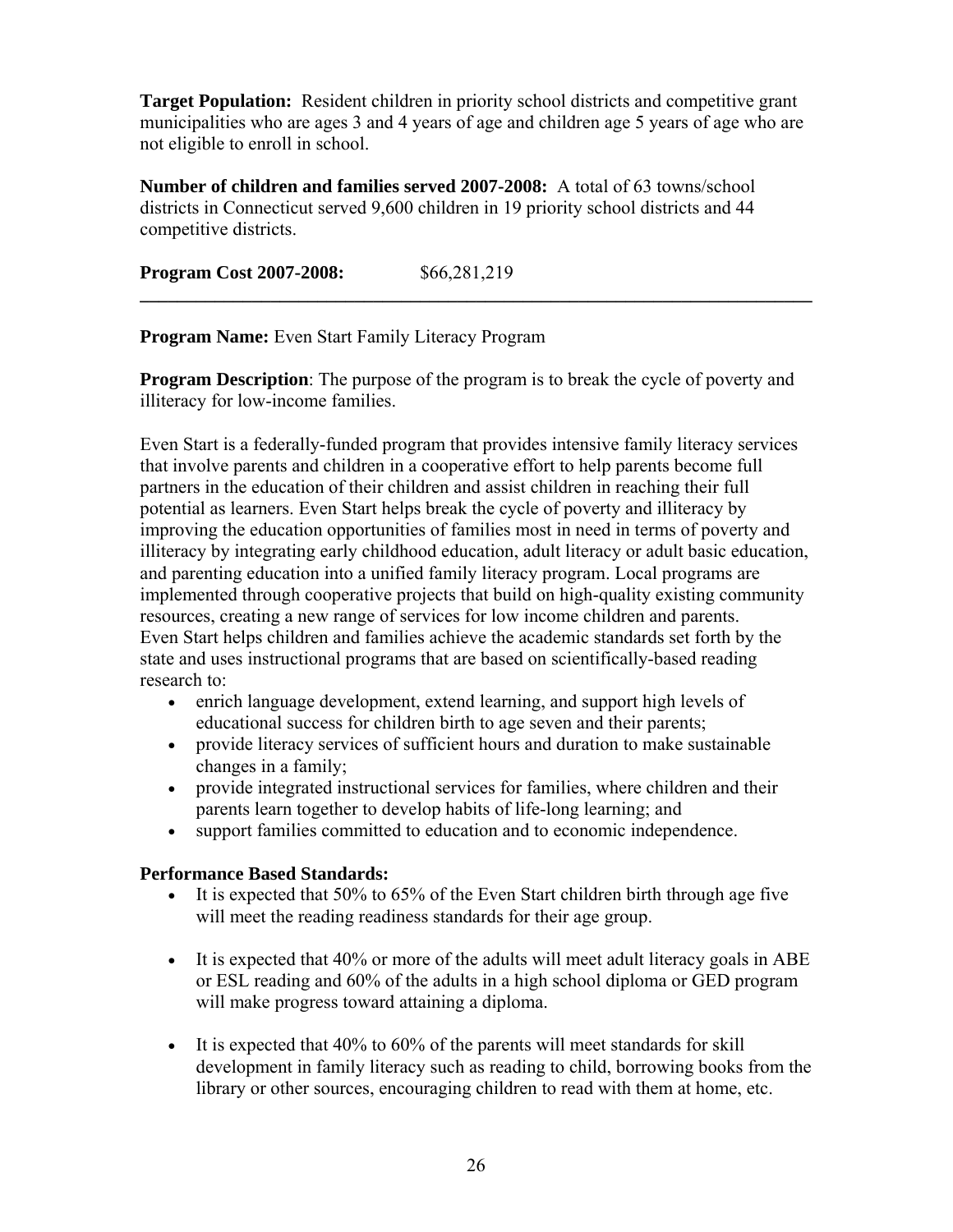**Target Population:** Resident children in priority school districts and competitive grant municipalities who are ages 3 and 4 years of age and children age 5 years of age who are not eligible to enroll in school.

**Number of children and families served 2007-2008:** A total of 63 towns/school districts in Connecticut served 9,600 children in 19 priority school districts and 44 competitive districts.

**Program Cost 2007-2008:** $66,281,219

---

**Program Name:** Even Start Family Literacy Program

**Program Description**: The purpose of the program is to break the cycle of poverty and illiteracy for low-income families.

Even Start is a federally-funded program that provides intensive family literacy services that involve parents and children in a cooperative effort to help parents become full partners in the education of their children and assist children in reaching their full potential as learners. Even Start helps break the cycle of poverty and illiteracy by improving the education opportunities of families most in need in terms of poverty and illiteracy by integrating early childhood education, adult literacy or adult basic education, and parenting education into a unified family literacy program. Local programs are implemented through cooperative projects that build on high-quality existing community resources, creating a new range of services for low income children and parents. Even Start helps children and families achieve the academic standards set forth by the state and uses instructional programs that are based on scientifically-based reading research to:

- enrich language development, extend learning, and support high levels of educational success for children birth to age seven and their parents;
- provide literacy services of sufficient hours and duration to make sustainable changes in a family;
- provide integrated instructional services for families, where children and their parents learn together to develop habits of life-long learning; and
- support families committed to education and to economic independence.

**Performance Based Standards:**

- It is expected that 50% to 65% of the Even Start children birth through age five will meet the reading readiness standards for their age group.
- It is expected that 40% or more of the adults will meet adult literacy goals in ABE or ESL reading and 60% of the adults in a high school diploma or GED program will make progress toward attaining a diploma.
- It is expected that 40% to 60% of the parents will meet standards for skill development in family literacy such as reading to child, borrowing books from the library or other sources, encouraging children to read with them at home, etc.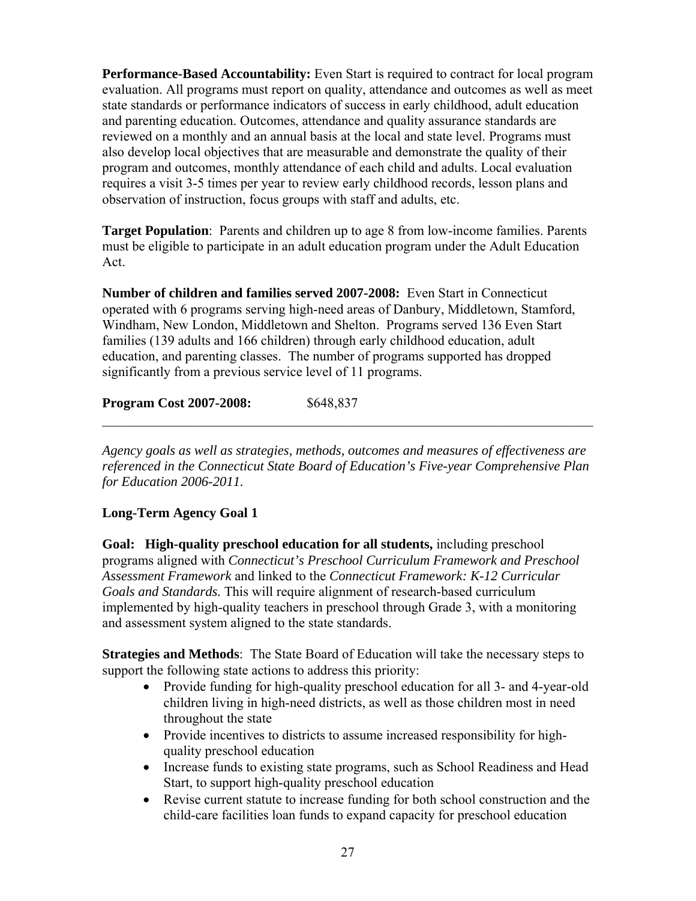**Performance-Based Accountability:** Even Start is required to contract for local program evaluation. All programs must report on quality, attendance and outcomes as well as meet state standards or performance indicators of success in early childhood, adult education and parenting education. Outcomes, attendance and quality assurance standards are reviewed on a monthly and an annual basis at the local and state level. Programs must also develop local objectives that are measurable and demonstrate the quality of their program and outcomes, monthly attendance of each child and adults. Local evaluation requires a visit 3-5 times per year to review early childhood records, lesson plans and observation of instruction, focus groups with staff and adults, etc.

**Target Population**: Parents and children up to age 8 from low-income families. Parents must be eligible to participate in an adult education program under the Adult Education Act.

**Number of children and families served 2007-2008:** Even Start in Connecticut operated with 6 programs serving high-need areas of Danbury, Middletown, Stamford, Windham, New London, Middletown and Shelton. Programs served 136 Even Start families (139 adults and 166 children) through early childhood education, adult education, and parenting classes. The number of programs supported has dropped significantly from a previous service level of 11 programs.

**Program Cost 2007-2008:** $648,837

---

*Agency goals as well as strategies, methods, outcomes and measures of effectiveness are referenced in the Connecticut State Board of Education's Five-year Comprehensive Plan for Education 2006-2011.*

## Long-Term Agency Goal 1

**Goal: High-quality preschool education for all students,** including preschool programs aligned with *Connecticut's Preschool Curriculum Framework and Preschool Assessment Framework* and linked to the *Connecticut Framework: K-12 Curricular Goals and Standards.* This will require alignment of research-based curriculum implemented by high-quality teachers in preschool through Grade 3, with a monitoring and assessment system aligned to the state standards.

**Strategies and Methods**: The State Board of Education will take the necessary steps to support the following state actions to address this priority:

- Provide funding for high-quality preschool education for all 3- and 4-year-old children living in high-need districts, as well as those children most in need throughout the state
- Provide incentives to districts to assume increased responsibility for high-quality preschool education
- Increase funds to existing state programs, such as School Readiness and Head Start, to support high-quality preschool education
- Revise current statute to increase funding for both school construction and the child-care facilities loan funds to expand capacity for preschool education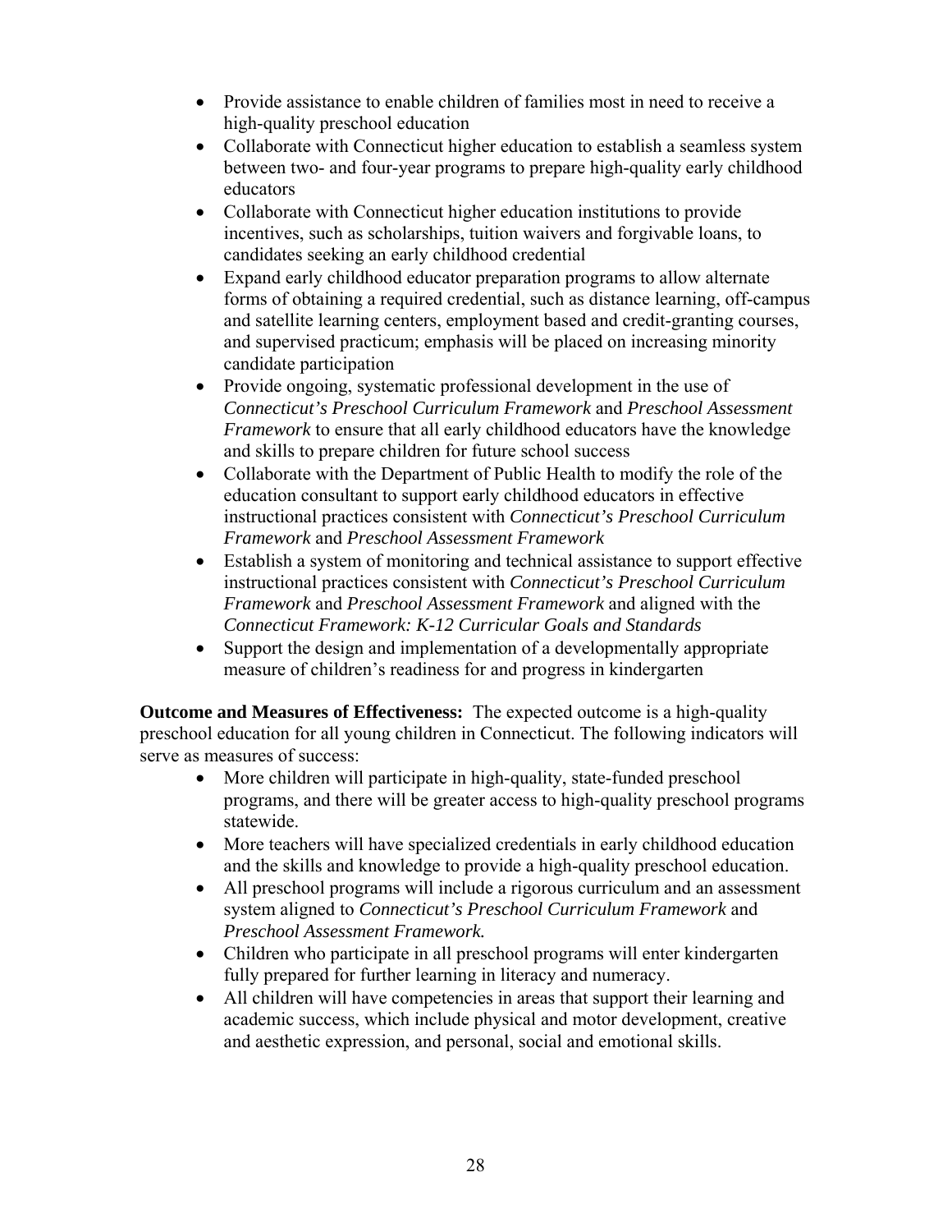- Provide assistance to enable children of families most in need to receive a high-quality preschool education
- Collaborate with Connecticut higher education to establish a seamless system between two- and four-year programs to prepare high-quality early childhood educators
- Collaborate with Connecticut higher education institutions to provide incentives, such as scholarships, tuition waivers and forgivable loans, to candidates seeking an early childhood credential
- Expand early childhood educator preparation programs to allow alternate forms of obtaining a required credential, such as distance learning, off-campus and satellite learning centers, employment based and credit-granting courses, and supervised practicum; emphasis will be placed on increasing minority candidate participation
- Provide ongoing, systematic professional development in the use of *Connecticut's Preschool Curriculum Framework* and *Preschool Assessment Framework* to ensure that all early childhood educators have the knowledge and skills to prepare children for future school success
- Collaborate with the Department of Public Health to modify the role of the education consultant to support early childhood educators in effective instructional practices consistent with *Connecticut's Preschool Curriculum Framework* and *Preschool Assessment Framework*
- Establish a system of monitoring and technical assistance to support effective instructional practices consistent with *Connecticut's Preschool Curriculum Framework* and *Preschool Assessment Framework* and aligned with the *Connecticut Framework: K-12 Curricular Goals and Standards*
- Support the design and implementation of a developmentally appropriate measure of children's readiness for and progress in kindergarten

**Outcome and Measures of Effectiveness:** The expected outcome is a high-quality preschool education for all young children in Connecticut. The following indicators will serve as measures of success:

- More children will participate in high-quality, state-funded preschool programs, and there will be greater access to high-quality preschool programs statewide.
- More teachers will have specialized credentials in early childhood education and the skills and knowledge to provide a high-quality preschool education.
- All preschool programs will include a rigorous curriculum and an assessment system aligned to *Connecticut's Preschool Curriculum Framework* and *Preschool Assessment Framework.*
- Children who participate in all preschool programs will enter kindergarten fully prepared for further learning in literacy and numeracy.
- All children will have competencies in areas that support their learning and academic success, which include physical and motor development, creative and aesthetic expression, and personal, social and emotional skills.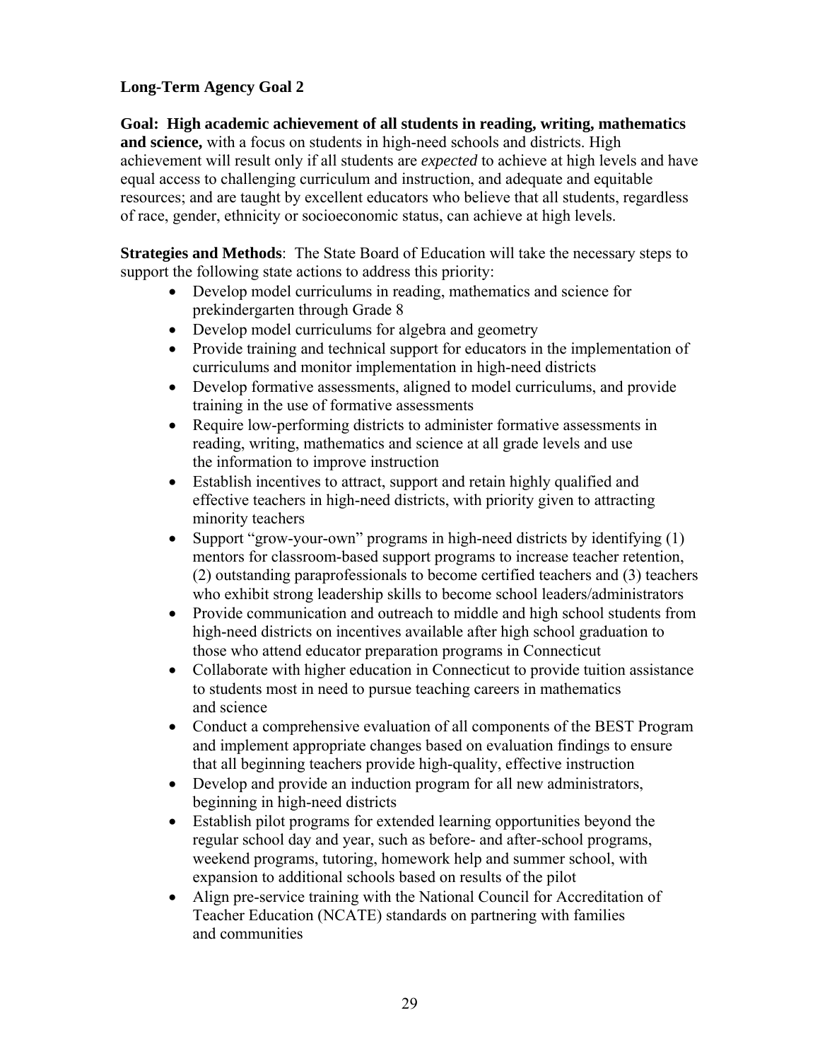**Long-Term Agency Goal 2**

**Goal: High academic achievement of all students in reading, writing, mathematics and science,** with a focus on students in high-need schools and districts. High achievement will result only if all students are *expected* to achieve at high levels and have equal access to challenging curriculum and instruction, and adequate and equitable resources; and are taught by excellent educators who believe that all students, regardless of race, gender, ethnicity or socioeconomic status, can achieve at high levels.

**Strategies and Methods**: The State Board of Education will take the necessary steps to support the following state actions to address this priority:

- Develop model curriculums in reading, mathematics and science for prekindergarten through Grade 8
- Develop model curriculums for algebra and geometry
- Provide training and technical support for educators in the implementation of curriculums and monitor implementation in high-need districts
- Develop formative assessments, aligned to model curriculums, and provide training in the use of formative assessments
- Require low-performing districts to administer formative assessments in reading, writing, mathematics and science at all grade levels and use the information to improve instruction
- Establish incentives to attract, support and retain highly qualified and effective teachers in high-need districts, with priority given to attracting minority teachers
- Support "grow-your-own" programs in high-need districts by identifying (1) mentors for classroom-based support programs to increase teacher retention, (2) outstanding paraprofessionals to become certified teachers and (3) teachers who exhibit strong leadership skills to become school leaders/administrators
- Provide communication and outreach to middle and high school students from high-need districts on incentives available after high school graduation to those who attend educator preparation programs in Connecticut
- Collaborate with higher education in Connecticut to provide tuition assistance to students most in need to pursue teaching careers in mathematics and science
- Conduct a comprehensive evaluation of all components of the BEST Program and implement appropriate changes based on evaluation findings to ensure that all beginning teachers provide high-quality, effective instruction
- Develop and provide an induction program for all new administrators, beginning in high-need districts
- Establish pilot programs for extended learning opportunities beyond the regular school day and year, such as before- and after-school programs, weekend programs, tutoring, homework help and summer school, with expansion to additional schools based on results of the pilot
- Align pre-service training with the National Council for Accreditation of Teacher Education (NCATE) standards on partnering with families and communities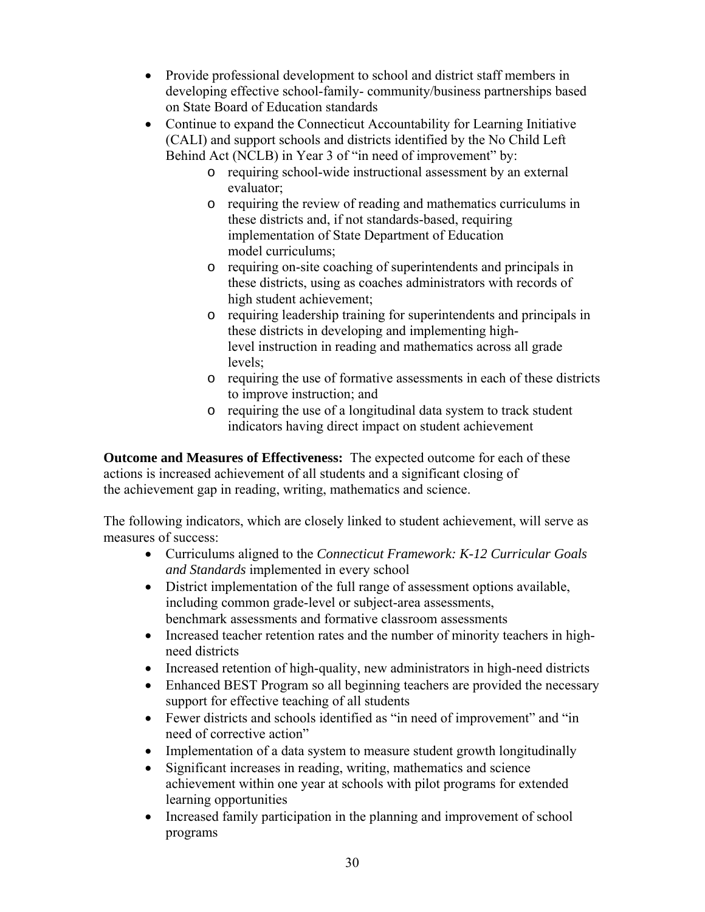- Provide professional development to school and district staff members in developing effective school-family- community/business partnerships based on State Board of Education standards
- Continue to expand the Connecticut Accountability for Learning Initiative (CALI) and support schools and districts identified by the No Child Left Behind Act (NCLB) in Year 3 of "in need of improvement" by:
  - requiring school-wide instructional assessment by an external evaluator;
  - requiring the review of reading and mathematics curriculums in these districts and, if not standards-based, requiring implementation of State Department of Education model curriculums;
  - requiring on-site coaching of superintendents and principals in these districts, using as coaches administrators with records of high student achievement;
  - requiring leadership training for superintendents and principals in these districts in developing and implementing high-level instruction in reading and mathematics across all grade levels;
  - requiring the use of formative assessments in each of these districts to improve instruction; and
  - requiring the use of a longitudinal data system to track student indicators having direct impact on student achievement

**Outcome and Measures of Effectiveness:** The expected outcome for each of these actions is increased achievement of all students and a significant closing of the achievement gap in reading, writing, mathematics and science.

The following indicators, which are closely linked to student achievement, will serve as measures of success:

- Curriculums aligned to the *Connecticut Framework: K-12 Curricular Goals and Standards* implemented in every school
- District implementation of the full range of assessment options available, including common grade-level or subject-area assessments, benchmark assessments and formative classroom assessments
- Increased teacher retention rates and the number of minority teachers in high-need districts
- Increased retention of high-quality, new administrators in high-need districts
- Enhanced BEST Program so all beginning teachers are provided the necessary support for effective teaching of all students
- Fewer districts and schools identified as "in need of improvement" and "in need of corrective action"
- Implementation of a data system to measure student growth longitudinally
- Significant increases in reading, writing, mathematics and science achievement within one year at schools with pilot programs for extended learning opportunities
- Increased family participation in the planning and improvement of school programs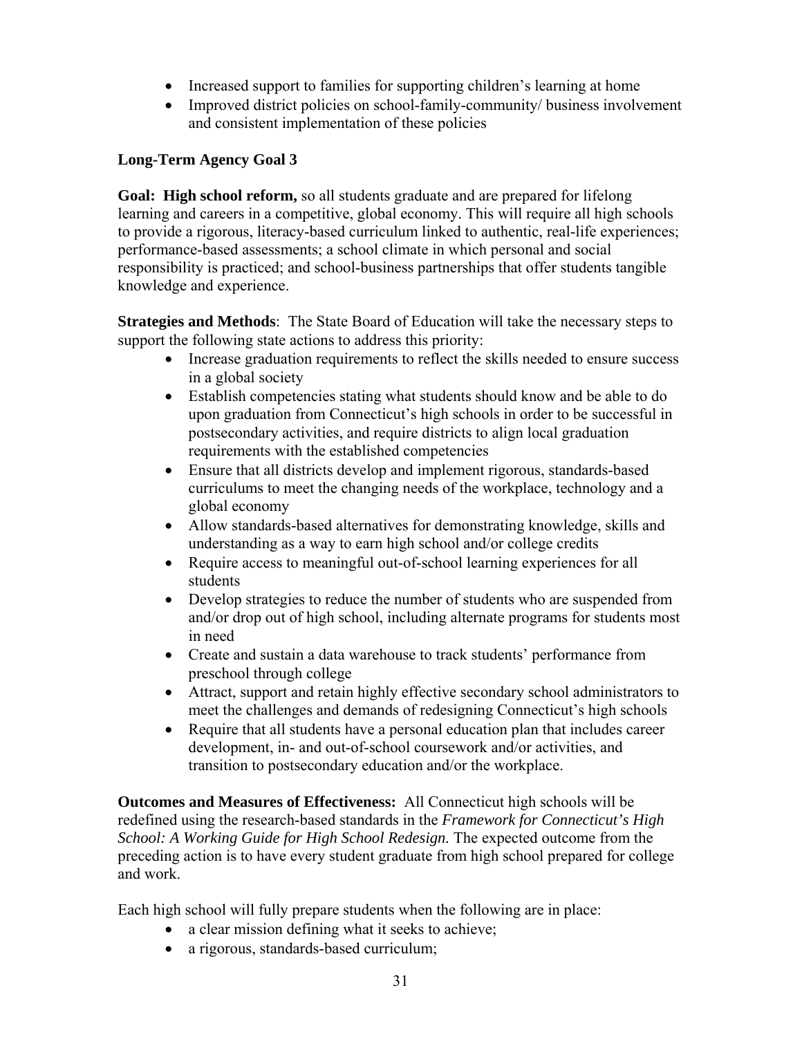- Increased support to families for supporting children's learning at home
- Improved district policies on school-family-community/ business involvement and consistent implementation of these policies

### Long-Term Agency Goal 3

**Goal: High school reform,** so all students graduate and are prepared for lifelong learning and careers in a competitive, global economy. This will require all high schools to provide a rigorous, literacy-based curriculum linked to authentic, real-life experiences; performance-based assessments; a school climate in which personal and social responsibility is practiced; and school-business partnerships that offer students tangible knowledge and experience.

**Strategies and Methods**: The State Board of Education will take the necessary steps to support the following state actions to address this priority:

- Increase graduation requirements to reflect the skills needed to ensure success in a global society
- Establish competencies stating what students should know and be able to do upon graduation from Connecticut's high schools in order to be successful in postsecondary activities, and require districts to align local graduation requirements with the established competencies
- Ensure that all districts develop and implement rigorous, standards-based curriculums to meet the changing needs of the workplace, technology and a global economy
- Allow standards-based alternatives for demonstrating knowledge, skills and understanding as a way to earn high school and/or college credits
- Require access to meaningful out-of-school learning experiences for all students
- Develop strategies to reduce the number of students who are suspended from and/or drop out of high school, including alternate programs for students most in need
- Create and sustain a data warehouse to track students' performance from preschool through college
- Attract, support and retain highly effective secondary school administrators to meet the challenges and demands of redesigning Connecticut's high schools
- Require that all students have a personal education plan that includes career development, in- and out-of-school coursework and/or activities, and transition to postsecondary education and/or the workplace.

**Outcomes and Measures of Effectiveness:** All Connecticut high schools will be redefined using the research-based standards in the *Framework for Connecticut's High School: A Working Guide for High School Redesign.* The expected outcome from the preceding action is to have every student graduate from high school prepared for college and work.

Each high school will fully prepare students when the following are in place:

- a clear mission defining what it seeks to achieve;
- a rigorous, standards-based curriculum;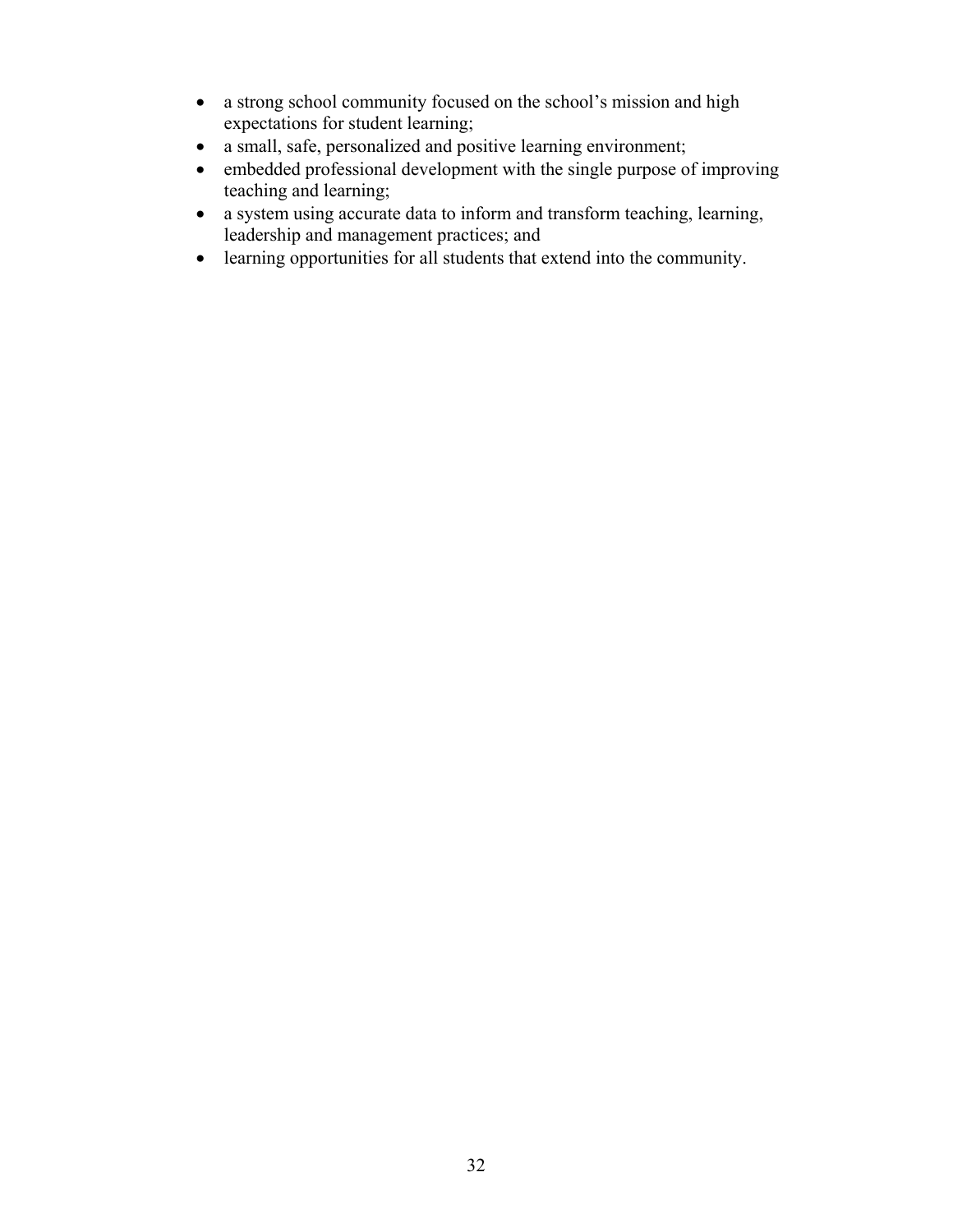- a strong school community focused on the school's mission and high expectations for student learning;
- a small, safe, personalized and positive learning environment;
- embedded professional development with the single purpose of improving teaching and learning;
- a system using accurate data to inform and transform teaching, learning, leadership and management practices; and
- learning opportunities for all students that extend into the community.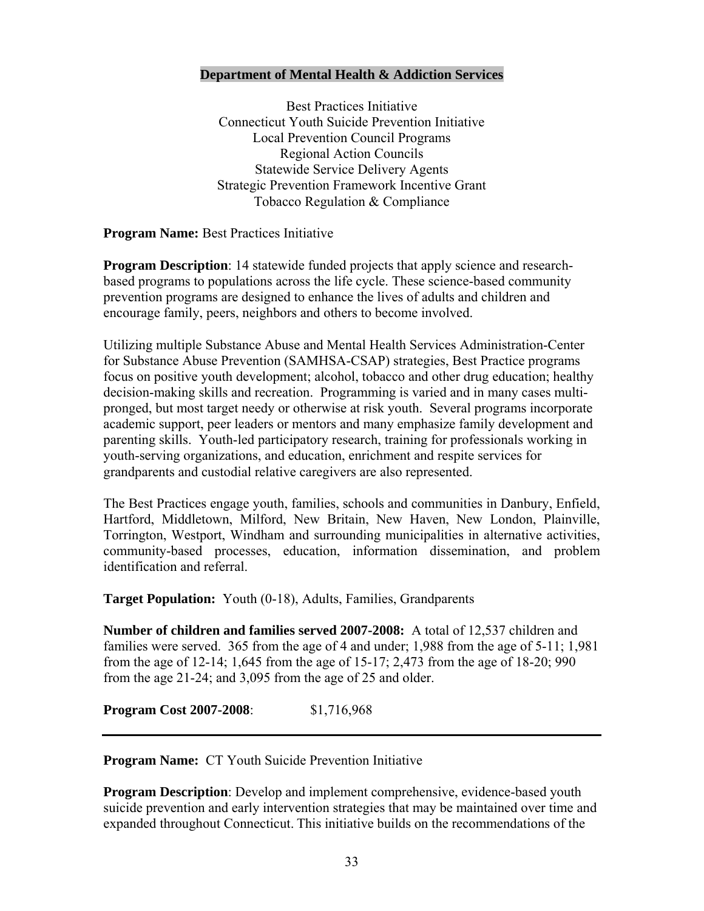## Department of Mental Health & Addiction Services

Best Practices Initiative
Connecticut Youth Suicide Prevention Initiative
Local Prevention Council Programs
Regional Action Councils
Statewide Service Delivery Agents
Strategic Prevention Framework Incentive Grant
Tobacco Regulation & Compliance

**Program Name:** Best Practices Initiative

**Program Description**: 14 statewide funded projects that apply science and research-based programs to populations across the life cycle. These science-based community prevention programs are designed to enhance the lives of adults and children and encourage family, peers, neighbors and others to become involved.

Utilizing multiple Substance Abuse and Mental Health Services Administration-Center for Substance Abuse Prevention (SAMHSA-CSAP) strategies, Best Practice programs focus on positive youth development; alcohol, tobacco and other drug education; healthy decision-making skills and recreation. Programming is varied and in many cases multi-pronged, but most target needy or otherwise at risk youth. Several programs incorporate academic support, peer leaders or mentors and many emphasize family development and parenting skills. Youth-led participatory research, training for professionals working in youth-serving organizations, and education, enrichment and respite services for grandparents and custodial relative caregivers are also represented.

The Best Practices engage youth, families, schools and communities in Danbury, Enfield, Hartford, Middletown, Milford, New Britain, New Haven, New London, Plainville, Torrington, Westport, Windham and surrounding municipalities in alternative activities, community-based processes, education, information dissemination, and problem identification and referral.

**Target Population:** Youth (0-18), Adults, Families, Grandparents

**Number of children and families served 2007-2008:** A total of 12,537 children and families were served. 365 from the age of 4 and under; 1,988 from the age of 5-11; 1,981 from the age of 12-14; 1,645 from the age of 15-17; 2,473 from the age of 18-20; 990 from the age 21-24; and 3,095 from the age of 25 and older.

**Program Cost 2007-2008**: $1,716,968

---

**Program Name:** CT Youth Suicide Prevention Initiative

**Program Description**: Develop and implement comprehensive, evidence-based youth suicide prevention and early intervention strategies that may be maintained over time and expanded throughout Connecticut. This initiative builds on the recommendations of the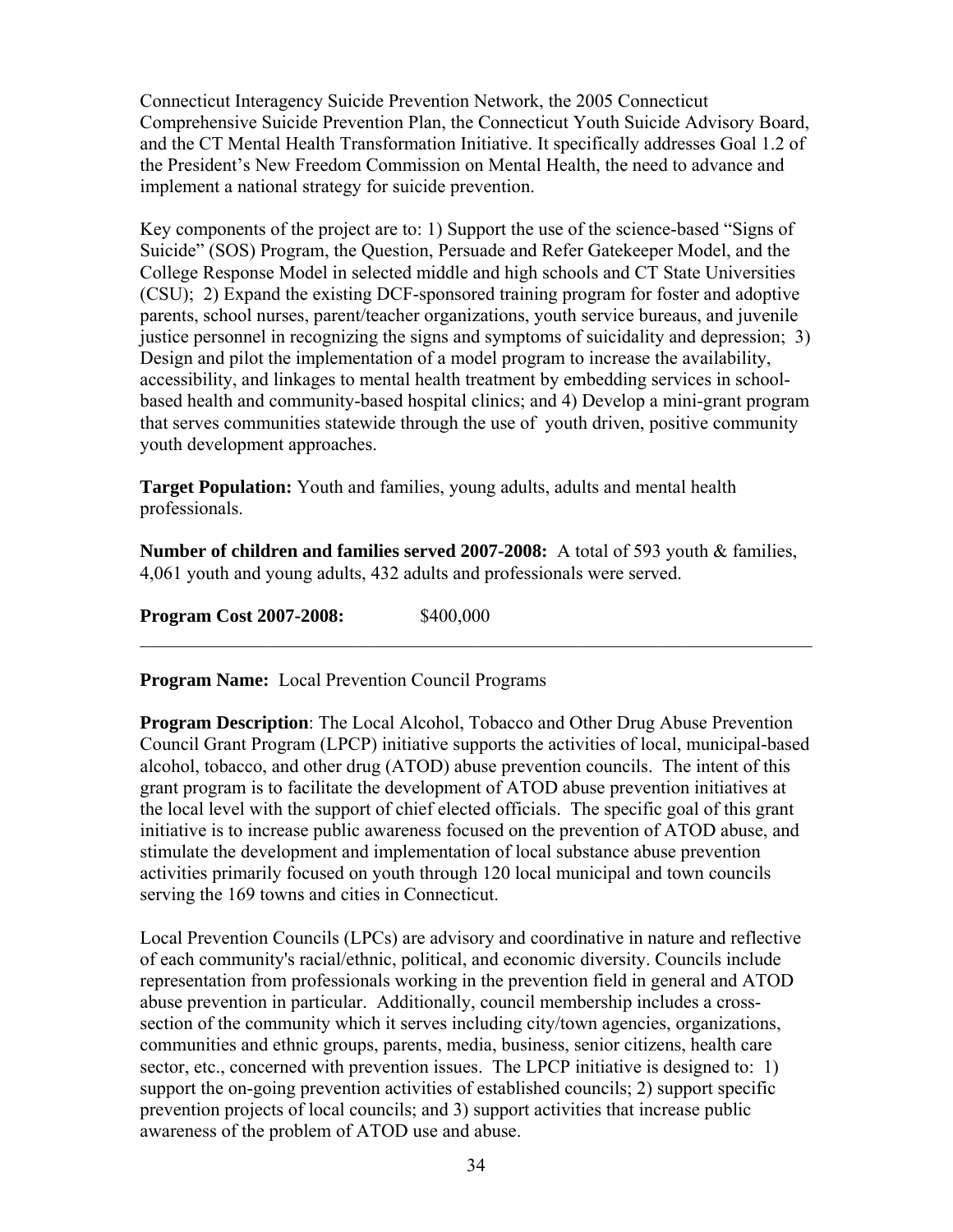Connecticut Interagency Suicide Prevention Network, the 2005 Connecticut Comprehensive Suicide Prevention Plan, the Connecticut Youth Suicide Advisory Board, and the CT Mental Health Transformation Initiative. It specifically addresses Goal 1.2 of the President's New Freedom Commission on Mental Health, the need to advance and implement a national strategy for suicide prevention.

Key components of the project are to: 1) Support the use of the science-based "Signs of Suicide" (SOS) Program, the Question, Persuade and Refer Gatekeeper Model, and the College Response Model in selected middle and high schools and CT State Universities (CSU); 2) Expand the existing DCF-sponsored training program for foster and adoptive parents, school nurses, parent/teacher organizations, youth service bureaus, and juvenile justice personnel in recognizing the signs and symptoms of suicidality and depression; 3) Design and pilot the implementation of a model program to increase the availability, accessibility, and linkages to mental health treatment by embedding services in school-based health and community-based hospital clinics; and 4) Develop a mini-grant program that serves communities statewide through the use of youth driven, positive community youth development approaches.

**Target Population:** Youth and families, young adults, adults and mental health professionals.

**Number of children and families served 2007-2008:** A total of 593 youth & families, 4,061 youth and young adults, 432 adults and professionals were served.

**Program Cost 2007-2008:** $400,000

---

**Program Name:** Local Prevention Council Programs

**Program Description**: The Local Alcohol, Tobacco and Other Drug Abuse Prevention Council Grant Program (LPCP) initiative supports the activities of local, municipal-based alcohol, tobacco, and other drug (ATOD) abuse prevention councils. The intent of this grant program is to facilitate the development of ATOD abuse prevention initiatives at the local level with the support of chief elected officials. The specific goal of this grant initiative is to increase public awareness focused on the prevention of ATOD abuse, and stimulate the development and implementation of local substance abuse prevention activities primarily focused on youth through 120 local municipal and town councils serving the 169 towns and cities in Connecticut.

Local Prevention Councils (LPCs) are advisory and coordinative in nature and reflective of each community's racial/ethnic, political, and economic diversity. Councils include representation from professionals working in the prevention field in general and ATOD abuse prevention in particular. Additionally, council membership includes a cross-section of the community which it serves including city/town agencies, organizations, communities and ethnic groups, parents, media, business, senior citizens, health care sector, etc., concerned with prevention issues. The LPCP initiative is designed to: 1) support the on-going prevention activities of established councils; 2) support specific prevention projects of local councils; and 3) support activities that increase public awareness of the problem of ATOD use and abuse.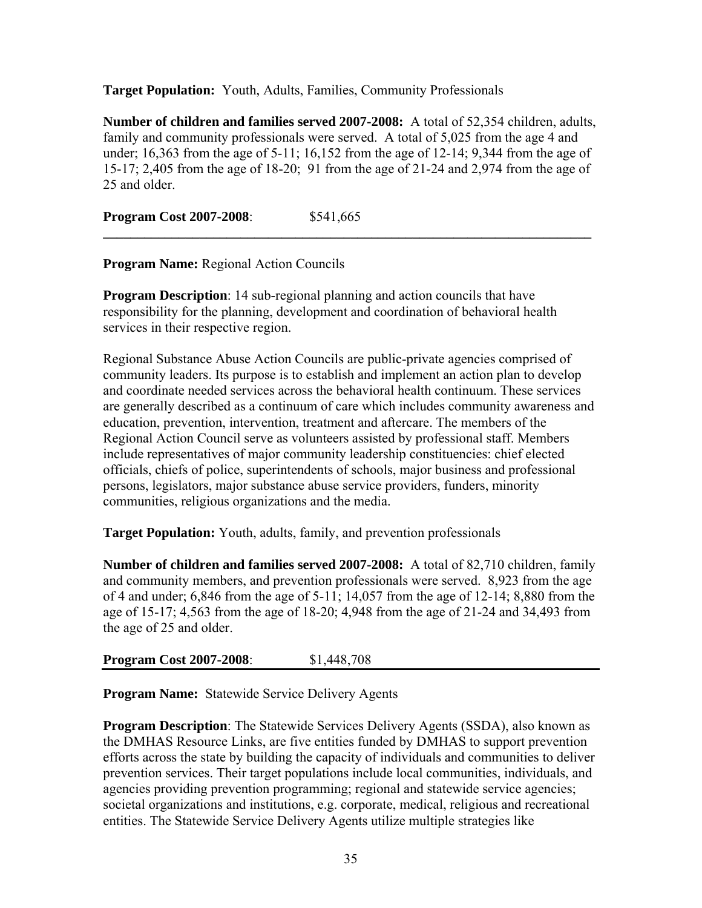**Target Population:** Youth, Adults, Families, Community Professionals

**Number of children and families served 2007-2008:** A total of 52,354 children, adults, family and community professionals were served. A total of 5,025 from the age 4 and under; 16,363 from the age of 5-11; 16,152 from the age of 12-14; 9,344 from the age of 15-17; 2,405 from the age of 18-20; 91 from the age of 21-24 and 2,974 from the age of 25 and older.

**Program Cost 2007-2008**: $541,665

---

**Program Name:** Regional Action Councils

**Program Description**: 14 sub-regional planning and action councils that have responsibility for the planning, development and coordination of behavioral health services in their respective region.

Regional Substance Abuse Action Councils are public-private agencies comprised of community leaders. Its purpose is to establish and implement an action plan to develop and coordinate needed services across the behavioral health continuum. These services are generally described as a continuum of care which includes community awareness and education, prevention, intervention, treatment and aftercare. The members of the Regional Action Council serve as volunteers assisted by professional staff. Members include representatives of major community leadership constituencies: chief elected officials, chiefs of police, superintendents of schools, major business and professional persons, legislators, major substance abuse service providers, funders, minority communities, religious organizations and the media.

**Target Population:** Youth, adults, family, and prevention professionals

**Number of children and families served 2007-2008:** A total of 82,710 children, family and community members, and prevention professionals were served. 8,923 from the age of 4 and under; 6,846 from the age of 5-11; 14,057 from the age of 12-14; 8,880 from the age of 15-17; 4,563 from the age of 18-20; 4,948 from the age of 21-24 and 34,493 from the age of 25 and older.

**Program Cost 2007-2008**: $1,448,708

---

**Program Name:** Statewide Service Delivery Agents

**Program Description**: The Statewide Services Delivery Agents (SSDA), also known as the DMHAS Resource Links, are five entities funded by DMHAS to support prevention efforts across the state by building the capacity of individuals and communities to deliver prevention services. Their target populations include local communities, individuals, and agencies providing prevention programming; regional and statewide service agencies; societal organizations and institutions, e.g. corporate, medical, religious and recreational entities. The Statewide Service Delivery Agents utilize multiple strategies like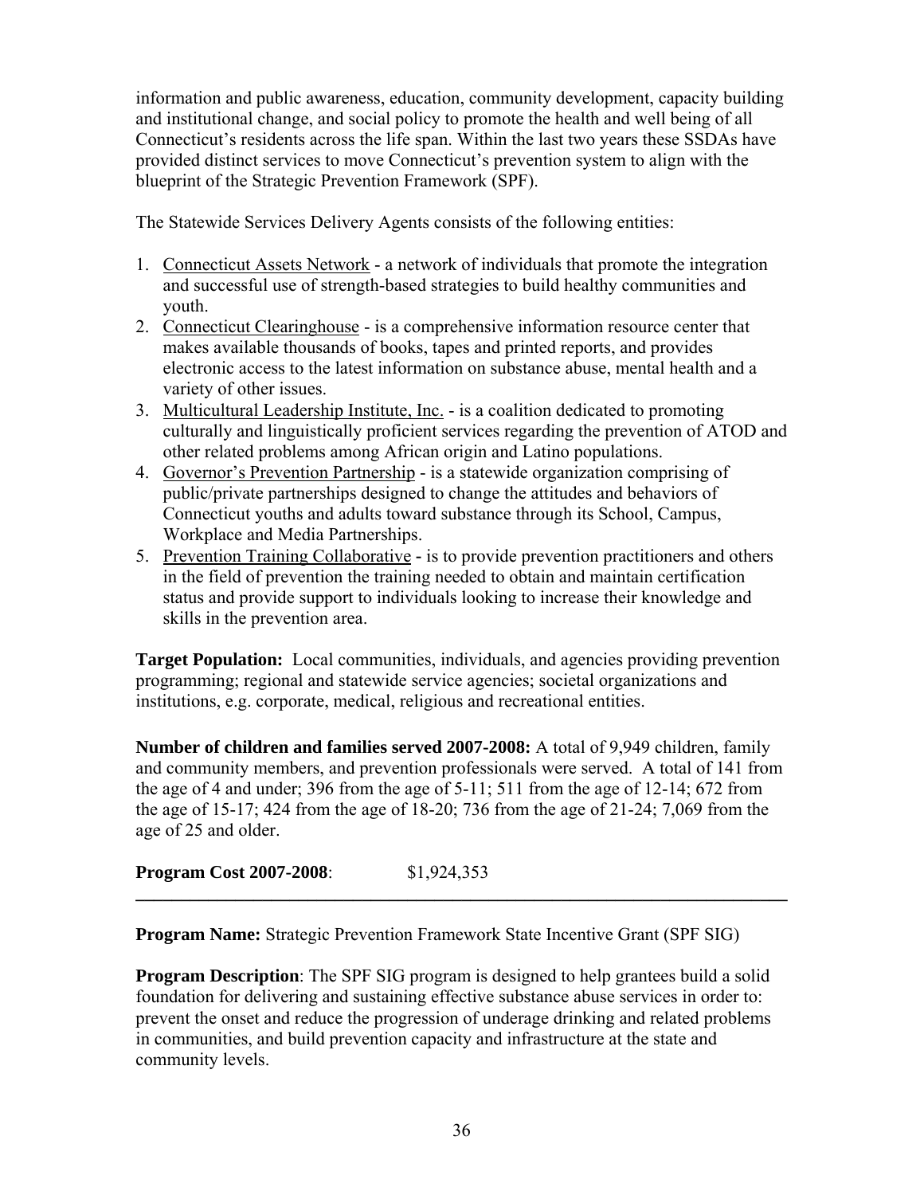information and public awareness, education, community development, capacity building and institutional change, and social policy to promote the health and well being of all Connecticut's residents across the life span. Within the last two years these SSDAs have provided distinct services to move Connecticut's prevention system to align with the blueprint of the Strategic Prevention Framework (SPF).

The Statewide Services Delivery Agents consists of the following entities:

1. Connecticut Assets Network - a network of individuals that promote the integration and successful use of strength-based strategies to build healthy communities and youth.
2. Connecticut Clearinghouse - is a comprehensive information resource center that makes available thousands of books, tapes and printed reports, and provides electronic access to the latest information on substance abuse, mental health and a variety of other issues.
3. Multicultural Leadership Institute, Inc. - is a coalition dedicated to promoting culturally and linguistically proficient services regarding the prevention of ATOD and other related problems among African origin and Latino populations.
4. Governor's Prevention Partnership - is a statewide organization comprising of public/private partnerships designed to change the attitudes and behaviors of Connecticut youths and adults toward substance through its School, Campus, Workplace and Media Partnerships.
5. Prevention Training Collaborative - is to provide prevention practitioners and others in the field of prevention the training needed to obtain and maintain certification status and provide support to individuals looking to increase their knowledge and skills in the prevention area.

**Target Population:** Local communities, individuals, and agencies providing prevention programming; regional and statewide service agencies; societal organizations and institutions, e.g. corporate, medical, religious and recreational entities.

**Number of children and families served 2007-2008:** A total of 9,949 children, family and community members, and prevention professionals were served. A total of 141 from the age of 4 and under; 396 from the age of 5-11; 511 from the age of 12-14; 672 from the age of 15-17; 424 from the age of 18-20; 736 from the age of 21-24; 7,069 from the age of 25 and older.

**Program Cost 2007-2008**: $1,924,353

---

**Program Name:** Strategic Prevention Framework State Incentive Grant (SPF SIG)

**Program Description**: The SPF SIG program is designed to help grantees build a solid foundation for delivering and sustaining effective substance abuse services in order to: prevent the onset and reduce the progression of underage drinking and related problems in communities, and build prevention capacity and infrastructure at the state and community levels.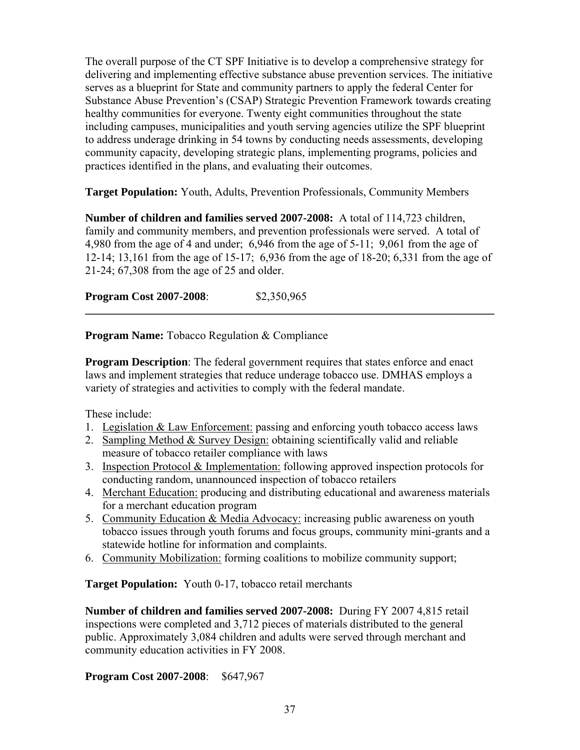The overall purpose of the CT SPF Initiative is to develop a comprehensive strategy for delivering and implementing effective substance abuse prevention services. The initiative serves as a blueprint for State and community partners to apply the federal Center for Substance Abuse Prevention's (CSAP) Strategic Prevention Framework towards creating healthy communities for everyone. Twenty eight communities throughout the state including campuses, municipalities and youth serving agencies utilize the SPF blueprint to address underage drinking in 54 towns by conducting needs assessments, developing community capacity, developing strategic plans, implementing programs, policies and practices identified in the plans, and evaluating their outcomes.

**Target Population:** Youth, Adults, Prevention Professionals, Community Members

**Number of children and families served 2007-2008:** A total of 114,723 children, family and community members, and prevention professionals were served. A total of 4,980 from the age of 4 and under; 6,946 from the age of 5-11; 9,061 from the age of 12-14; 13,161 from the age of 15-17; 6,936 from the age of 18-20; 6,331 from the age of 21-24; 67,308 from the age of 25 and older.

**Program Cost 2007-2008**: $2,350,965

---

**Program Name:** Tobacco Regulation & Compliance

**Program Description**: The federal government requires that states enforce and enact laws and implement strategies that reduce underage tobacco use. DMHAS employs a variety of strategies and activities to comply with the federal mandate.

These include:

1. Legislation & Law Enforcement: passing and enforcing youth tobacco access laws
2. Sampling Method & Survey Design: obtaining scientifically valid and reliable measure of tobacco retailer compliance with laws
3. Inspection Protocol & Implementation: following approved inspection protocols for conducting random, unannounced inspection of tobacco retailers
4. Merchant Education: producing and distributing educational and awareness materials for a merchant education program
5. Community Education & Media Advocacy: increasing public awareness on youth tobacco issues through youth forums and focus groups, community mini-grants and a statewide hotline for information and complaints.
6. Community Mobilization: forming coalitions to mobilize community support;

**Target Population:** Youth 0-17, tobacco retail merchants

**Number of children and families served 2007-2008:** During FY 2007 4,815 retail inspections were completed and 3,712 pieces of materials distributed to the general public. Approximately 3,084 children and adults were served through merchant and community education activities in FY 2008.

**Program Cost 2007-2008**: $647,967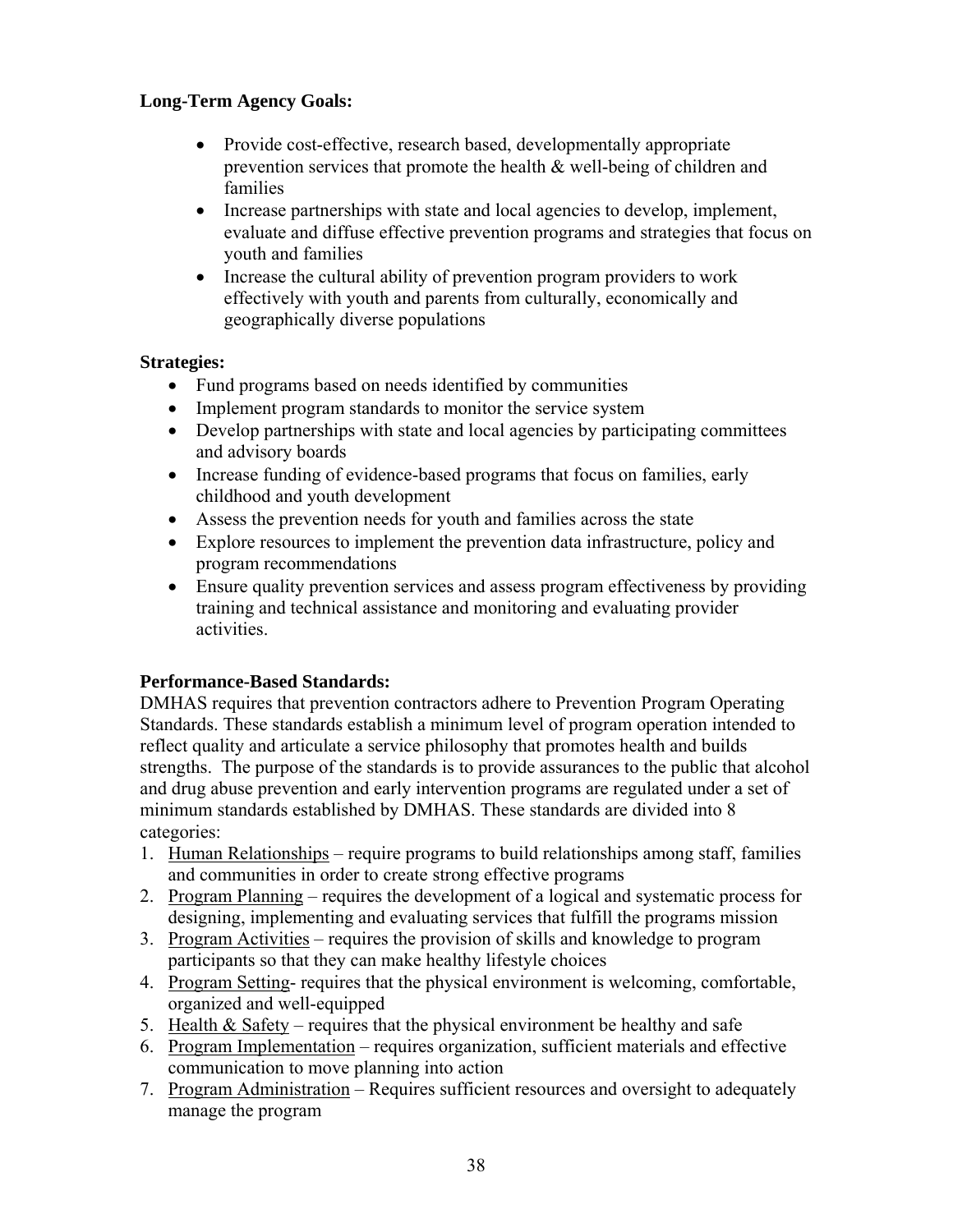**Long-Term Agency Goals:**

- Provide cost-effective, research based, developmentally appropriate prevention services that promote the health & well-being of children and families
- Increase partnerships with state and local agencies to develop, implement, evaluate and diffuse effective prevention programs and strategies that focus on youth and families
- Increase the cultural ability of prevention program providers to work effectively with youth and parents from culturally, economically and geographically diverse populations

**Strategies:**

- Fund programs based on needs identified by communities
- Implement program standards to monitor the service system
- Develop partnerships with state and local agencies by participating committees and advisory boards
- Increase funding of evidence-based programs that focus on families, early childhood and youth development
- Assess the prevention needs for youth and families across the state
- Explore resources to implement the prevention data infrastructure, policy and program recommendations
- Ensure quality prevention services and assess program effectiveness by providing training and technical assistance and monitoring and evaluating provider activities.

**Performance-Based Standards:**

DMHAS requires that prevention contractors adhere to Prevention Program Operating Standards. These standards establish a minimum level of program operation intended to reflect quality and articulate a service philosophy that promotes health and builds strengths. The purpose of the standards is to provide assurances to the public that alcohol and drug abuse prevention and early intervention programs are regulated under a set of minimum standards established by DMHAS. These standards are divided into 8 categories:

1. Human Relationships – require programs to build relationships among staff, families and communities in order to create strong effective programs
2. Program Planning – requires the development of a logical and systematic process for designing, implementing and evaluating services that fulfill the programs mission
3. Program Activities – requires the provision of skills and knowledge to program participants so that they can make healthy lifestyle choices
4. Program Setting- requires that the physical environment is welcoming, comfortable, organized and well-equipped
5. Health & Safety – requires that the physical environment be healthy and safe
6. Program Implementation – requires organization, sufficient materials and effective communication to move planning into action
7. Program Administration – Requires sufficient resources and oversight to adequately manage the program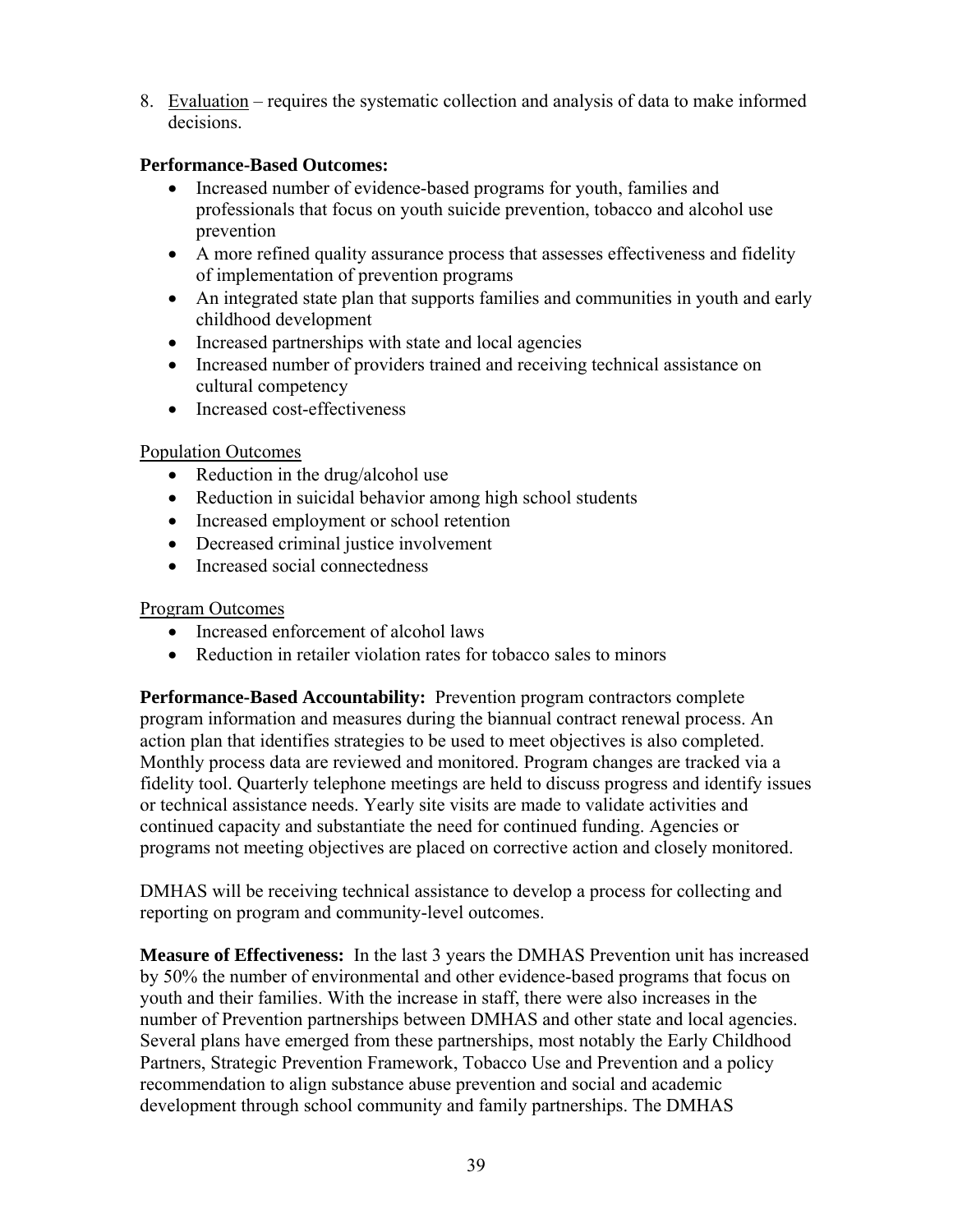8. Evaluation – requires the systematic collection and analysis of data to make informed decisions.

**Performance-Based Outcomes:**

- Increased number of evidence-based programs for youth, families and professionals that focus on youth suicide prevention, tobacco and alcohol use prevention
- A more refined quality assurance process that assesses effectiveness and fidelity of implementation of prevention programs
- An integrated state plan that supports families and communities in youth and early childhood development
- Increased partnerships with state and local agencies
- Increased number of providers trained and receiving technical assistance on cultural competency
- Increased cost-effectiveness

Population Outcomes

- Reduction in the drug/alcohol use
- Reduction in suicidal behavior among high school students
- Increased employment or school retention
- Decreased criminal justice involvement
- Increased social connectedness

Program Outcomes

- Increased enforcement of alcohol laws
- Reduction in retailer violation rates for tobacco sales to minors

**Performance-Based Accountability:** Prevention program contractors complete program information and measures during the biannual contract renewal process. An action plan that identifies strategies to be used to meet objectives is also completed. Monthly process data are reviewed and monitored. Program changes are tracked via a fidelity tool. Quarterly telephone meetings are held to discuss progress and identify issues or technical assistance needs. Yearly site visits are made to validate activities and continued capacity and substantiate the need for continued funding. Agencies or programs not meeting objectives are placed on corrective action and closely monitored.

DMHAS will be receiving technical assistance to develop a process for collecting and reporting on program and community-level outcomes.

**Measure of Effectiveness:** In the last 3 years the DMHAS Prevention unit has increased by 50% the number of environmental and other evidence-based programs that focus on youth and their families. With the increase in staff, there were also increases in the number of Prevention partnerships between DMHAS and other state and local agencies. Several plans have emerged from these partnerships, most notably the Early Childhood Partners, Strategic Prevention Framework, Tobacco Use and Prevention and a policy recommendation to align substance abuse prevention and social and academic development through school community and family partnerships. The DMHAS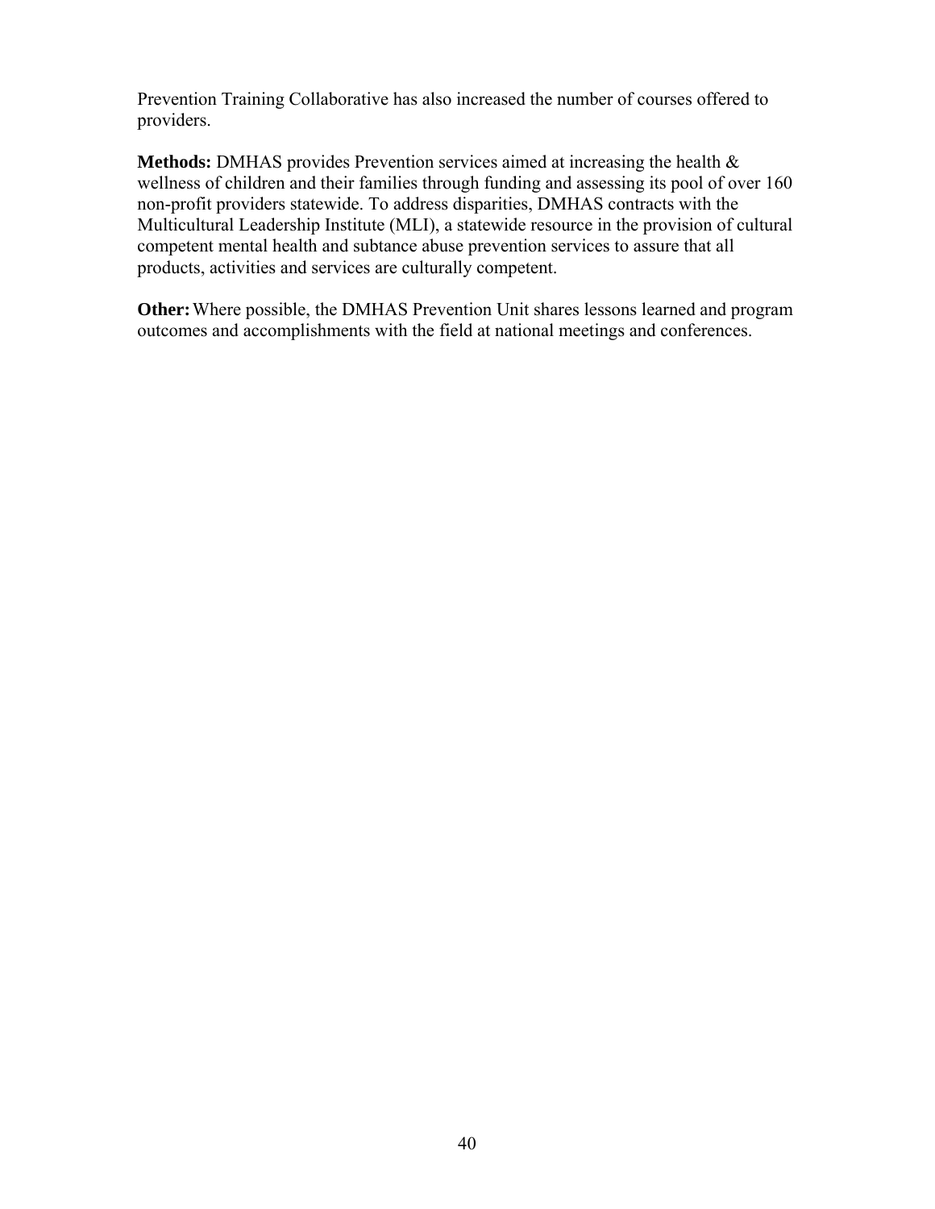Prevention Training Collaborative has also increased the number of courses offered to providers.

**Methods:** DMHAS provides Prevention services aimed at increasing the health & wellness of children and their families through funding and assessing its pool of over 160 non-profit providers statewide. To address disparities, DMHAS contracts with the Multicultural Leadership Institute (MLI), a statewide resource in the provision of cultural competent mental health and subtance abuse prevention services to assure that all products, activities and services are culturally competent.

**Other:** Where possible, the DMHAS Prevention Unit shares lessons learned and program outcomes and accomplishments with the field at national meetings and conferences.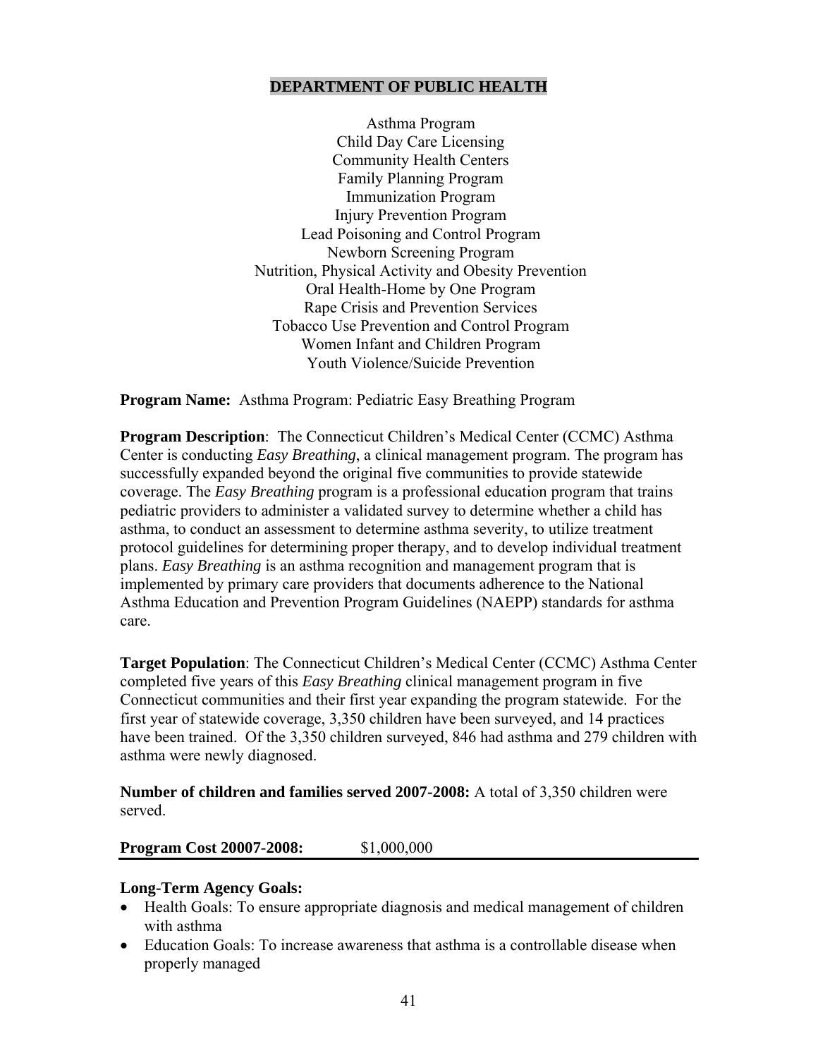## DEPARTMENT OF PUBLIC HEALTH

Asthma Program
Child Day Care Licensing
Community Health Centers
Family Planning Program
Immunization Program
Injury Prevention Program
Lead Poisoning and Control Program
Newborn Screening Program
Nutrition, Physical Activity and Obesity Prevention
Oral Health-Home by One Program
Rape Crisis and Prevention Services
Tobacco Use Prevention and Control Program
Women Infant and Children Program
Youth Violence/Suicide Prevention

**Program Name:** Asthma Program: Pediatric Easy Breathing Program

**Program Description**: The Connecticut Children's Medical Center (CCMC) Asthma Center is conducting *Easy Breathing*, a clinical management program. The program has successfully expanded beyond the original five communities to provide statewide coverage. The *Easy Breathing* program is a professional education program that trains pediatric providers to administer a validated survey to determine whether a child has asthma, to conduct an assessment to determine asthma severity, to utilize treatment protocol guidelines for determining proper therapy, and to develop individual treatment plans. *Easy Breathing* is an asthma recognition and management program that is implemented by primary care providers that documents adherence to the National Asthma Education and Prevention Program Guidelines (NAEPP) standards for asthma care.

**Target Population**: The Connecticut Children's Medical Center (CCMC) Asthma Center completed five years of this *Easy Breathing* clinical management program in five Connecticut communities and their first year expanding the program statewide. For the first year of statewide coverage, 3,350 children have been surveyed, and 14 practices have been trained. Of the 3,350 children surveyed, 846 had asthma and 279 children with asthma were newly diagnosed.

**Number of children and families served 2007-2008:** A total of 3,350 children were served.

**Program Cost 20007-2008:** $1,000,000

---

**Long-Term Agency Goals:**

- Health Goals: To ensure appropriate diagnosis and medical management of children with asthma
- Education Goals: To increase awareness that asthma is a controllable disease when properly managed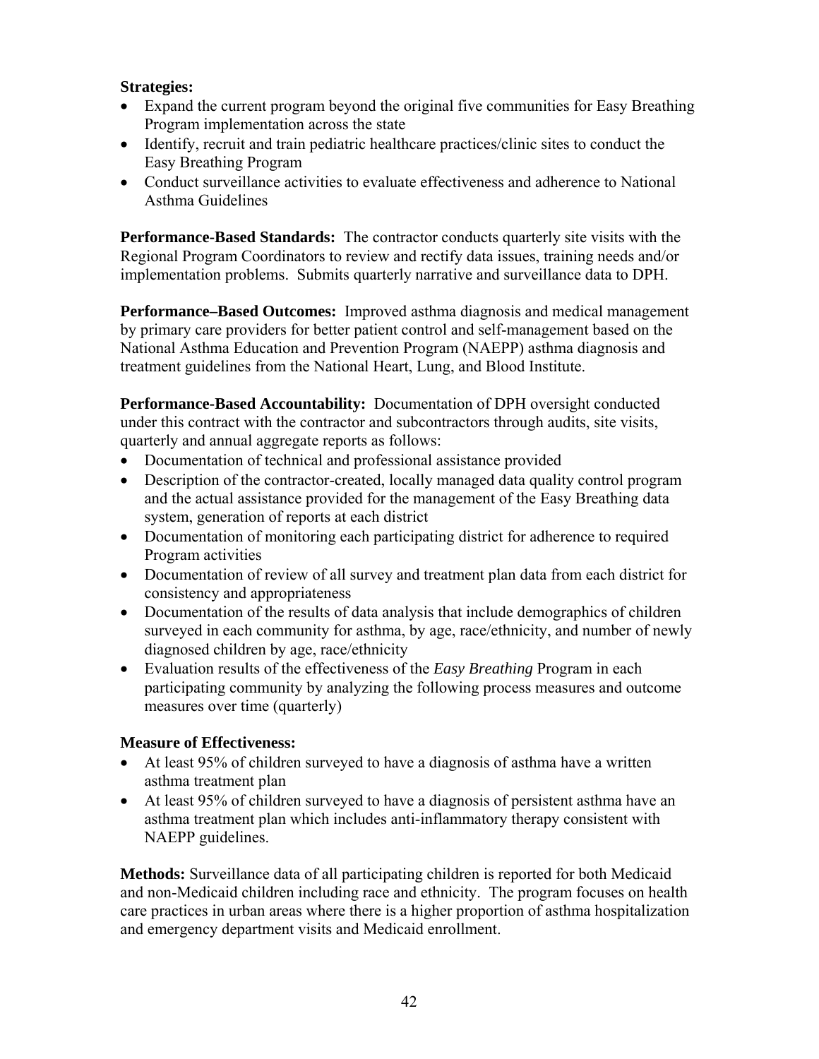**Strategies:**

- Expand the current program beyond the original five communities for Easy Breathing Program implementation across the state
- Identify, recruit and train pediatric healthcare practices/clinic sites to conduct the Easy Breathing Program
- Conduct surveillance activities to evaluate effectiveness and adherence to National Asthma Guidelines

**Performance-Based Standards:** The contractor conducts quarterly site visits with the Regional Program Coordinators to review and rectify data issues, training needs and/or implementation problems. Submits quarterly narrative and surveillance data to DPH.

**Performance–Based Outcomes:** Improved asthma diagnosis and medical management by primary care providers for better patient control and self-management based on the National Asthma Education and Prevention Program (NAEPP) asthma diagnosis and treatment guidelines from the National Heart, Lung, and Blood Institute.

**Performance-Based Accountability:** Documentation of DPH oversight conducted under this contract with the contractor and subcontractors through audits, site visits, quarterly and annual aggregate reports as follows:

- Documentation of technical and professional assistance provided
- Description of the contractor-created, locally managed data quality control program and the actual assistance provided for the management of the Easy Breathing data system, generation of reports at each district
- Documentation of monitoring each participating district for adherence to required Program activities
- Documentation of review of all survey and treatment plan data from each district for consistency and appropriateness
- Documentation of the results of data analysis that include demographics of children surveyed in each community for asthma, by age, race/ethnicity, and number of newly diagnosed children by age, race/ethnicity
- Evaluation results of the effectiveness of the *Easy Breathing* Program in each participating community by analyzing the following process measures and outcome measures over time (quarterly)

**Measure of Effectiveness:**

- At least 95% of children surveyed to have a diagnosis of asthma have a written asthma treatment plan
- At least 95% of children surveyed to have a diagnosis of persistent asthma have an asthma treatment plan which includes anti-inflammatory therapy consistent with NAEPP guidelines.

**Methods:** Surveillance data of all participating children is reported for both Medicaid and non-Medicaid children including race and ethnicity. The program focuses on health care practices in urban areas where there is a higher proportion of asthma hospitalization and emergency department visits and Medicaid enrollment.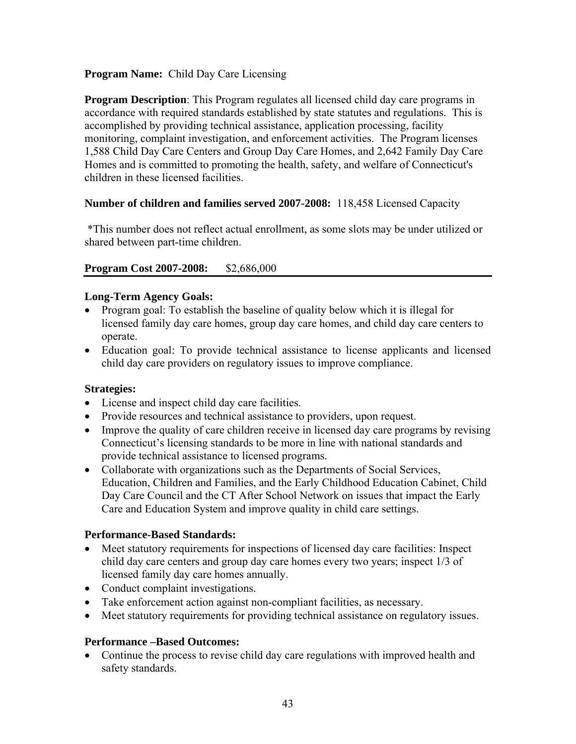**Program Name:** Child Day Care Licensing

**Program Description**: This Program regulates all licensed child day care programs in accordance with required standards established by state statutes and regulations. This is accomplished by providing technical assistance, application processing, facility monitoring, complaint investigation, and enforcement activities. The Program licenses 1,588 Child Day Care Centers and Group Day Care Homes, and 2,642 Family Day Care Homes and is committed to promoting the health, safety, and welfare of Connecticut's children in these licensed facilities.

**Number of children and families served 2007-2008:** 118,458 Licensed Capacity

*This number does not reflect actual enrollment, as some slots may be under utilized or shared between part-time children.

**Program Cost 2007-2008:** $2,686,000

---

**Long-Term Agency Goals:**

- Program goal: To establish the baseline of quality below which it is illegal for licensed family day care homes, group day care homes, and child day care centers to operate.
- Education goal: To provide technical assistance to license applicants and licensed child day care providers on regulatory issues to improve compliance.

**Strategies:**

- License and inspect child day care facilities.
- Provide resources and technical assistance to providers, upon request.
- Improve the quality of care children receive in licensed day care programs by revising Connecticut's licensing standards to be more in line with national standards and provide technical assistance to licensed programs.
- Collaborate with organizations such as the Departments of Social Services, Education, Children and Families, and the Early Childhood Education Cabinet, Child Day Care Council and the CT After School Network on issues that impact the Early Care and Education System and improve quality in child care settings.

**Performance-Based Standards:**

- Meet statutory requirements for inspections of licensed day care facilities: Inspect child day care centers and group day care homes every two years; inspect 1/3 of licensed family day care homes annually.
- Conduct complaint investigations.
- Take enforcement action against non-compliant facilities, as necessary.
- Meet statutory requirements for providing technical assistance on regulatory issues.

**Performance –Based Outcomes:**

- Continue the process to revise child day care regulations with improved health and safety standards.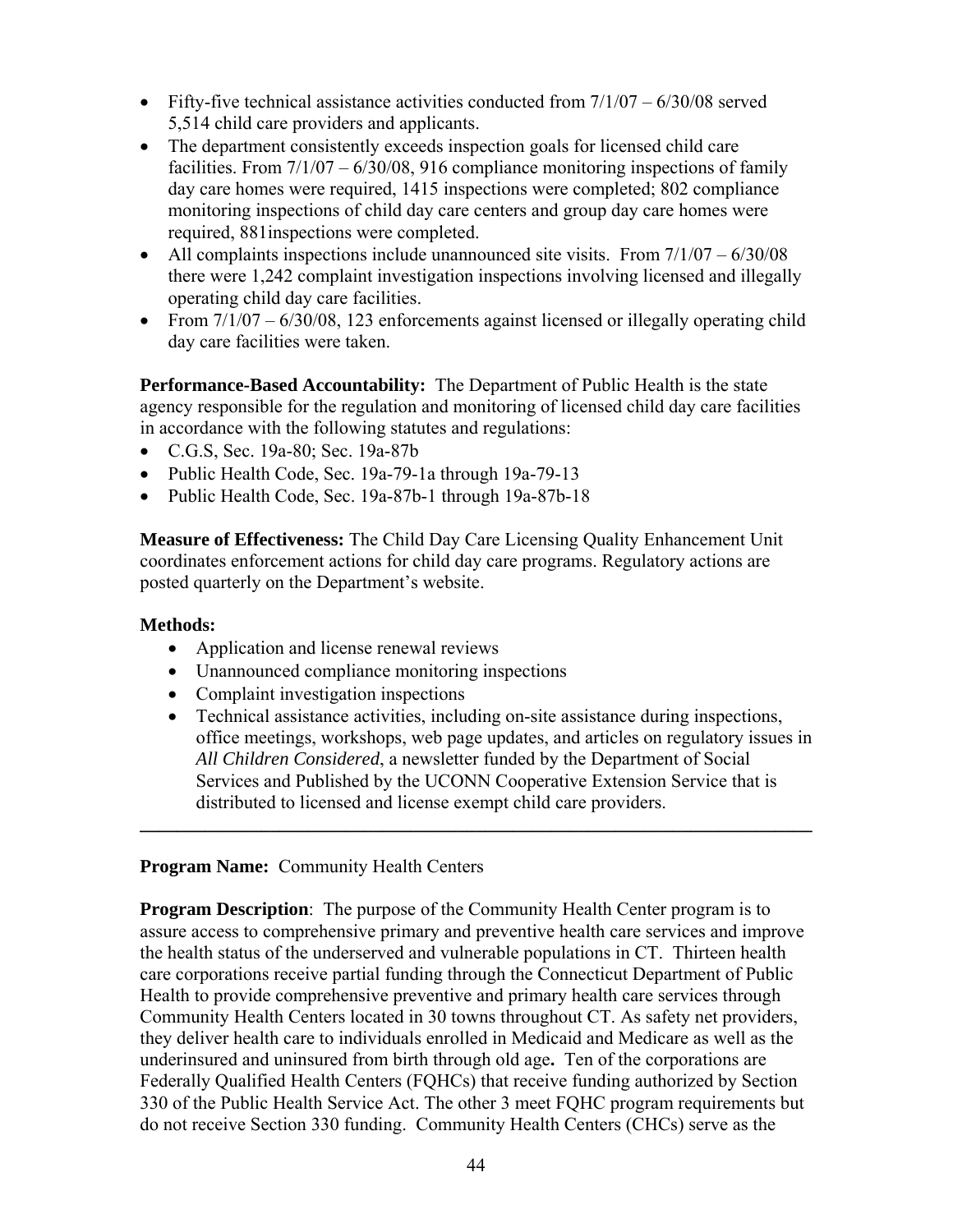- Fifty-five technical assistance activities conducted from 7/1/07 – 6/30/08 served 5,514 child care providers and applicants.
- The department consistently exceeds inspection goals for licensed child care facilities. From 7/1/07 – 6/30/08, 916 compliance monitoring inspections of family day care homes were required, 1415 inspections were completed; 802 compliance monitoring inspections of child day care centers and group day care homes were required, 881inspections were completed.
- All complaints inspections include unannounced site visits. From 7/1/07 – 6/30/08 there were 1,242 complaint investigation inspections involving licensed and illegally operating child day care facilities.
- From 7/1/07 – 6/30/08, 123 enforcements against licensed or illegally operating child day care facilities were taken.

**Performance-Based Accountability:** The Department of Public Health is the state agency responsible for the regulation and monitoring of licensed child day care facilities in accordance with the following statutes and regulations:

- C.G.S, Sec. 19a-80; Sec. 19a-87b
- Public Health Code, Sec. 19a-79-1a through 19a-79-13
- Public Health Code, Sec. 19a-87b-1 through 19a-87b-18

**Measure of Effectiveness:** The Child Day Care Licensing Quality Enhancement Unit coordinates enforcement actions for child day care programs. Regulatory actions are posted quarterly on the Department's website.

**Methods:**

- Application and license renewal reviews
- Unannounced compliance monitoring inspections
- Complaint investigation inspections
- Technical assistance activities, including on-site assistance during inspections, office meetings, workshops, web page updates, and articles on regulatory issues in *All Children Considered*, a newsletter funded by the Department of Social Services and Published by the UCONN Cooperative Extension Service that is distributed to licensed and license exempt child care providers.

---

**Program Name:** Community Health Centers

**Program Description**: The purpose of the Community Health Center program is to assure access to comprehensive primary and preventive health care services and improve the health status of the underserved and vulnerable populations in CT. Thirteen health care corporations receive partial funding through the Connecticut Department of Public Health to provide comprehensive preventive and primary health care services through Community Health Centers located in 30 towns throughout CT. As safety net providers, they deliver health care to individuals enrolled in Medicaid and Medicare as well as the underinsured and uninsured from birth through old age**.** Ten of the corporations are Federally Qualified Health Centers (FQHCs) that receive funding authorized by Section 330 of the Public Health Service Act. The other 3 meet FQHC program requirements but do not receive Section 330 funding. Community Health Centers (CHCs) serve as the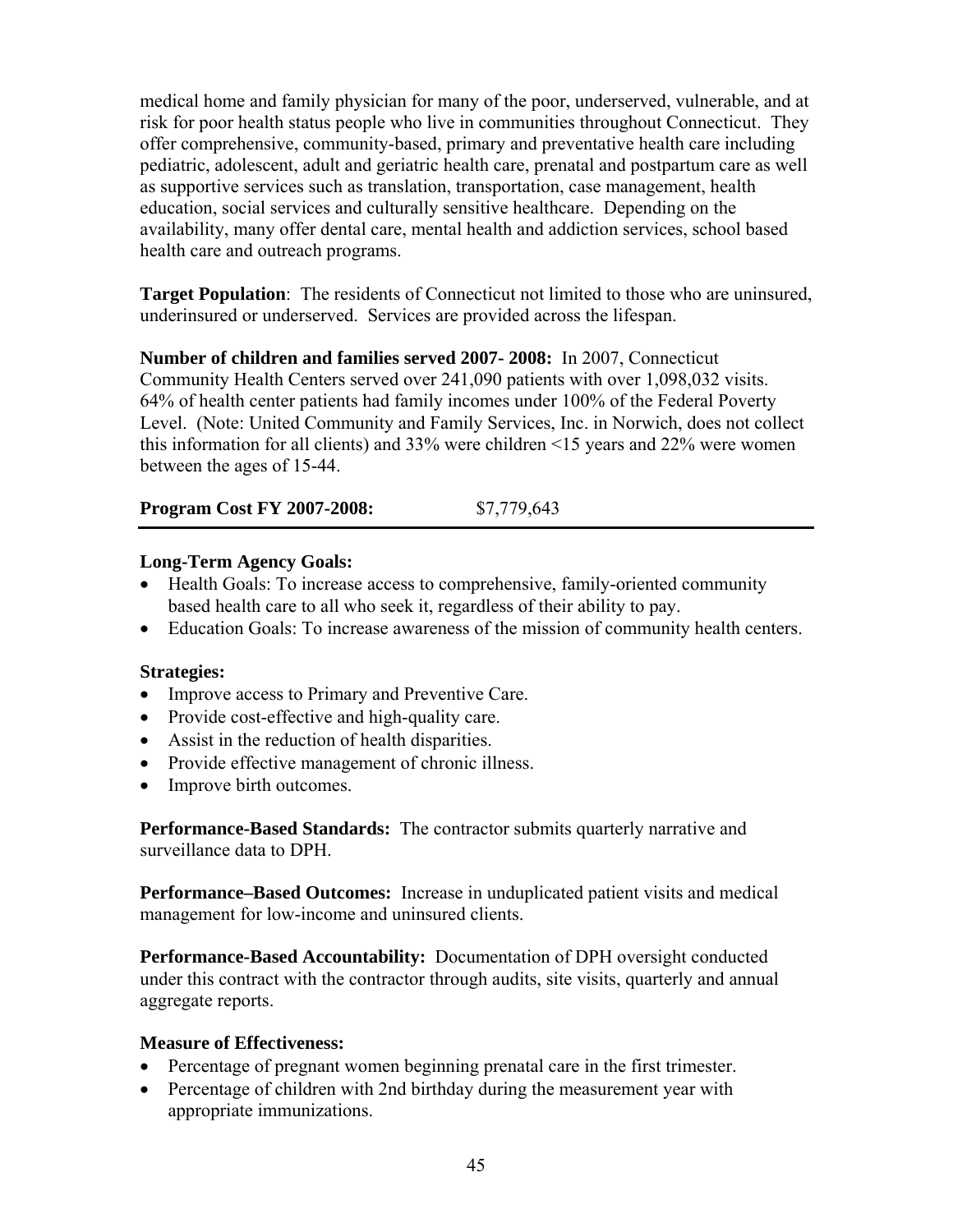medical home and family physician for many of the poor, underserved, vulnerable, and at risk for poor health status people who live in communities throughout Connecticut. They offer comprehensive, community-based, primary and preventative health care including pediatric, adolescent, adult and geriatric health care, prenatal and postpartum care as well as supportive services such as translation, transportation, case management, health education, social services and culturally sensitive healthcare. Depending on the availability, many offer dental care, mental health and addiction services, school based health care and outreach programs.

**Target Population**: The residents of Connecticut not limited to those who are uninsured, underinsured or underserved. Services are provided across the lifespan.

**Number of children and families served 2007- 2008:** In 2007, Connecticut Community Health Centers served over 241,090 patients with over 1,098,032 visits. 64% of health center patients had family incomes under 100% of the Federal Poverty Level. (Note: United Community and Family Services, Inc. in Norwich, does not collect this information for all clients) and 33% were children <15 years and 22% were women between the ages of 15-44.

**Program Cost FY 2007-2008:** $7,779,643

---

**Long-Term Agency Goals:**

- Health Goals: To increase access to comprehensive, family-oriented community based health care to all who seek it, regardless of their ability to pay.
- Education Goals: To increase awareness of the mission of community health centers.

**Strategies:**

- Improve access to Primary and Preventive Care.
- Provide cost-effective and high-quality care.
- Assist in the reduction of health disparities.
- Provide effective management of chronic illness.
- Improve birth outcomes.

**Performance-Based Standards:** The contractor submits quarterly narrative and surveillance data to DPH.

**Performance–Based Outcomes:** Increase in unduplicated patient visits and medical management for low-income and uninsured clients.

**Performance-Based Accountability:** Documentation of DPH oversight conducted under this contract with the contractor through audits, site visits, quarterly and annual aggregate reports.

**Measure of Effectiveness:**

- Percentage of pregnant women beginning prenatal care in the first trimester.
- Percentage of children with 2nd birthday during the measurement year with appropriate immunizations.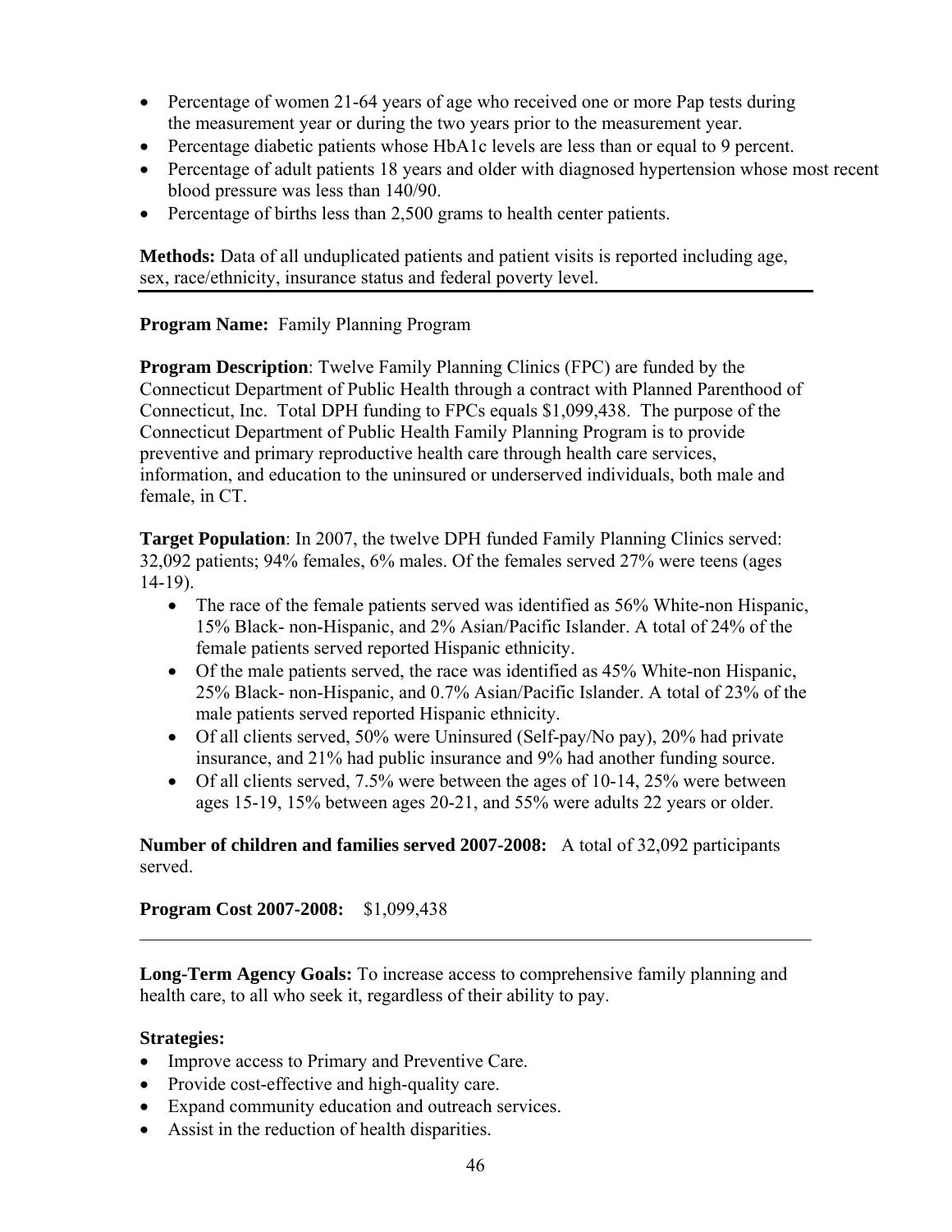- Percentage of women 21-64 years of age who received one or more Pap tests during the measurement year or during the two years prior to the measurement year.
- Percentage diabetic patients whose HbA1c levels are less than or equal to 9 percent.
- Percentage of adult patients 18 years and older with diagnosed hypertension whose most recent blood pressure was less than 140/90.
- Percentage of births less than 2,500 grams to health center patients.

**Methods:** Data of all unduplicated patients and patient visits is reported including age, sex, race/ethnicity, insurance status and federal poverty level.

---

**Program Name:** Family Planning Program

**Program Description**: Twelve Family Planning Clinics (FPC) are funded by the Connecticut Department of Public Health through a contract with Planned Parenthood of Connecticut, Inc. Total DPH funding to FPCs equals $1,099,438. The purpose of the Connecticut Department of Public Health Family Planning Program is to provide preventive and primary reproductive health care through health care services, information, and education to the uninsured or underserved individuals, both male and female, in CT.

**Target Population**: In 2007, the twelve DPH funded Family Planning Clinics served: 32,092 patients; 94% females, 6% males. Of the females served 27% were teens (ages 14-19).

- The race of the female patients served was identified as 56% White-non Hispanic, 15% Black- non-Hispanic, and 2% Asian/Pacific Islander. A total of 24% of the female patients served reported Hispanic ethnicity.
- Of the male patients served, the race was identified as 45% White-non Hispanic, 25% Black- non-Hispanic, and 0.7% Asian/Pacific Islander. A total of 23% of the male patients served reported Hispanic ethnicity.
- Of all clients served, 50% were Uninsured (Self-pay/No pay), 20% had private insurance, and 21% had public insurance and 9% had another funding source.
- Of all clients served, 7.5% were between the ages of 10-14, 25% were between ages 15-19, 15% between ages 20-21, and 55% were adults 22 years or older.

**Number of children and families served 2007-2008:** A total of 32,092 participants served.

**Program Cost 2007-2008:** $1,099,438

---

**Long-Term Agency Goals:** To increase access to comprehensive family planning and health care, to all who seek it, regardless of their ability to pay.

**Strategies:**

- Improve access to Primary and Preventive Care.
- Provide cost-effective and high-quality care.
- Expand community education and outreach services.
- Assist in the reduction of health disparities.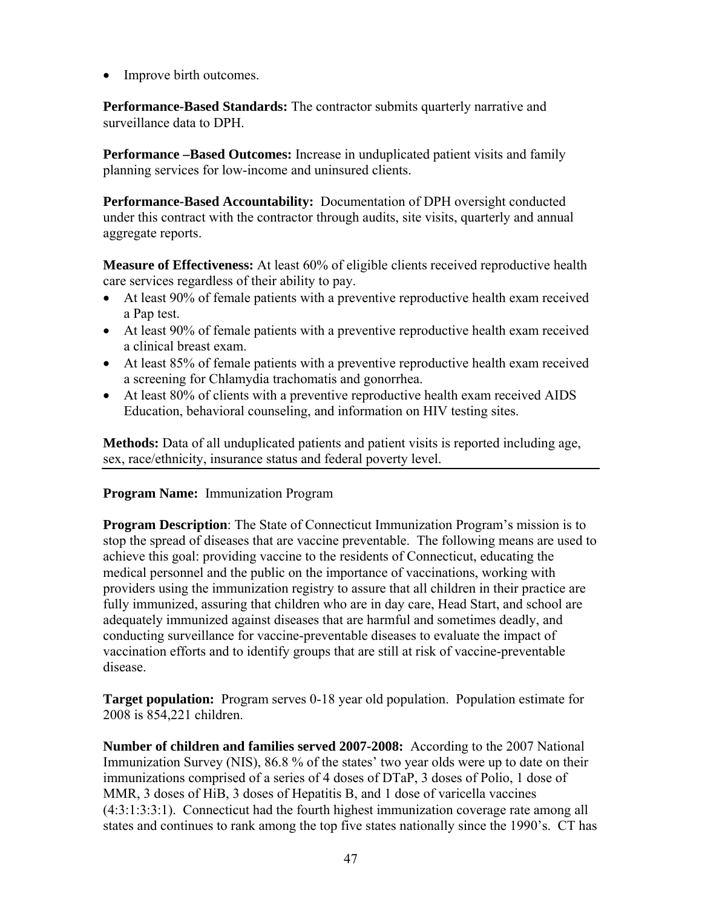- Improve birth outcomes.

**Performance-Based Standards:** The contractor submits quarterly narrative and surveillance data to DPH.

**Performance –Based Outcomes:** Increase in unduplicated patient visits and family planning services for low-income and uninsured clients.

**Performance-Based Accountability:** Documentation of DPH oversight conducted under this contract with the contractor through audits, site visits, quarterly and annual aggregate reports.

**Measure of Effectiveness:** At least 60% of eligible clients received reproductive health care services regardless of their ability to pay.

- At least 90% of female patients with a preventive reproductive health exam received a Pap test.
- At least 90% of female patients with a preventive reproductive health exam received a clinical breast exam.
- At least 85% of female patients with a preventive reproductive health exam received a screening for Chlamydia trachomatis and gonorrhea.
- At least 80% of clients with a preventive reproductive health exam received AIDS Education, behavioral counseling, and information on HIV testing sites.

**Methods:** Data of all unduplicated patients and patient visits is reported including age, sex, race/ethnicity, insurance status and federal poverty level.

---

**Program Name:** Immunization Program

**Program Description**: The State of Connecticut Immunization Program's mission is to stop the spread of diseases that are vaccine preventable. The following means are used to achieve this goal: providing vaccine to the residents of Connecticut, educating the medical personnel and the public on the importance of vaccinations, working with providers using the immunization registry to assure that all children in their practice are fully immunized, assuring that children who are in day care, Head Start, and school are adequately immunized against diseases that are harmful and sometimes deadly, and conducting surveillance for vaccine-preventable diseases to evaluate the impact of vaccination efforts and to identify groups that are still at risk of vaccine-preventable disease.

**Target population:** Program serves 0-18 year old population. Population estimate for 2008 is 854,221 children.

**Number of children and families served 2007-2008:** According to the 2007 National Immunization Survey (NIS), 86.8 % of the states' two year olds were up to date on their immunizations comprised of a series of 4 doses of DTaP, 3 doses of Polio, 1 dose of MMR, 3 doses of HiB, 3 doses of Hepatitis B, and 1 dose of varicella vaccines (4:3:1:3:3:1). Connecticut had the fourth highest immunization coverage rate among all states and continues to rank among the top five states nationally since the 1990's. CT has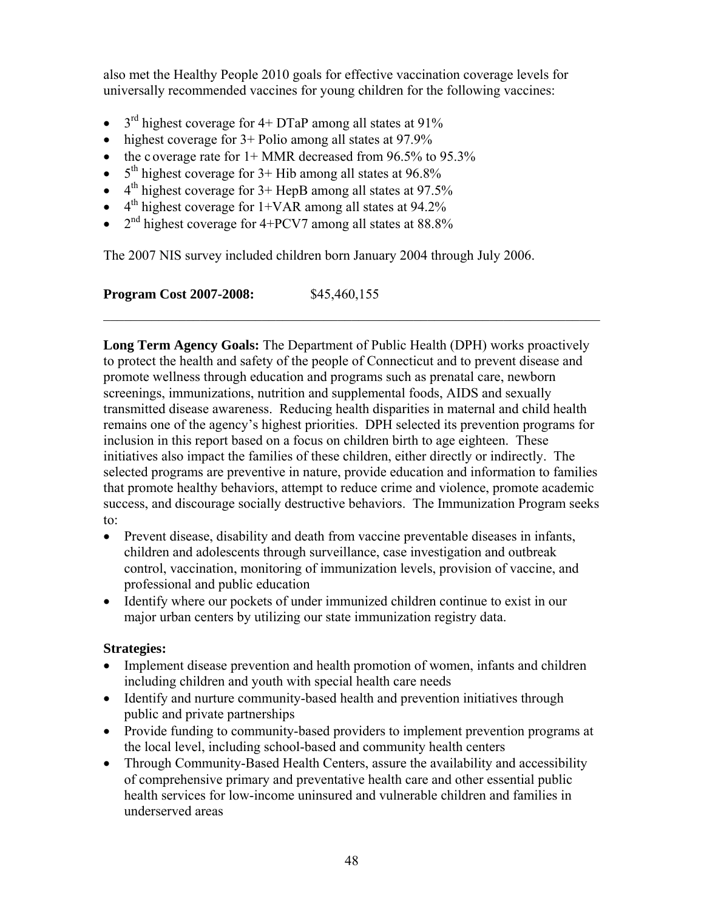also met the Healthy People 2010 goals for effective vaccination coverage levels for universally recommended vaccines for young children for the following vaccines:

- 3rd highest coverage for 4+ DTaP among all states at 91%
- highest coverage for 3+ Polio among all states at 97.9%
- the c overage rate for 1+ MMR decreased from 96.5% to 95.3%
- 5th highest coverage for 3+ Hib among all states at 96.8%
- 4th highest coverage for 3+ HepB among all states at 97.5%
- 4th highest coverage for 1+VAR among all states at 94.2%
- 2nd highest coverage for 4+PCV7 among all states at 88.8%

The 2007 NIS survey included children born January 2004 through July 2006.

**Program Cost 2007-2008:** $45,460,155

---

**Long Term Agency Goals:** The Department of Public Health (DPH) works proactively to protect the health and safety of the people of Connecticut and to prevent disease and promote wellness through education and programs such as prenatal care, newborn screenings, immunizations, nutrition and supplemental foods, AIDS and sexually transmitted disease awareness. Reducing health disparities in maternal and child health remains one of the agency's highest priorities. DPH selected its prevention programs for inclusion in this report based on a focus on children birth to age eighteen. These initiatives also impact the families of these children, either directly or indirectly. The selected programs are preventive in nature, provide education and information to families that promote healthy behaviors, attempt to reduce crime and violence, promote academic success, and discourage socially destructive behaviors. The Immunization Program seeks to:

- Prevent disease, disability and death from vaccine preventable diseases in infants, children and adolescents through surveillance, case investigation and outbreak control, vaccination, monitoring of immunization levels, provision of vaccine, and professional and public education
- Identify where our pockets of under immunized children continue to exist in our major urban centers by utilizing our state immunization registry data.

**Strategies:**

- Implement disease prevention and health promotion of women, infants and children including children and youth with special health care needs
- Identify and nurture community-based health and prevention initiatives through public and private partnerships
- Provide funding to community-based providers to implement prevention programs at the local level, including school-based and community health centers
- Through Community-Based Health Centers, assure the availability and accessibility of comprehensive primary and preventative health care and other essential public health services for low-income uninsured and vulnerable children and families in underserved areas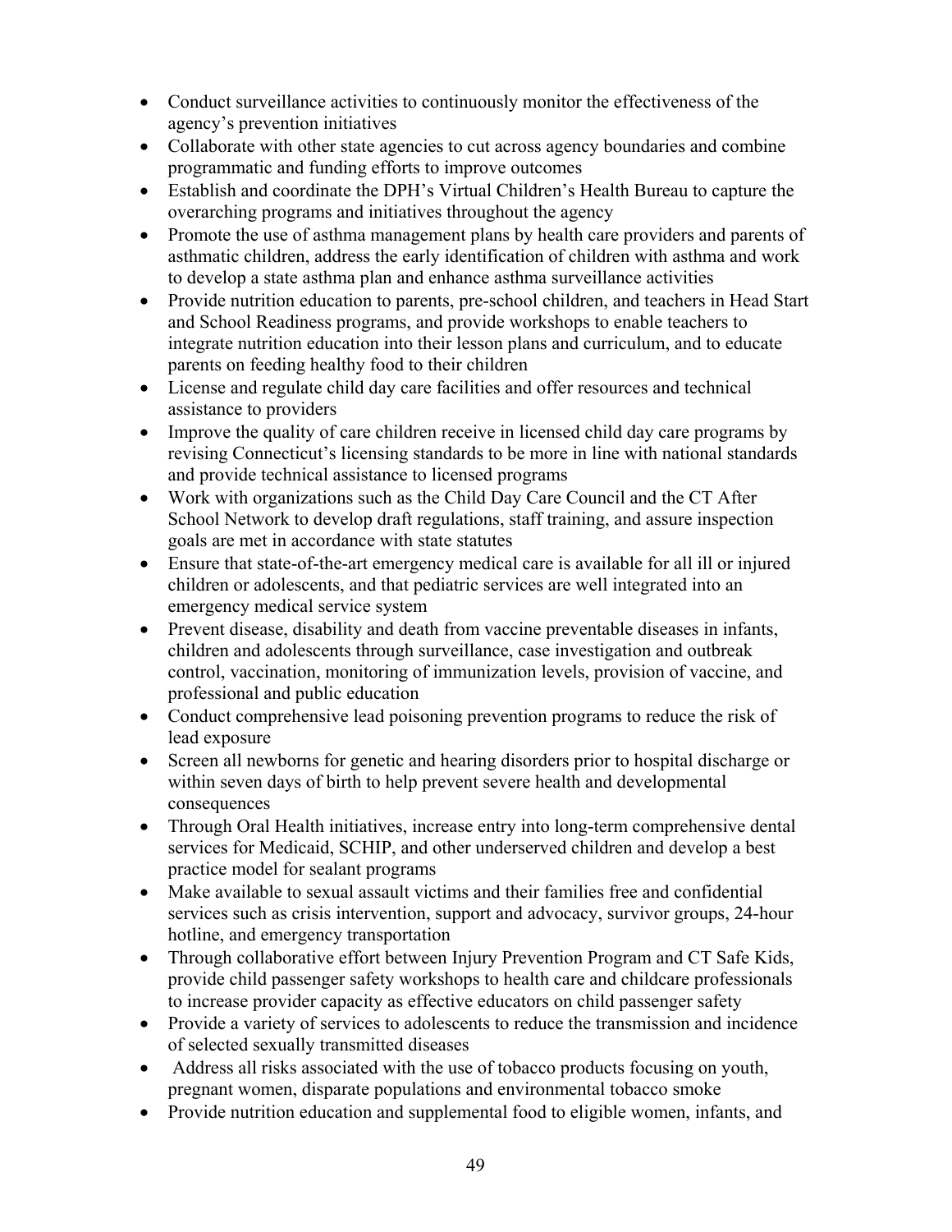- Conduct surveillance activities to continuously monitor the effectiveness of the agency's prevention initiatives
- Collaborate with other state agencies to cut across agency boundaries and combine programmatic and funding efforts to improve outcomes
- Establish and coordinate the DPH's Virtual Children's Health Bureau to capture the overarching programs and initiatives throughout the agency
- Promote the use of asthma management plans by health care providers and parents of asthmatic children, address the early identification of children with asthma and work to develop a state asthma plan and enhance asthma surveillance activities
- Provide nutrition education to parents, pre-school children, and teachers in Head Start and School Readiness programs, and provide workshops to enable teachers to integrate nutrition education into their lesson plans and curriculum, and to educate parents on feeding healthy food to their children
- License and regulate child day care facilities and offer resources and technical assistance to providers
- Improve the quality of care children receive in licensed child day care programs by revising Connecticut's licensing standards to be more in line with national standards and provide technical assistance to licensed programs
- Work with organizations such as the Child Day Care Council and the CT After School Network to develop draft regulations, staff training, and assure inspection goals are met in accordance with state statutes
- Ensure that state-of-the-art emergency medical care is available for all ill or injured children or adolescents, and that pediatric services are well integrated into an emergency medical service system
- Prevent disease, disability and death from vaccine preventable diseases in infants, children and adolescents through surveillance, case investigation and outbreak control, vaccination, monitoring of immunization levels, provision of vaccine, and professional and public education
- Conduct comprehensive lead poisoning prevention programs to reduce the risk of lead exposure
- Screen all newborns for genetic and hearing disorders prior to hospital discharge or within seven days of birth to help prevent severe health and developmental consequences
- Through Oral Health initiatives, increase entry into long-term comprehensive dental services for Medicaid, SCHIP, and other underserved children and develop a best practice model for sealant programs
- Make available to sexual assault victims and their families free and confidential services such as crisis intervention, support and advocacy, survivor groups, 24-hour hotline, and emergency transportation
- Through collaborative effort between Injury Prevention Program and CT Safe Kids, provide child passenger safety workshops to health care and childcare professionals to increase provider capacity as effective educators on child passenger safety
- Provide a variety of services to adolescents to reduce the transmission and incidence of selected sexually transmitted diseases
- Address all risks associated with the use of tobacco products focusing on youth, pregnant women, disparate populations and environmental tobacco smoke
- Provide nutrition education and supplemental food to eligible women, infants, and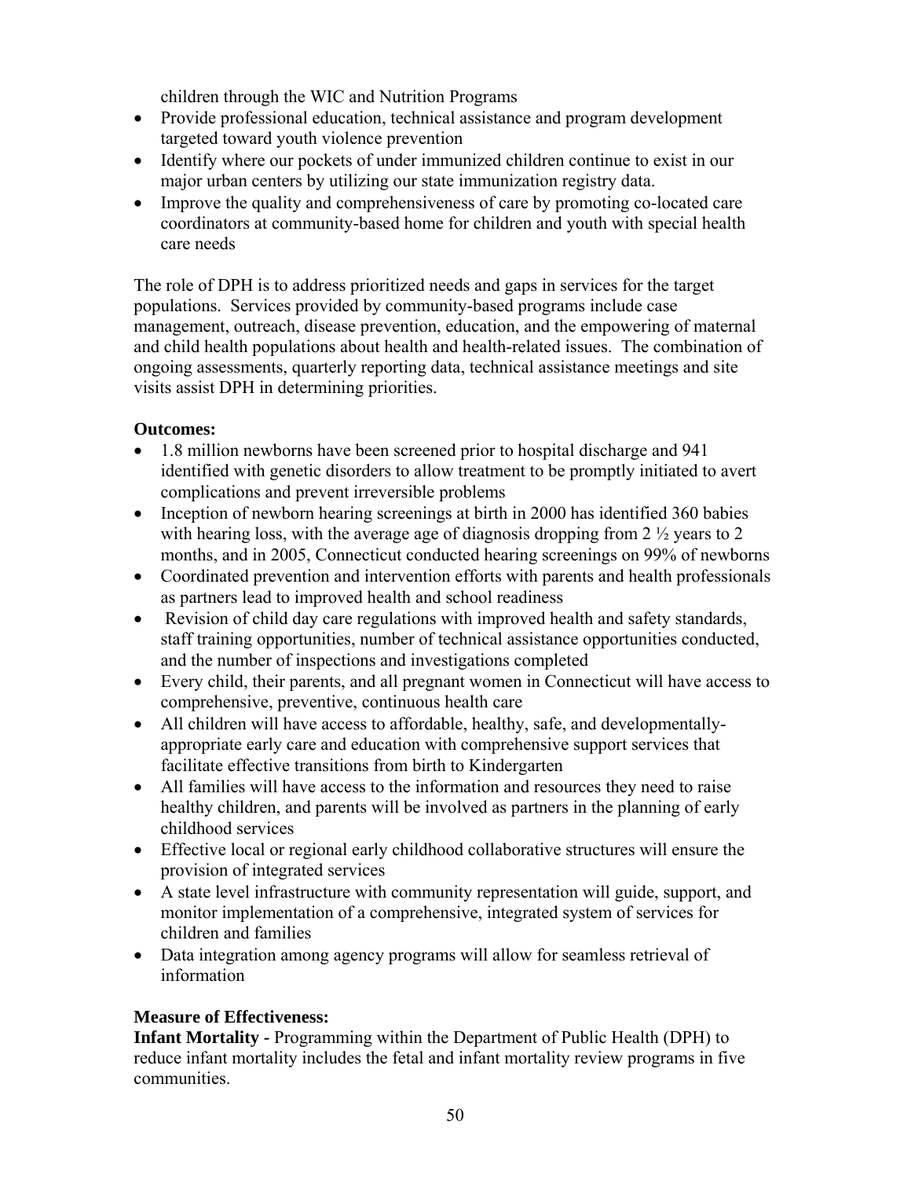children through the WIC and Nutrition Programs

- Provide professional education, technical assistance and program development targeted toward youth violence prevention
- Identify where our pockets of under immunized children continue to exist in our major urban centers by utilizing our state immunization registry data.
- Improve the quality and comprehensiveness of care by promoting co-located care coordinators at community-based home for children and youth with special health care needs

The role of DPH is to address prioritized needs and gaps in services for the target populations. Services provided by community-based programs include case management, outreach, disease prevention, education, and the empowering of maternal and child health populations about health and health-related issues. The combination of ongoing assessments, quarterly reporting data, technical assistance meetings and site visits assist DPH in determining priorities.

**Outcomes:**

- 1.8 million newborns have been screened prior to hospital discharge and 941 identified with genetic disorders to allow treatment to be promptly initiated to avert complications and prevent irreversible problems
- Inception of newborn hearing screenings at birth in 2000 has identified 360 babies with hearing loss, with the average age of diagnosis dropping from 2 ½ years to 2 months, and in 2005, Connecticut conducted hearing screenings on 99% of newborns
- Coordinated prevention and intervention efforts with parents and health professionals as partners lead to improved health and school readiness
- Revision of child day care regulations with improved health and safety standards, staff training opportunities, number of technical assistance opportunities conducted, and the number of inspections and investigations completed
- Every child, their parents, and all pregnant women in Connecticut will have access to comprehensive, preventive, continuous health care
- All children will have access to affordable, healthy, safe, and developmentally-appropriate early care and education with comprehensive support services that facilitate effective transitions from birth to Kindergarten
- All families will have access to the information and resources they need to raise healthy children, and parents will be involved as partners in the planning of early childhood services
- Effective local or regional early childhood collaborative structures will ensure the provision of integrated services
- A state level infrastructure with community representation will guide, support, and monitor implementation of a comprehensive, integrated system of services for children and families
- Data integration among agency programs will allow for seamless retrieval of information

**Measure of Effectiveness:**

**Infant Mortality -** Programming within the Department of Public Health (DPH) to reduce infant mortality includes the fetal and infant mortality review programs in five communities.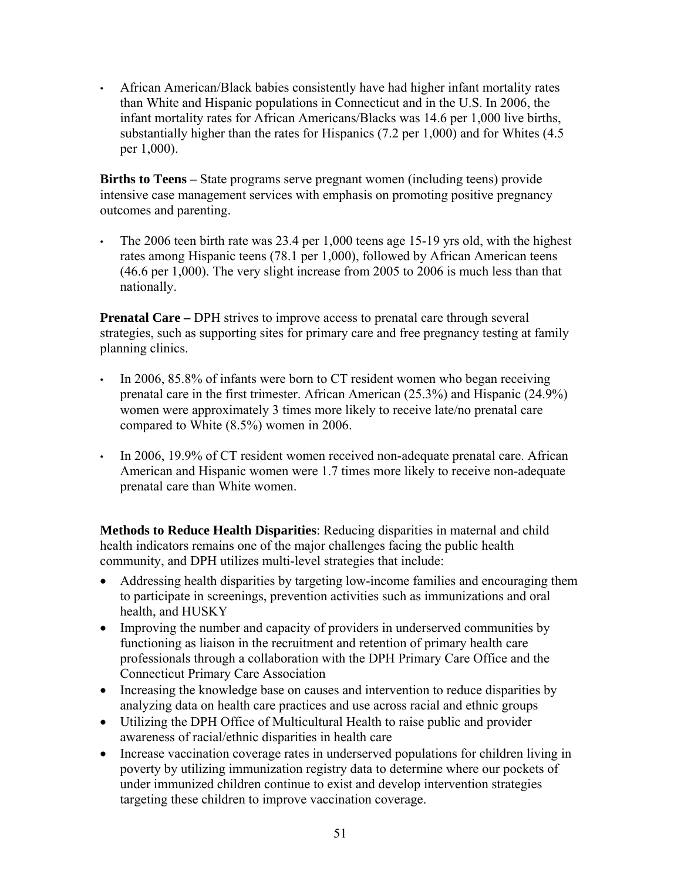- African American/Black babies consistently have had higher infant mortality rates than White and Hispanic populations in Connecticut and in the U.S. In 2006, the infant mortality rates for African Americans/Blacks was 14.6 per 1,000 live births, substantially higher than the rates for Hispanics (7.2 per 1,000) and for Whites (4.5 per 1,000).

**Births to Teens –** State programs serve pregnant women (including teens) provide intensive case management services with emphasis on promoting positive pregnancy outcomes and parenting.

- The 2006 teen birth rate was 23.4 per 1,000 teens age 15-19 yrs old, with the highest rates among Hispanic teens (78.1 per 1,000), followed by African American teens (46.6 per 1,000). The very slight increase from 2005 to 2006 is much less than that nationally.

**Prenatal Care –** DPH strives to improve access to prenatal care through several strategies, such as supporting sites for primary care and free pregnancy testing at family planning clinics.

- In 2006, 85.8% of infants were born to CT resident women who began receiving prenatal care in the first trimester. African American (25.3%) and Hispanic (24.9%) women were approximately 3 times more likely to receive late/no prenatal care compared to White (8.5%) women in 2006.

- In 2006, 19.9% of CT resident women received non-adequate prenatal care. African American and Hispanic women were 1.7 times more likely to receive non-adequate prenatal care than White women.

**Methods to Reduce Health Disparities**: Reducing disparities in maternal and child health indicators remains one of the major challenges facing the public health community, and DPH utilizes multi-level strategies that include:

- Addressing health disparities by targeting low-income families and encouraging them to participate in screenings, prevention activities such as immunizations and oral health, and HUSKY
- Improving the number and capacity of providers in underserved communities by functioning as liaison in the recruitment and retention of primary health care professionals through a collaboration with the DPH Primary Care Office and the Connecticut Primary Care Association
- Increasing the knowledge base on causes and intervention to reduce disparities by analyzing data on health care practices and use across racial and ethnic groups
- Utilizing the DPH Office of Multicultural Health to raise public and provider awareness of racial/ethnic disparities in health care
- Increase vaccination coverage rates in underserved populations for children living in poverty by utilizing immunization registry data to determine where our pockets of under immunized children continue to exist and develop intervention strategies targeting these children to improve vaccination coverage.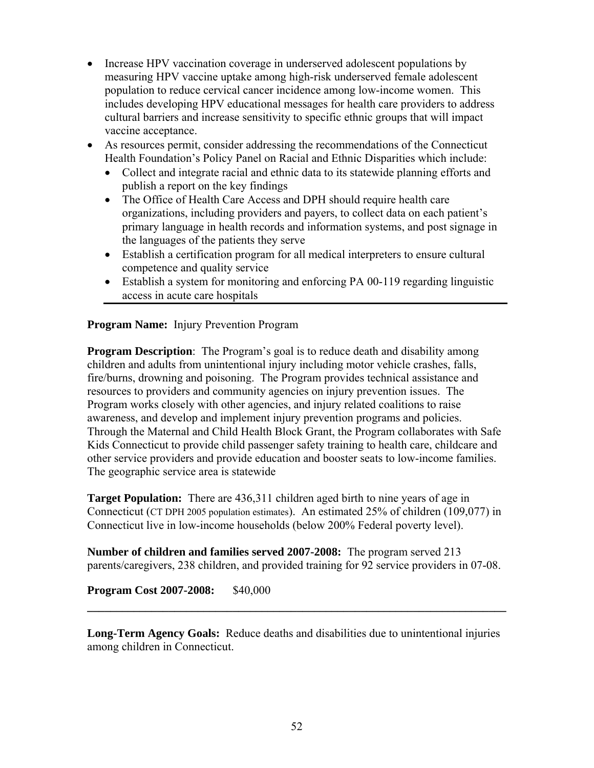- Increase HPV vaccination coverage in underserved adolescent populations by measuring HPV vaccine uptake among high-risk underserved female adolescent population to reduce cervical cancer incidence among low-income women. This includes developing HPV educational messages for health care providers to address cultural barriers and increase sensitivity to specific ethnic groups that will impact vaccine acceptance.
- As resources permit, consider addressing the recommendations of the Connecticut Health Foundation's Policy Panel on Racial and Ethnic Disparities which include:
  - Collect and integrate racial and ethnic data to its statewide planning efforts and publish a report on the key findings
  - The Office of Health Care Access and DPH should require health care organizations, including providers and payers, to collect data on each patient's primary language in health records and information systems, and post signage in the languages of the patients they serve
  - Establish a certification program for all medical interpreters to ensure cultural competence and quality service
  - Establish a system for monitoring and enforcing PA 00-119 regarding linguistic access in acute care hospitals

---

**Program Name:** Injury Prevention Program

**Program Description**: The Program's goal is to reduce death and disability among children and adults from unintentional injury including motor vehicle crashes, falls, fire/burns, drowning and poisoning. The Program provides technical assistance and resources to providers and community agencies on injury prevention issues. The Program works closely with other agencies, and injury related coalitions to raise awareness, and develop and implement injury prevention programs and policies. Through the Maternal and Child Health Block Grant, the Program collaborates with Safe Kids Connecticut to provide child passenger safety training to health care, childcare and other service providers and provide education and booster seats to low-income families. The geographic service area is statewide

**Target Population:** There are 436,311 children aged birth to nine years of age in Connecticut (CT DPH 2005 population estimates). An estimated 25% of children (109,077) in Connecticut live in low-income households (below 200% Federal poverty level).

**Number of children and families served 2007-2008:** The program served 213 parents/caregivers, 238 children, and provided training for 92 service providers in 07-08.

**Program Cost 2007-2008:** $40,000

---

**Long-Term Agency Goals:** Reduce deaths and disabilities due to unintentional injuries among children in Connecticut.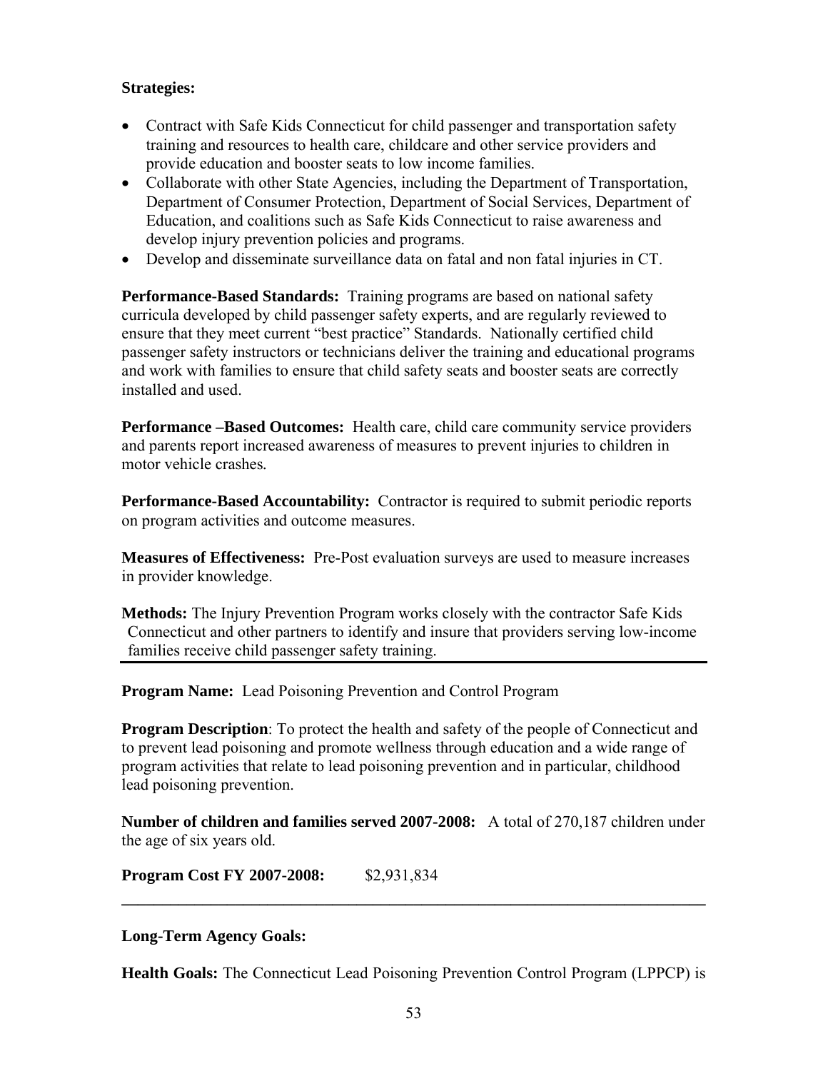**Strategies:**

- Contract with Safe Kids Connecticut for child passenger and transportation safety training and resources to health care, childcare and other service providers and provide education and booster seats to low income families.
- Collaborate with other State Agencies, including the Department of Transportation, Department of Consumer Protection, Department of Social Services, Department of Education, and coalitions such as Safe Kids Connecticut to raise awareness and develop injury prevention policies and programs.
- Develop and disseminate surveillance data on fatal and non fatal injuries in CT.

**Performance-Based Standards:** Training programs are based on national safety curricula developed by child passenger safety experts, and are regularly reviewed to ensure that they meet current "best practice" Standards. Nationally certified child passenger safety instructors or technicians deliver the training and educational programs and work with families to ensure that child safety seats and booster seats are correctly installed and used.

**Performance –Based Outcomes:** Health care, child care community service providers and parents report increased awareness of measures to prevent injuries to children in motor vehicle crashes.

**Performance-Based Accountability:** Contractor is required to submit periodic reports on program activities and outcome measures.

**Measures of Effectiveness:** Pre-Post evaluation surveys are used to measure increases in provider knowledge.

**Methods:** The Injury Prevention Program works closely with the contractor Safe Kids Connecticut and other partners to identify and insure that providers serving low-income families receive child passenger safety training.

---

**Program Name:** Lead Poisoning Prevention and Control Program

**Program Description**: To protect the health and safety of the people of Connecticut and to prevent lead poisoning and promote wellness through education and a wide range of program activities that relate to lead poisoning prevention and in particular, childhood lead poisoning prevention.

**Number of children and families served 2007-2008:** A total of 270,187 children under the age of six years old.

**Program Cost FY 2007-2008:** $2,931,834

---

**Long-Term Agency Goals:**

**Health Goals:** The Connecticut Lead Poisoning Prevention Control Program (LPPCP) is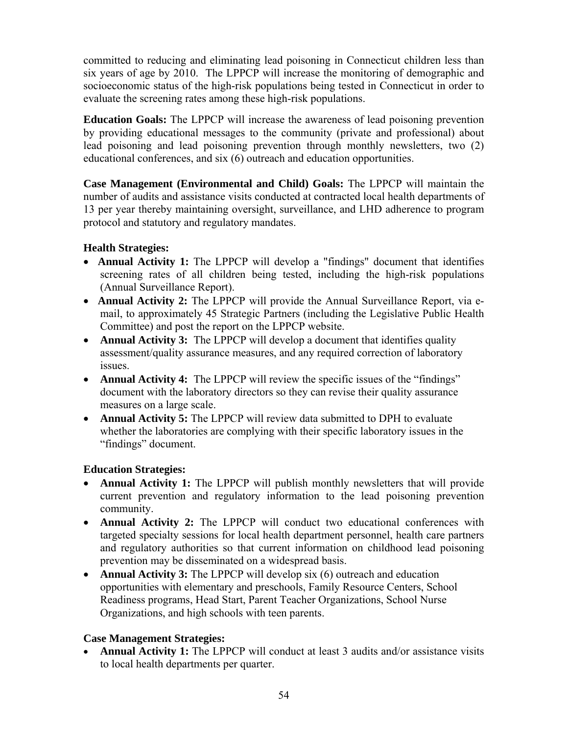committed to reducing and eliminating lead poisoning in Connecticut children less than six years of age by 2010. The LPPCP will increase the monitoring of demographic and socioeconomic status of the high-risk populations being tested in Connecticut in order to evaluate the screening rates among these high-risk populations.

**Education Goals:** The LPPCP will increase the awareness of lead poisoning prevention by providing educational messages to the community (private and professional) about lead poisoning and lead poisoning prevention through monthly newsletters, two (2) educational conferences, and six (6) outreach and education opportunities.

**Case Management (Environmental and Child) Goals:** The LPPCP will maintain the number of audits and assistance visits conducted at contracted local health departments of 13 per year thereby maintaining oversight, surveillance, and LHD adherence to program protocol and statutory and regulatory mandates.

**Health Strategies:**

- **Annual Activity 1:** The LPPCP will develop a "findings" document that identifies screening rates of all children being tested, including the high-risk populations (Annual Surveillance Report).
- **Annual Activity 2:** The LPPCP will provide the Annual Surveillance Report, via e-mail, to approximately 45 Strategic Partners (including the Legislative Public Health Committee) and post the report on the LPPCP website.
- **Annual Activity 3:** The LPPCP will develop a document that identifies quality assessment/quality assurance measures, and any required correction of laboratory issues.
- **Annual Activity 4:** The LPPCP will review the specific issues of the "findings" document with the laboratory directors so they can revise their quality assurance measures on a large scale.
- **Annual Activity 5:** The LPPCP will review data submitted to DPH to evaluate whether the laboratories are complying with their specific laboratory issues in the "findings" document.

**Education Strategies:**

- **Annual Activity 1:** The LPPCP will publish monthly newsletters that will provide current prevention and regulatory information to the lead poisoning prevention community.
- **Annual Activity 2:** The LPPCP will conduct two educational conferences with targeted specialty sessions for local health department personnel, health care partners and regulatory authorities so that current information on childhood lead poisoning prevention may be disseminated on a widespread basis.
- **Annual Activity 3:** The LPPCP will develop six (6) outreach and education opportunities with elementary and preschools, Family Resource Centers, School Readiness programs, Head Start, Parent Teacher Organizations, School Nurse Organizations, and high schools with teen parents.

**Case Management Strategies:**

- **Annual Activity 1:** The LPPCP will conduct at least 3 audits and/or assistance visits to local health departments per quarter.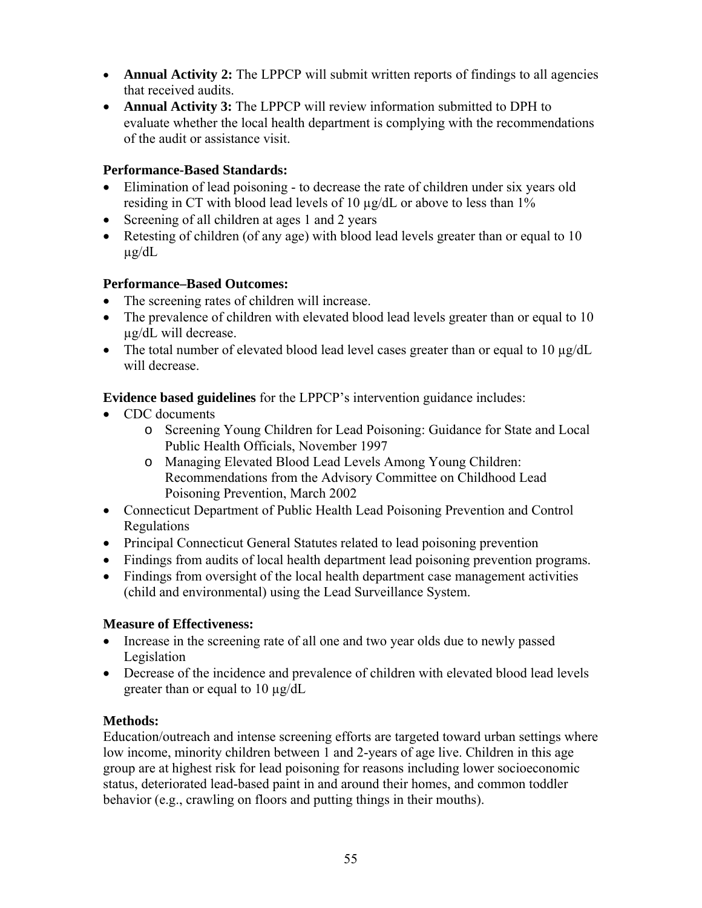- **Annual Activity 2:** The LPPCP will submit written reports of findings to all agencies that received audits.
- **Annual Activity 3:** The LPPCP will review information submitted to DPH to evaluate whether the local health department is complying with the recommendations of the audit or assistance visit.

**Performance-Based Standards:**

- Elimination of lead poisoning - to decrease the rate of children under six years old residing in CT with blood lead levels of 10 µg/dL or above to less than 1%
- Screening of all children at ages 1 and 2 years
- Retesting of children (of any age) with blood lead levels greater than or equal to 10 µg/dL

**Performance–Based Outcomes:**

- The screening rates of children will increase.
- The prevalence of children with elevated blood lead levels greater than or equal to 10 µg/dL will decrease.
- The total number of elevated blood lead level cases greater than or equal to 10 µg/dL will decrease.

**Evidence based guidelines** for the LPPCP's intervention guidance includes:

- CDC documents
  - Screening Young Children for Lead Poisoning: Guidance for State and Local Public Health Officials, November 1997
  - Managing Elevated Blood Lead Levels Among Young Children: Recommendations from the Advisory Committee on Childhood Lead Poisoning Prevention, March 2002
- Connecticut Department of Public Health Lead Poisoning Prevention and Control Regulations
- Principal Connecticut General Statutes related to lead poisoning prevention
- Findings from audits of local health department lead poisoning prevention programs.
- Findings from oversight of the local health department case management activities (child and environmental) using the Lead Surveillance System.

**Measure of Effectiveness:**

- Increase in the screening rate of all one and two year olds due to newly passed Legislation
- Decrease of the incidence and prevalence of children with elevated blood lead levels greater than or equal to 10 µg/dL

**Methods:**

Education/outreach and intense screening efforts are targeted toward urban settings where low income, minority children between 1 and 2-years of age live. Children in this age group are at highest risk for lead poisoning for reasons including lower socioeconomic status, deteriorated lead-based paint in and around their homes, and common toddler behavior (e.g., crawling on floors and putting things in their mouths).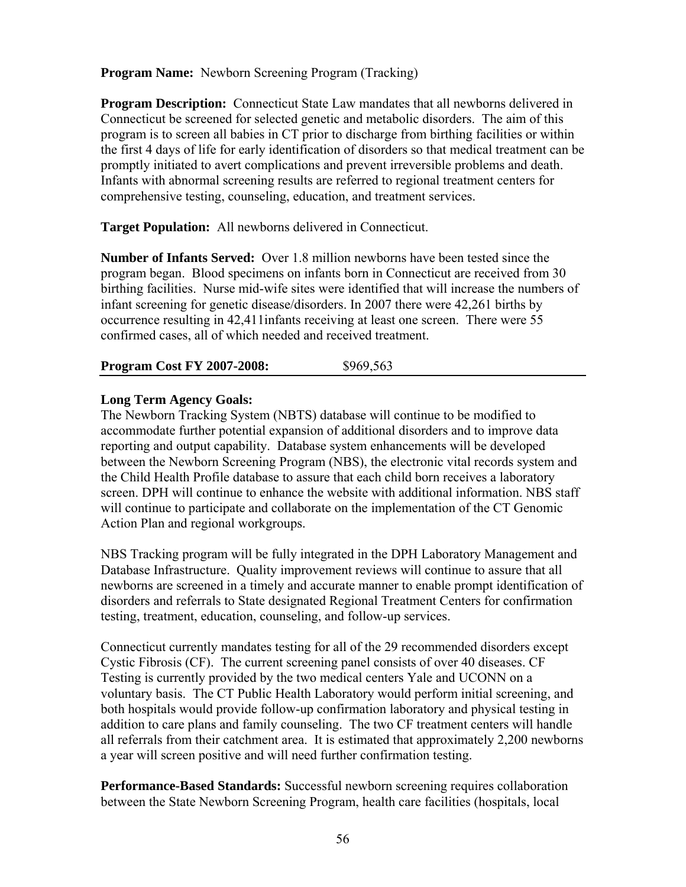**Program Name:** Newborn Screening Program (Tracking)

**Program Description:** Connecticut State Law mandates that all newborns delivered in Connecticut be screened for selected genetic and metabolic disorders. The aim of this program is to screen all babies in CT prior to discharge from birthing facilities or within the first 4 days of life for early identification of disorders so that medical treatment can be promptly initiated to avert complications and prevent irreversible problems and death. Infants with abnormal screening results are referred to regional treatment centers for comprehensive testing, counseling, education, and treatment services.

**Target Population:** All newborns delivered in Connecticut.

**Number of Infants Served:** Over 1.8 million newborns have been tested since the program began. Blood specimens on infants born in Connecticut are received from 30 birthing facilities. Nurse mid-wife sites were identified that will increase the numbers of infant screening for genetic disease/disorders. In 2007 there were 42,261 births by occurrence resulting in 42,411infants receiving at least one screen. There were 55 confirmed cases, all of which needed and received treatment.

**Program Cost FY 2007-2008:** $969,563

---

**Long Term Agency Goals:**

The Newborn Tracking System (NBTS) database will continue to be modified to accommodate further potential expansion of additional disorders and to improve data reporting and output capability. Database system enhancements will be developed between the Newborn Screening Program (NBS), the electronic vital records system and the Child Health Profile database to assure that each child born receives a laboratory screen. DPH will continue to enhance the website with additional information. NBS staff will continue to participate and collaborate on the implementation of the CT Genomic Action Plan and regional workgroups.

NBS Tracking program will be fully integrated in the DPH Laboratory Management and Database Infrastructure. Quality improvement reviews will continue to assure that all newborns are screened in a timely and accurate manner to enable prompt identification of disorders and referrals to State designated Regional Treatment Centers for confirmation testing, treatment, education, counseling, and follow-up services.

Connecticut currently mandates testing for all of the 29 recommended disorders except Cystic Fibrosis (CF). The current screening panel consists of over 40 diseases. CF Testing is currently provided by the two medical centers Yale and UCONN on a voluntary basis. The CT Public Health Laboratory would perform initial screening, and both hospitals would provide follow-up confirmation laboratory and physical testing in addition to care plans and family counseling. The two CF treatment centers will handle all referrals from their catchment area. It is estimated that approximately 2,200 newborns a year will screen positive and will need further confirmation testing.

**Performance-Based Standards:** Successful newborn screening requires collaboration between the State Newborn Screening Program, health care facilities (hospitals, local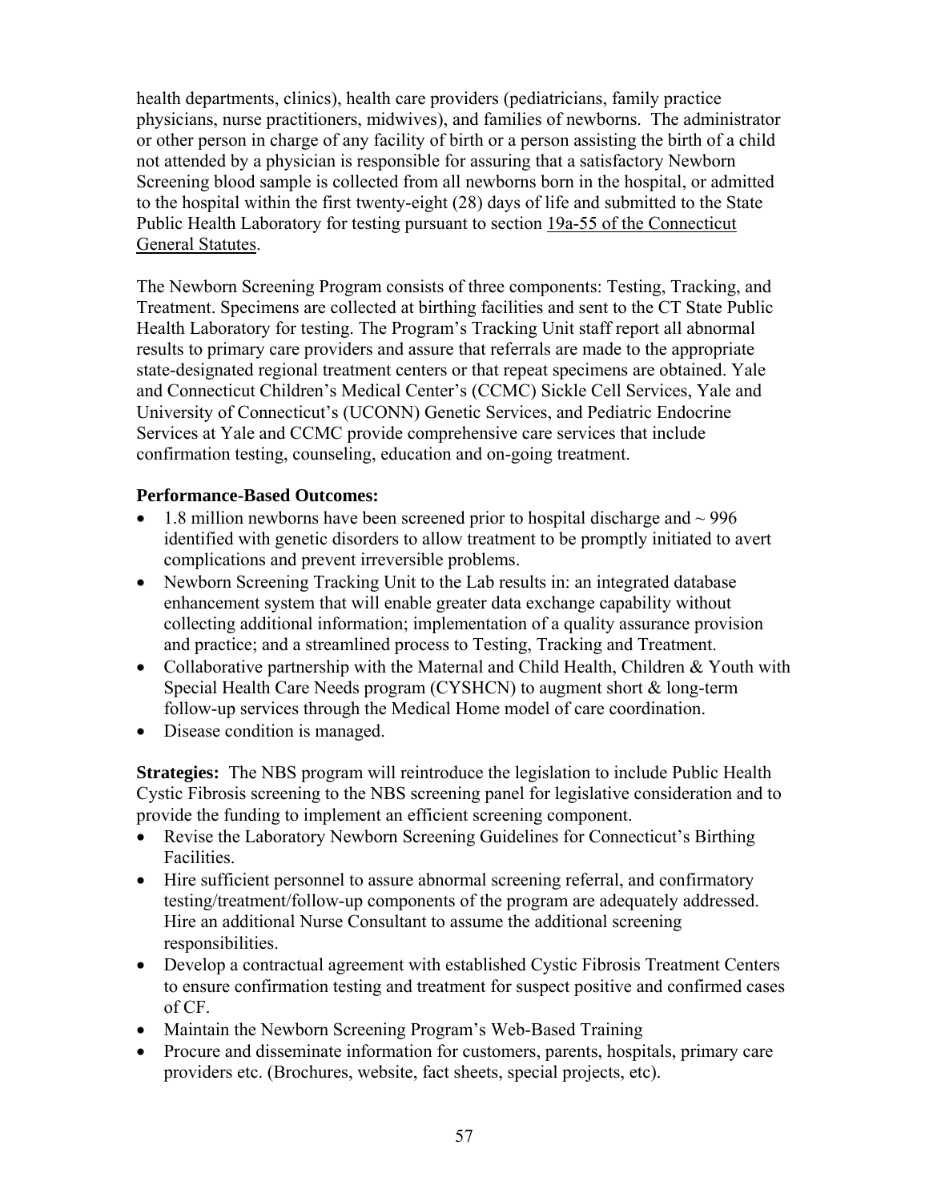health departments, clinics), health care providers (pediatricians, family practice physicians, nurse practitioners, midwives), and families of newborns. The administrator or other person in charge of any facility of birth or a person assisting the birth of a child not attended by a physician is responsible for assuring that a satisfactory Newborn Screening blood sample is collected from all newborns born in the hospital, or admitted to the hospital within the first twenty-eight (28) days of life and submitted to the State Public Health Laboratory for testing pursuant to section 19a-55 of the Connecticut General Statutes.

The Newborn Screening Program consists of three components: Testing, Tracking, and Treatment. Specimens are collected at birthing facilities and sent to the CT State Public Health Laboratory for testing. The Program's Tracking Unit staff report all abnormal results to primary care providers and assure that referrals are made to the appropriate state-designated regional treatment centers or that repeat specimens are obtained. Yale and Connecticut Children's Medical Center's (CCMC) Sickle Cell Services, Yale and University of Connecticut's (UCONN) Genetic Services, and Pediatric Endocrine Services at Yale and CCMC provide comprehensive care services that include confirmation testing, counseling, education and on-going treatment.

**Performance-Based Outcomes:**

- 1.8 million newborns have been screened prior to hospital discharge and ~ 996 identified with genetic disorders to allow treatment to be promptly initiated to avert complications and prevent irreversible problems.
- Newborn Screening Tracking Unit to the Lab results in: an integrated database enhancement system that will enable greater data exchange capability without collecting additional information; implementation of a quality assurance provision and practice; and a streamlined process to Testing, Tracking and Treatment.
- Collaborative partnership with the Maternal and Child Health, Children & Youth with Special Health Care Needs program (CYSHCN) to augment short & long-term follow-up services through the Medical Home model of care coordination.
- Disease condition is managed.

**Strategies:** The NBS program will reintroduce the legislation to include Public Health Cystic Fibrosis screening to the NBS screening panel for legislative consideration and to provide the funding to implement an efficient screening component.

- Revise the Laboratory Newborn Screening Guidelines for Connecticut's Birthing Facilities.
- Hire sufficient personnel to assure abnormal screening referral, and confirmatory testing/treatment/follow-up components of the program are adequately addressed. Hire an additional Nurse Consultant to assume the additional screening responsibilities.
- Develop a contractual agreement with established Cystic Fibrosis Treatment Centers to ensure confirmation testing and treatment for suspect positive and confirmed cases of CF.
- Maintain the Newborn Screening Program's Web-Based Training
- Procure and disseminate information for customers, parents, hospitals, primary care providers etc. (Brochures, website, fact sheets, special projects, etc).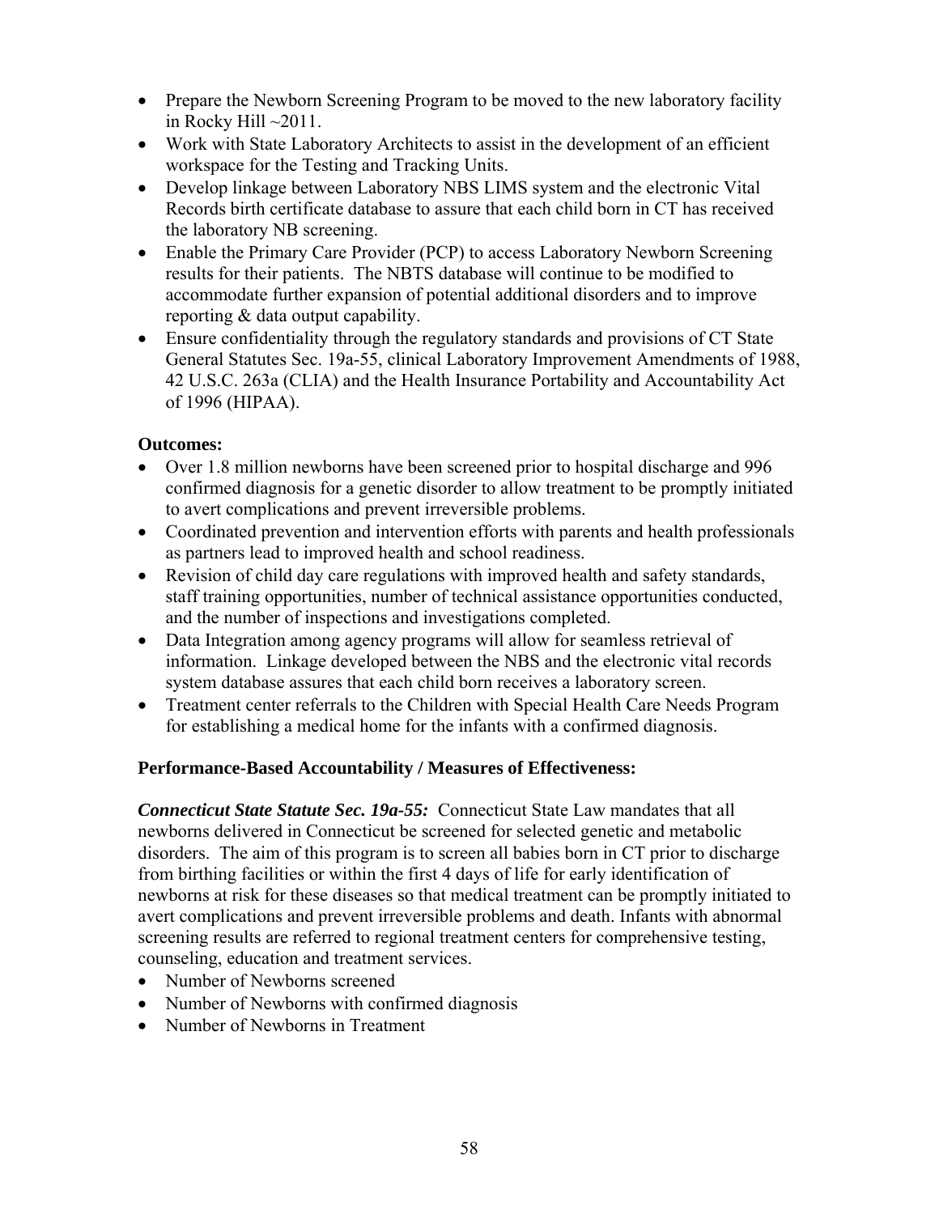- Prepare the Newborn Screening Program to be moved to the new laboratory facility in Rocky Hill ~2011.
- Work with State Laboratory Architects to assist in the development of an efficient workspace for the Testing and Tracking Units.
- Develop linkage between Laboratory NBS LIMS system and the electronic Vital Records birth certificate database to assure that each child born in CT has received the laboratory NB screening.
- Enable the Primary Care Provider (PCP) to access Laboratory Newborn Screening results for their patients. The NBTS database will continue to be modified to accommodate further expansion of potential additional disorders and to improve reporting & data output capability.
- Ensure confidentiality through the regulatory standards and provisions of CT State General Statutes Sec. 19a-55, clinical Laboratory Improvement Amendments of 1988, 42 U.S.C. 263a (CLIA) and the Health Insurance Portability and Accountability Act of 1996 (HIPAA).

**Outcomes:**

- Over 1.8 million newborns have been screened prior to hospital discharge and 996 confirmed diagnosis for a genetic disorder to allow treatment to be promptly initiated to avert complications and prevent irreversible problems.
- Coordinated prevention and intervention efforts with parents and health professionals as partners lead to improved health and school readiness.
- Revision of child day care regulations with improved health and safety standards, staff training opportunities, number of technical assistance opportunities conducted, and the number of inspections and investigations completed.
- Data Integration among agency programs will allow for seamless retrieval of information. Linkage developed between the NBS and the electronic vital records system database assures that each child born receives a laboratory screen.
- Treatment center referrals to the Children with Special Health Care Needs Program for establishing a medical home for the infants with a confirmed diagnosis.

**Performance-Based Accountability / Measures of Effectiveness:**

***Connecticut State Statute Sec. 19a-55:*** Connecticut State Law mandates that all newborns delivered in Connecticut be screened for selected genetic and metabolic disorders. The aim of this program is to screen all babies born in CT prior to discharge from birthing facilities or within the first 4 days of life for early identification of newborns at risk for these diseases so that medical treatment can be promptly initiated to avert complications and prevent irreversible problems and death. Infants with abnormal screening results are referred to regional treatment centers for comprehensive testing, counseling, education and treatment services.

- Number of Newborns screened
- Number of Newborns with confirmed diagnosis
- Number of Newborns in Treatment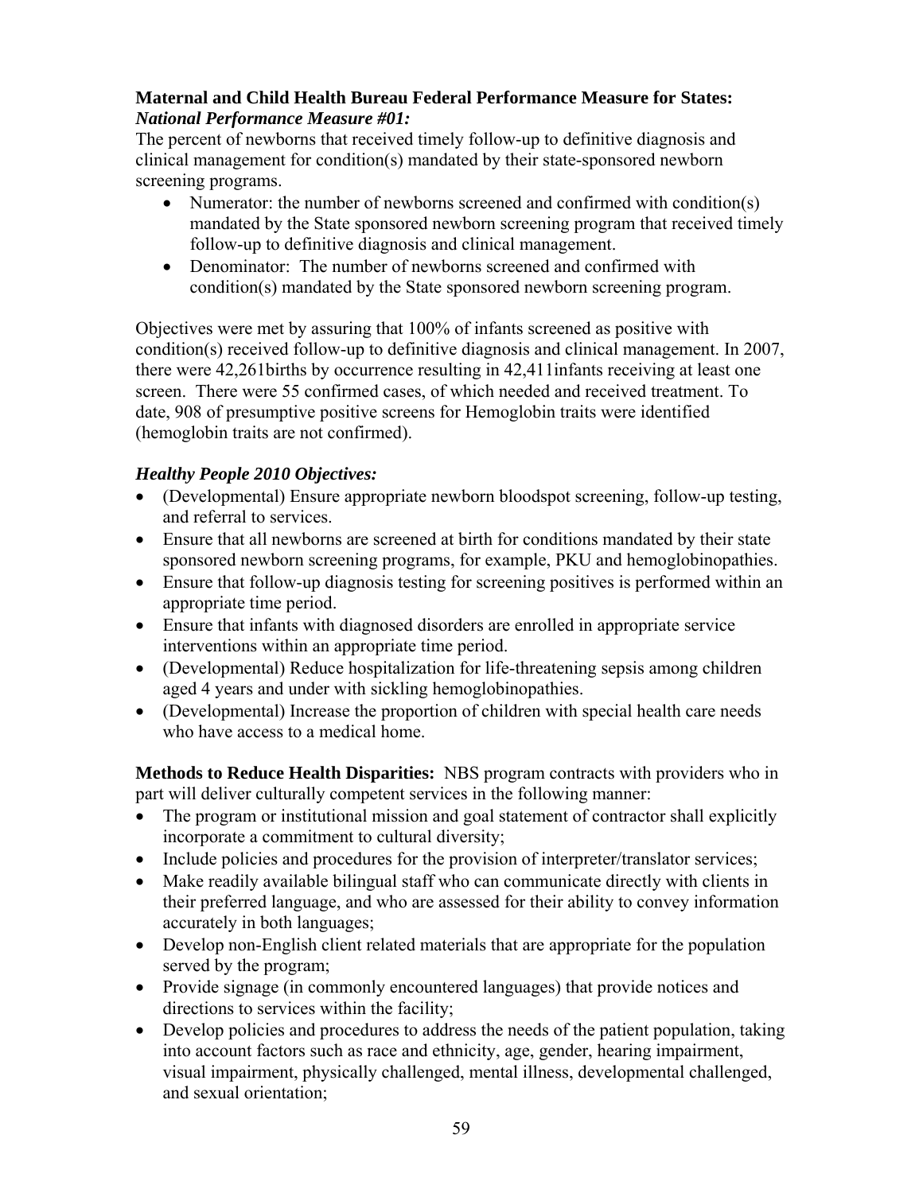**Maternal and Child Health Bureau Federal Performance Measure for States:**
***National Performance Measure #01:***
The percent of newborns that received timely follow-up to definitive diagnosis and clinical management for condition(s) mandated by their state-sponsored newborn screening programs.

- Numerator: the number of newborns screened and confirmed with condition(s) mandated by the State sponsored newborn screening program that received timely follow-up to definitive diagnosis and clinical management.
- Denominator: The number of newborns screened and confirmed with condition(s) mandated by the State sponsored newborn screening program.

Objectives were met by assuring that 100% of infants screened as positive with condition(s) received follow-up to definitive diagnosis and clinical management. In 2007, there were 42,261births by occurrence resulting in 42,411infants receiving at least one screen. There were 55 confirmed cases, of which needed and received treatment. To date, 908 of presumptive positive screens for Hemoglobin traits were identified (hemoglobin traits are not confirmed).

***Healthy People 2010 Objectives:***

- (Developmental) Ensure appropriate newborn bloodspot screening, follow-up testing, and referral to services.
- Ensure that all newborns are screened at birth for conditions mandated by their state sponsored newborn screening programs, for example, PKU and hemoglobinopathies.
- Ensure that follow-up diagnosis testing for screening positives is performed within an appropriate time period.
- Ensure that infants with diagnosed disorders are enrolled in appropriate service interventions within an appropriate time period.
- (Developmental) Reduce hospitalization for life-threatening sepsis among children aged 4 years and under with sickling hemoglobinopathies.
- (Developmental) Increase the proportion of children with special health care needs who have access to a medical home.

**Methods to Reduce Health Disparities:** NBS program contracts with providers who in part will deliver culturally competent services in the following manner:

- The program or institutional mission and goal statement of contractor shall explicitly incorporate a commitment to cultural diversity;
- Include policies and procedures for the provision of interpreter/translator services;
- Make readily available bilingual staff who can communicate directly with clients in their preferred language, and who are assessed for their ability to convey information accurately in both languages;
- Develop non-English client related materials that are appropriate for the population served by the program;
- Provide signage (in commonly encountered languages) that provide notices and directions to services within the facility;
- Develop policies and procedures to address the needs of the patient population, taking into account factors such as race and ethnicity, age, gender, hearing impairment, visual impairment, physically challenged, mental illness, developmental challenged, and sexual orientation;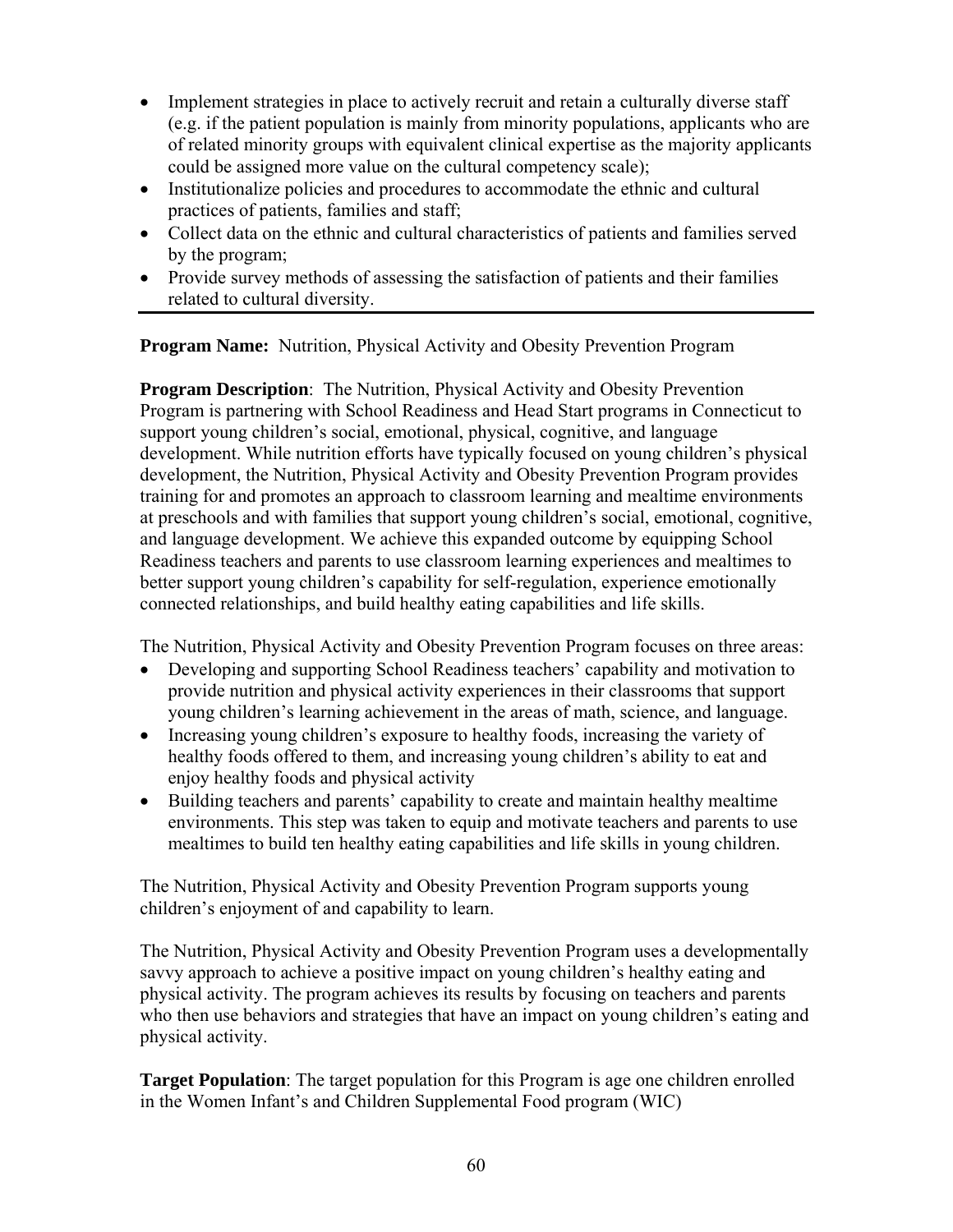- Implement strategies in place to actively recruit and retain a culturally diverse staff (e.g. if the patient population is mainly from minority populations, applicants who are of related minority groups with equivalent clinical expertise as the majority applicants could be assigned more value on the cultural competency scale);
- Institutionalize policies and procedures to accommodate the ethnic and cultural practices of patients, families and staff;
- Collect data on the ethnic and cultural characteristics of patients and families served by the program;
- Provide survey methods of assessing the satisfaction of patients and their families related to cultural diversity.

---

**Program Name:** Nutrition, Physical Activity and Obesity Prevention Program

**Program Description**: The Nutrition, Physical Activity and Obesity Prevention Program is partnering with School Readiness and Head Start programs in Connecticut to support young children's social, emotional, physical, cognitive, and language development. While nutrition efforts have typically focused on young children's physical development, the Nutrition, Physical Activity and Obesity Prevention Program provides training for and promotes an approach to classroom learning and mealtime environments at preschools and with families that support young children's social, emotional, cognitive, and language development. We achieve this expanded outcome by equipping School Readiness teachers and parents to use classroom learning experiences and mealtimes to better support young children's capability for self-regulation, experience emotionally connected relationships, and build healthy eating capabilities and life skills.

The Nutrition, Physical Activity and Obesity Prevention Program focuses on three areas:

- Developing and supporting School Readiness teachers' capability and motivation to provide nutrition and physical activity experiences in their classrooms that support young children's learning achievement in the areas of math, science, and language.
- Increasing young children's exposure to healthy foods, increasing the variety of healthy foods offered to them, and increasing young children's ability to eat and enjoy healthy foods and physical activity
- Building teachers and parents' capability to create and maintain healthy mealtime environments. This step was taken to equip and motivate teachers and parents to use mealtimes to build ten healthy eating capabilities and life skills in young children.

The Nutrition, Physical Activity and Obesity Prevention Program supports young children's enjoyment of and capability to learn.

The Nutrition, Physical Activity and Obesity Prevention Program uses a developmentally savvy approach to achieve a positive impact on young children's healthy eating and physical activity. The program achieves its results by focusing on teachers and parents who then use behaviors and strategies that have an impact on young children's eating and physical activity.

**Target Population**: The target population for this Program is age one children enrolled in the Women Infant's and Children Supplemental Food program (WIC)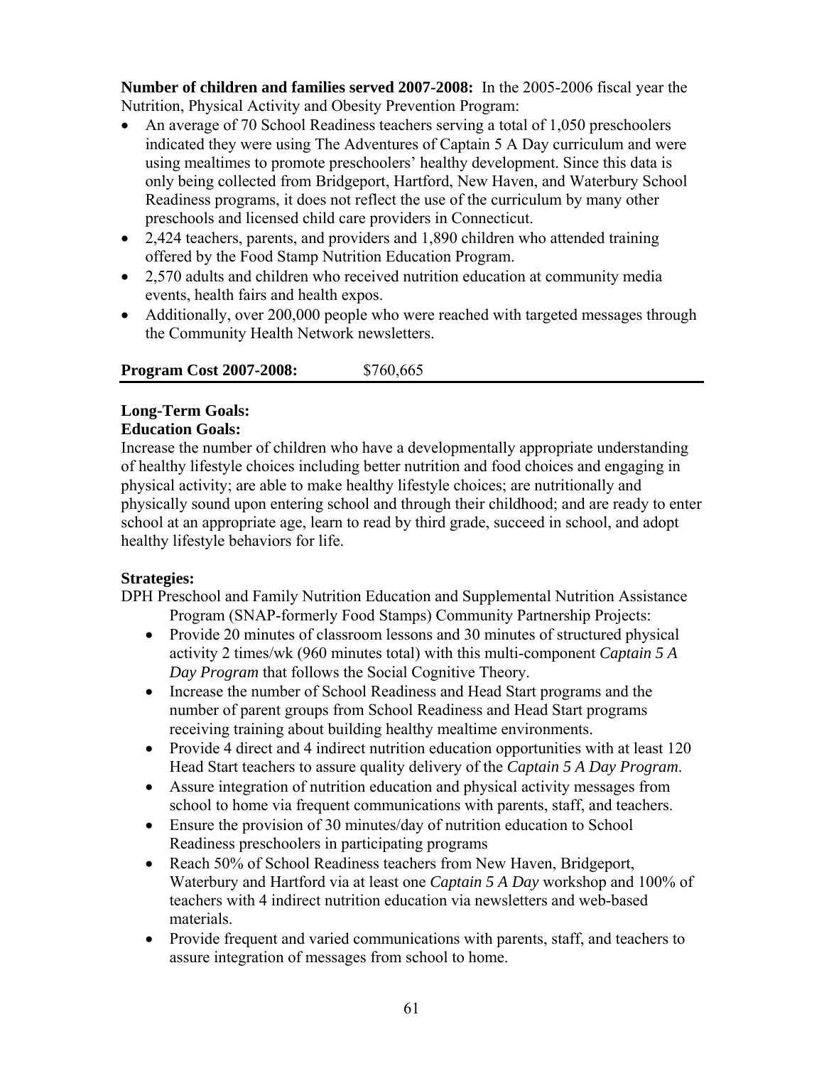**Number of children and families served 2007-2008:** In the 2005-2006 fiscal year the Nutrition, Physical Activity and Obesity Prevention Program:

- An average of 70 School Readiness teachers serving a total of 1,050 preschoolers indicated they were using The Adventures of Captain 5 A Day curriculum and were using mealtimes to promote preschoolers' healthy development. Since this data is only being collected from Bridgeport, Hartford, New Haven, and Waterbury School Readiness programs, it does not reflect the use of the curriculum by many other preschools and licensed child care providers in Connecticut.
- 2,424 teachers, parents, and providers and 1,890 children who attended training offered by the Food Stamp Nutrition Education Program.
- 2,570 adults and children who received nutrition education at community media events, health fairs and health expos.
- Additionally, over 200,000 people who were reached with targeted messages through the Community Health Network newsletters.

**Program Cost 2007-2008:** $760,665

**Long-Term Goals:**

**Education Goals:**

Increase the number of children who have a developmentally appropriate understanding of healthy lifestyle choices including better nutrition and food choices and engaging in physical activity; are able to make healthy lifestyle choices; are nutritionally and physically sound upon entering school and through their childhood; and are ready to enter school at an appropriate age, learn to read by third grade, succeed in school, and adopt healthy lifestyle behaviors for life.

**Strategies:**

DPH Preschool and Family Nutrition Education and Supplemental Nutrition Assistance Program (SNAP-formerly Food Stamps) Community Partnership Projects:

- Provide 20 minutes of classroom lessons and 30 minutes of structured physical activity 2 times/wk (960 minutes total) with this multi-component *Captain 5 A Day Program* that follows the Social Cognitive Theory.
- Increase the number of School Readiness and Head Start programs and the number of parent groups from School Readiness and Head Start programs receiving training about building healthy mealtime environments.
- Provide 4 direct and 4 indirect nutrition education opportunities with at least 120 Head Start teachers to assure quality delivery of the *Captain 5 A Day Program*.
- Assure integration of nutrition education and physical activity messages from school to home via frequent communications with parents, staff, and teachers.
- Ensure the provision of 30 minutes/day of nutrition education to School Readiness preschoolers in participating programs
- Reach 50% of School Readiness teachers from New Haven, Bridgeport, Waterbury and Hartford via at least one *Captain 5 A Day* workshop and 100% of teachers with 4 indirect nutrition education via newsletters and web-based materials.
- Provide frequent and varied communications with parents, staff, and teachers to assure integration of messages from school to home.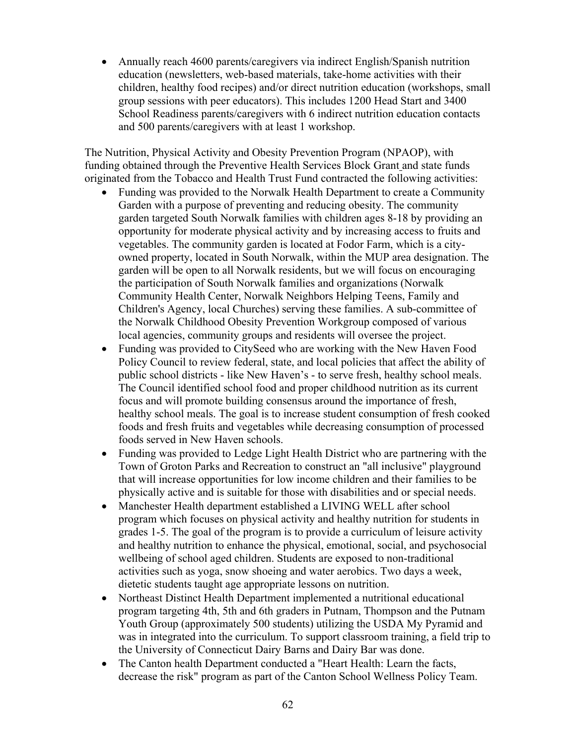- Annually reach 4600 parents/caregivers via indirect English/Spanish nutrition education (newsletters, web-based materials, take-home activities with their children, healthy food recipes) and/or direct nutrition education (workshops, small group sessions with peer educators). This includes 1200 Head Start and 3400 School Readiness parents/caregivers with 6 indirect nutrition education contacts and 500 parents/caregivers with at least 1 workshop.

The Nutrition, Physical Activity and Obesity Prevention Program (NPAOP), with funding obtained through the Preventive Health Services Block Grant and state funds originated from the Tobacco and Health Trust Fund contracted the following activities:

- Funding was provided to the Norwalk Health Department to create a Community Garden with a purpose of preventing and reducing obesity. The community garden targeted South Norwalk families with children ages 8-18 by providing an opportunity for moderate physical activity and by increasing access to fruits and vegetables. The community garden is located at Fodor Farm, which is a city-owned property, located in South Norwalk, within the MUP area designation. The garden will be open to all Norwalk residents, but we will focus on encouraging the participation of South Norwalk families and organizations (Norwalk Community Health Center, Norwalk Neighbors Helping Teens, Family and Children's Agency, local Churches) serving these families. A sub-committee of the Norwalk Childhood Obesity Prevention Workgroup composed of various local agencies, community groups and residents will oversee the project.
- Funding was provided to CitySeed who are working with the New Haven Food Policy Council to review federal, state, and local policies that affect the ability of public school districts - like New Haven's - to serve fresh, healthy school meals. The Council identified school food and proper childhood nutrition as its current focus and will promote building consensus around the importance of fresh, healthy school meals. The goal is to increase student consumption of fresh cooked foods and fresh fruits and vegetables while decreasing consumption of processed foods served in New Haven schools.
- Funding was provided to Ledge Light Health District who are partnering with the Town of Groton Parks and Recreation to construct an "all inclusive" playground that will increase opportunities for low income children and their families to be physically active and is suitable for those with disabilities and or special needs.
- Manchester Health department established a LIVING WELL after school program which focuses on physical activity and healthy nutrition for students in grades 1-5. The goal of the program is to provide a curriculum of leisure activity and healthy nutrition to enhance the physical, emotional, social, and psychosocial wellbeing of school aged children. Students are exposed to non-traditional activities such as yoga, snow shoeing and water aerobics. Two days a week, dietetic students taught age appropriate lessons on nutrition.
- Northeast Distinct Health Department implemented a nutritional educational program targeting 4th, 5th and 6th graders in Putnam, Thompson and the Putnam Youth Group (approximately 500 students) utilizing the USDA My Pyramid and was in integrated into the curriculum. To support classroom training, a field trip to the University of Connecticut Dairy Barns and Dairy Bar was done.
- The Canton health Department conducted a "Heart Health: Learn the facts, decrease the risk" program as part of the Canton School Wellness Policy Team.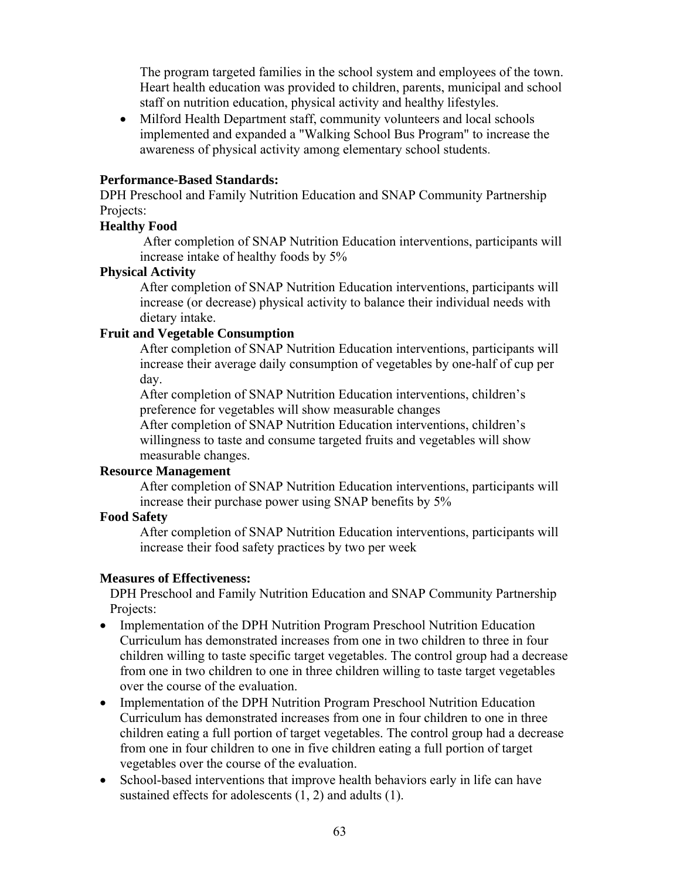The program targeted families in the school system and employees of the town. Heart health education was provided to children, parents, municipal and school staff on nutrition education, physical activity and healthy lifestyles.

- Milford Health Department staff, community volunteers and local schools implemented and expanded a "Walking School Bus Program" to increase the awareness of physical activity among elementary school students.

**Performance-Based Standards:**
DPH Preschool and Family Nutrition Education and SNAP Community Partnership Projects:

**Healthy Food**

After completion of SNAP Nutrition Education interventions, participants will increase intake of healthy foods by 5%

**Physical Activity**

After completion of SNAP Nutrition Education interventions, participants will increase (or decrease) physical activity to balance their individual needs with dietary intake.

**Fruit and Vegetable Consumption**

After completion of SNAP Nutrition Education interventions, participants will increase their average daily consumption of vegetables by one-half of cup per day.

After completion of SNAP Nutrition Education interventions, children's preference for vegetables will show measurable changes

After completion of SNAP Nutrition Education interventions, children's willingness to taste and consume targeted fruits and vegetables will show measurable changes.

**Resource Management**

After completion of SNAP Nutrition Education interventions, participants will increase their purchase power using SNAP benefits by 5%

**Food Safety**

After completion of SNAP Nutrition Education interventions, participants will increase their food safety practices by two per week

**Measures of Effectiveness:**
DPH Preschool and Family Nutrition Education and SNAP Community Partnership Projects:

- Implementation of the DPH Nutrition Program Preschool Nutrition Education Curriculum has demonstrated increases from one in two children to three in four children willing to taste specific target vegetables. The control group had a decrease from one in two children to one in three children willing to taste target vegetables over the course of the evaluation.
- Implementation of the DPH Nutrition Program Preschool Nutrition Education Curriculum has demonstrated increases from one in four children to one in three children eating a full portion of target vegetables. The control group had a decrease from one in four children to one in five children eating a full portion of target vegetables over the course of the evaluation.
- School-based interventions that improve health behaviors early in life can have sustained effects for adolescents (1, 2) and adults (1).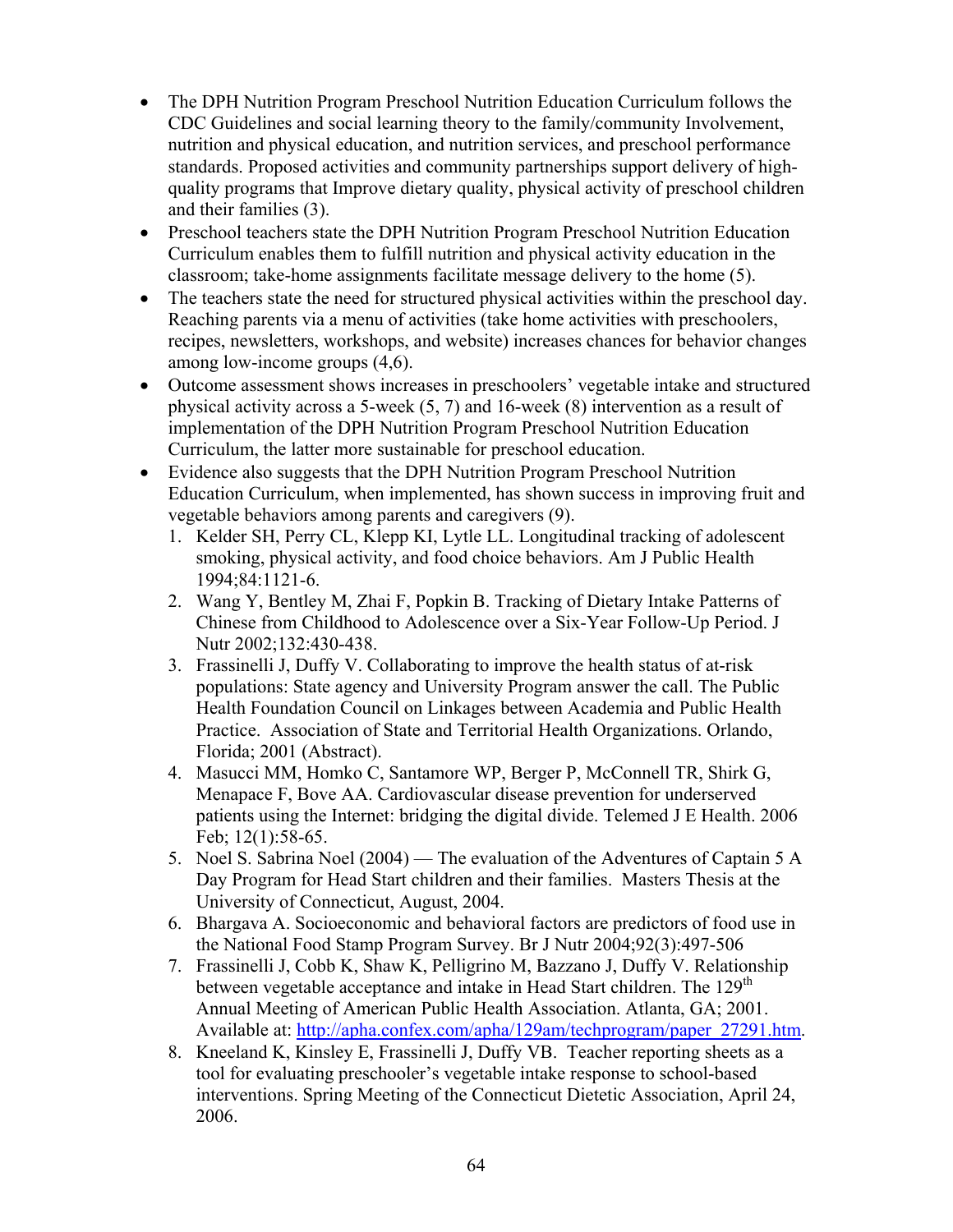- The DPH Nutrition Program Preschool Nutrition Education Curriculum follows the CDC Guidelines and social learning theory to the family/community Involvement, nutrition and physical education, and nutrition services, and preschool performance standards. Proposed activities and community partnerships support delivery of high-quality programs that Improve dietary quality, physical activity of preschool children and their families (3).
- Preschool teachers state the DPH Nutrition Program Preschool Nutrition Education Curriculum enables them to fulfill nutrition and physical activity education in the classroom; take-home assignments facilitate message delivery to the home (5).
- The teachers state the need for structured physical activities within the preschool day. Reaching parents via a menu of activities (take home activities with preschoolers, recipes, newsletters, workshops, and website) increases chances for behavior changes among low-income groups (4,6).
- Outcome assessment shows increases in preschoolers' vegetable intake and structured physical activity across a 5-week (5, 7) and 16-week (8) intervention as a result of implementation of the DPH Nutrition Program Preschool Nutrition Education Curriculum, the latter more sustainable for preschool education.
- Evidence also suggests that the DPH Nutrition Program Preschool Nutrition Education Curriculum, when implemented, has shown success in improving fruit and vegetable behaviors among parents and caregivers (9).
  1. Kelder SH, Perry CL, Klepp KI, Lytle LL. Longitudinal tracking of adolescent smoking, physical activity, and food choice behaviors. Am J Public Health 1994;84:1121-6.
  2. Wang Y, Bentley M, Zhai F, Popkin B. Tracking of Dietary Intake Patterns of Chinese from Childhood to Adolescence over a Six-Year Follow-Up Period. J Nutr 2002;132:430-438.
  3. Frassinelli J, Duffy V. Collaborating to improve the health status of at-risk populations: State agency and University Program answer the call. The Public Health Foundation Council on Linkages between Academia and Public Health Practice. Association of State and Territorial Health Organizations. Orlando, Florida; 2001 (Abstract).
  4. Masucci MM, Homko C, Santamore WP, Berger P, McConnell TR, Shirk G, Menapace F, Bove AA. Cardiovascular disease prevention for underserved patients using the Internet: bridging the digital divide. Telemed J E Health. 2006 Feb; 12(1):58-65.
  5. Noel S. Sabrina Noel (2004) — The evaluation of the Adventures of Captain 5 A Day Program for Head Start children and their families. Masters Thesis at the University of Connecticut, August, 2004.
  6. Bhargava A. Socioeconomic and behavioral factors are predictors of food use in the National Food Stamp Program Survey. Br J Nutr 2004;92(3):497-506
  7. Frassinelli J, Cobb K, Shaw K, Pelligrino M, Bazzano J, Duffy V. Relationship between vegetable acceptance and intake in Head Start children. The 129th Annual Meeting of American Public Health Association. Atlanta, GA; 2001. Available at: http://apha.confex.com/apha/129am/techprogram/paper_27291.htm.
  8. Kneeland K, Kinsley E, Frassinelli J, Duffy VB. Teacher reporting sheets as a tool for evaluating preschooler's vegetable intake response to school-based interventions. Spring Meeting of the Connecticut Dietetic Association, April 24, 2006.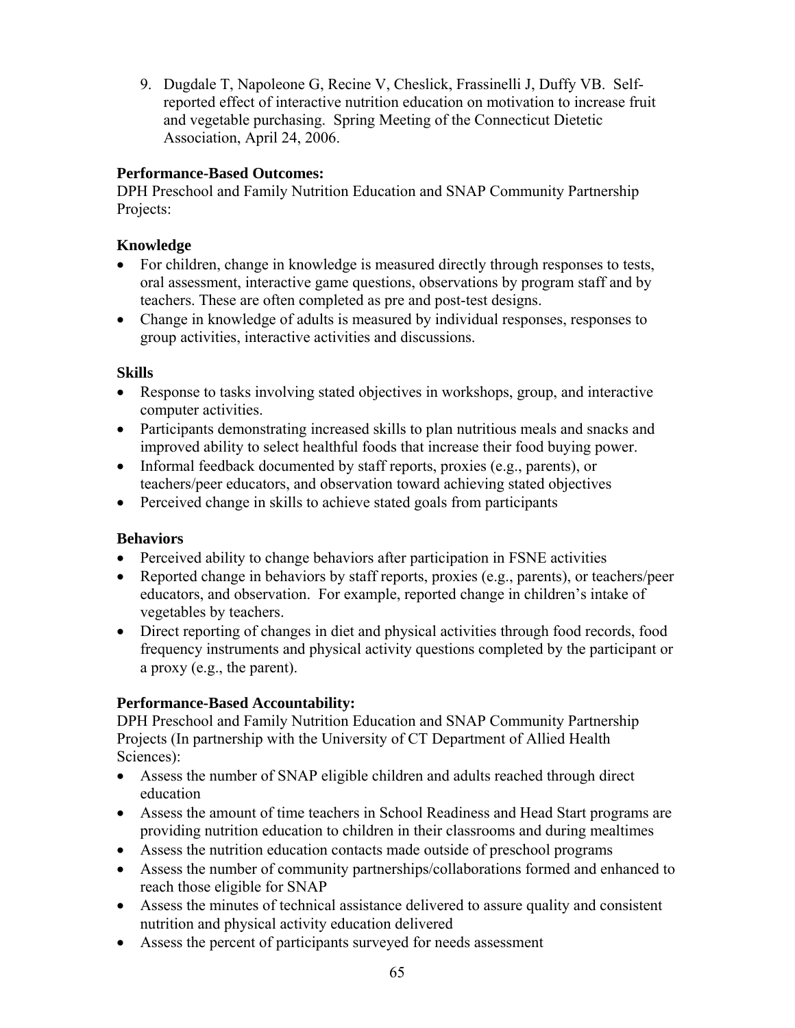9. Dugdale T, Napoleone G, Recine V, Cheslick, Frassinelli J, Duffy VB. Self-reported effect of interactive nutrition education on motivation to increase fruit and vegetable purchasing. Spring Meeting of the Connecticut Dietetic Association, April 24, 2006.

**Performance-Based Outcomes:**
DPH Preschool and Family Nutrition Education and SNAP Community Partnership Projects:

**Knowledge**

- For children, change in knowledge is measured directly through responses to tests, oral assessment, interactive game questions, observations by program staff and by teachers. These are often completed as pre and post-test designs.
- Change in knowledge of adults is measured by individual responses, responses to group activities, interactive activities and discussions.

**Skills**

- Response to tasks involving stated objectives in workshops, group, and interactive computer activities.
- Participants demonstrating increased skills to plan nutritious meals and snacks and improved ability to select healthful foods that increase their food buying power.
- Informal feedback documented by staff reports, proxies (e.g., parents), or teachers/peer educators, and observation toward achieving stated objectives
- Perceived change in skills to achieve stated goals from participants

**Behaviors**

- Perceived ability to change behaviors after participation in FSNE activities
- Reported change in behaviors by staff reports, proxies (e.g., parents), or teachers/peer educators, and observation. For example, reported change in children's intake of vegetables by teachers.
- Direct reporting of changes in diet and physical activities through food records, food frequency instruments and physical activity questions completed by the participant or a proxy (e.g., the parent).

**Performance-Based Accountability:**
DPH Preschool and Family Nutrition Education and SNAP Community Partnership Projects (In partnership with the University of CT Department of Allied Health Sciences):

- Assess the number of SNAP eligible children and adults reached through direct education
- Assess the amount of time teachers in School Readiness and Head Start programs are providing nutrition education to children in their classrooms and during mealtimes
- Assess the nutrition education contacts made outside of preschool programs
- Assess the number of community partnerships/collaborations formed and enhanced to reach those eligible for SNAP
- Assess the minutes of technical assistance delivered to assure quality and consistent nutrition and physical activity education delivered
- Assess the percent of participants surveyed for needs assessment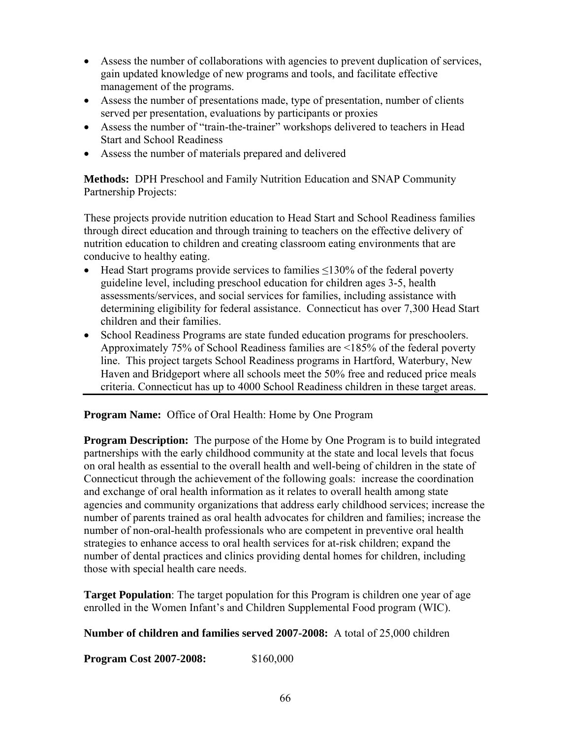- Assess the number of collaborations with agencies to prevent duplication of services, gain updated knowledge of new programs and tools, and facilitate effective management of the programs.
- Assess the number of presentations made, type of presentation, number of clients served per presentation, evaluations by participants or proxies
- Assess the number of "train-the-trainer" workshops delivered to teachers in Head Start and School Readiness
- Assess the number of materials prepared and delivered

**Methods:** DPH Preschool and Family Nutrition Education and SNAP Community Partnership Projects:

These projects provide nutrition education to Head Start and School Readiness families through direct education and through training to teachers on the effective delivery of nutrition education to children and creating classroom eating environments that are conducive to healthy eating.

- Head Start programs provide services to families ≤130% of the federal poverty guideline level, including preschool education for children ages 3-5, health assessments/services, and social services for families, including assistance with determining eligibility for federal assistance. Connecticut has over 7,300 Head Start children and their families.
- School Readiness Programs are state funded education programs for preschoolers. Approximately 75% of School Readiness families are <185% of the federal poverty line. This project targets School Readiness programs in Hartford, Waterbury, New Haven and Bridgeport where all schools meet the 50% free and reduced price meals criteria. Connecticut has up to 4000 School Readiness children in these target areas.

---

**Program Name:** Office of Oral Health: Home by One Program

**Program Description:** The purpose of the Home by One Program is to build integrated partnerships with the early childhood community at the state and local levels that focus on oral health as essential to the overall health and well-being of children in the state of Connecticut through the achievement of the following goals: increase the coordination and exchange of oral health information as it relates to overall health among state agencies and community organizations that address early childhood services; increase the number of parents trained as oral health advocates for children and families; increase the number of non-oral-health professionals who are competent in preventive oral health strategies to enhance access to oral health services for at-risk children; expand the number of dental practices and clinics providing dental homes for children, including those with special health care needs.

**Target Population**: The target population for this Program is children one year of age enrolled in the Women Infant's and Children Supplemental Food program (WIC).

**Number of children and families served 2007-2008:** A total of 25,000 children

**Program Cost 2007-2008:** $160,000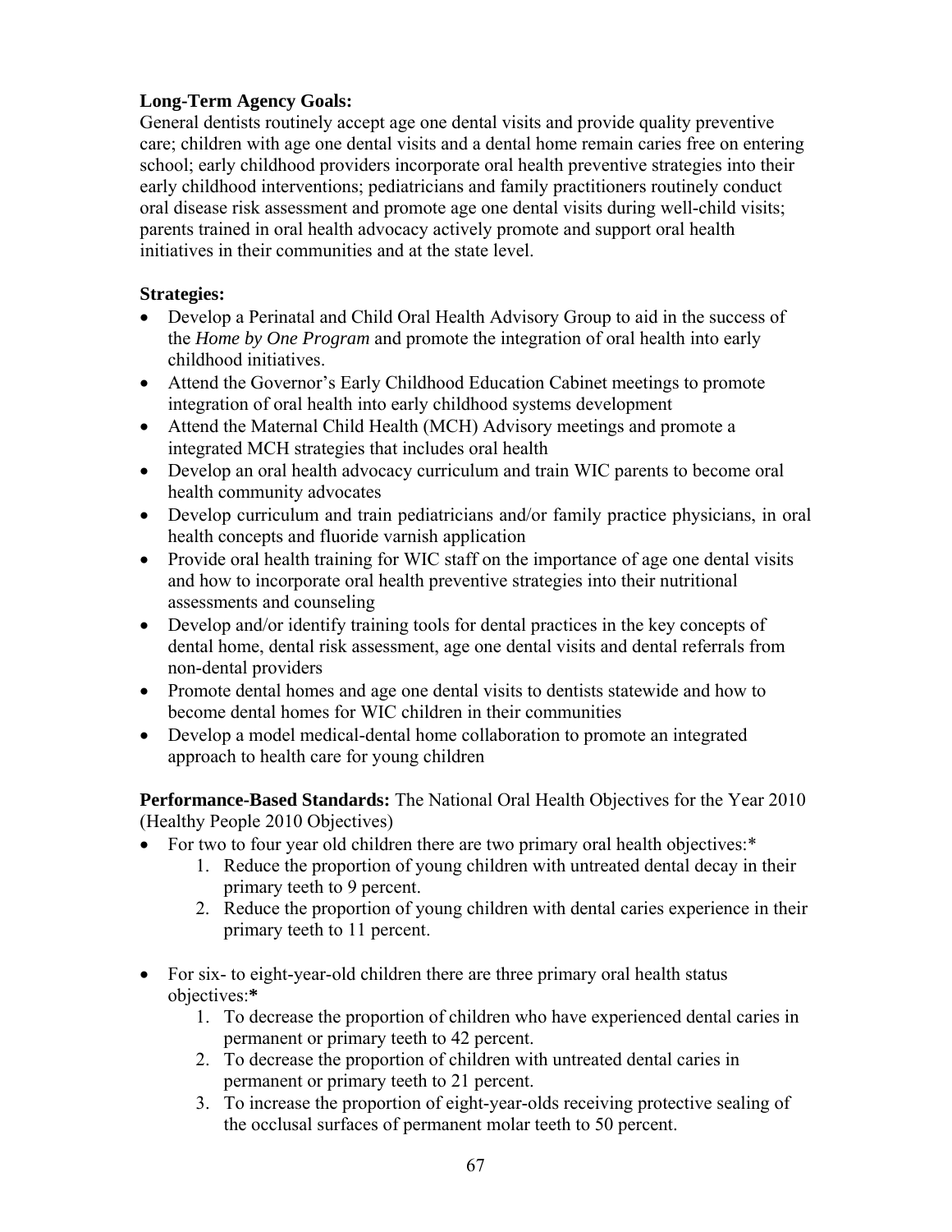**Long-Term Agency Goals:**
General dentists routinely accept age one dental visits and provide quality preventive care; children with age one dental visits and a dental home remain caries free on entering school; early childhood providers incorporate oral health preventive strategies into their early childhood interventions; pediatricians and family practitioners routinely conduct oral disease risk assessment and promote age one dental visits during well-child visits; parents trained in oral health advocacy actively promote and support oral health initiatives in their communities and at the state level.

**Strategies:**

- Develop a Perinatal and Child Oral Health Advisory Group to aid in the success of the *Home by One Program* and promote the integration of oral health into early childhood initiatives.
- Attend the Governor's Early Childhood Education Cabinet meetings to promote integration of oral health into early childhood systems development
- Attend the Maternal Child Health (MCH) Advisory meetings and promote a integrated MCH strategies that includes oral health
- Develop an oral health advocacy curriculum and train WIC parents to become oral health community advocates
- Develop curriculum and train pediatricians and/or family practice physicians, in oral health concepts and fluoride varnish application
- Provide oral health training for WIC staff on the importance of age one dental visits and how to incorporate oral health preventive strategies into their nutritional assessments and counseling
- Develop and/or identify training tools for dental practices in the key concepts of dental home, dental risk assessment, age one dental visits and dental referrals from non-dental providers
- Promote dental homes and age one dental visits to dentists statewide and how to become dental homes for WIC children in their communities
- Develop a model medical-dental home collaboration to promote an integrated approach to health care for young children

**Performance-Based Standards:** The National Oral Health Objectives for the Year 2010 (Healthy People 2010 Objectives)

- For two to four year old children there are two primary oral health objectives:*
  1. Reduce the proportion of young children with untreated dental decay in their primary teeth to 9 percent.
  2. Reduce the proportion of young children with dental caries experience in their primary teeth to 11 percent.

- For six- to eight-year-old children there are three primary oral health status objectives:**\***
  1. To decrease the proportion of children who have experienced dental caries in permanent or primary teeth to 42 percent.
  2. To decrease the proportion of children with untreated dental caries in permanent or primary teeth to 21 percent.
  3. To increase the proportion of eight-year-olds receiving protective sealing of the occlusal surfaces of permanent molar teeth to 50 percent.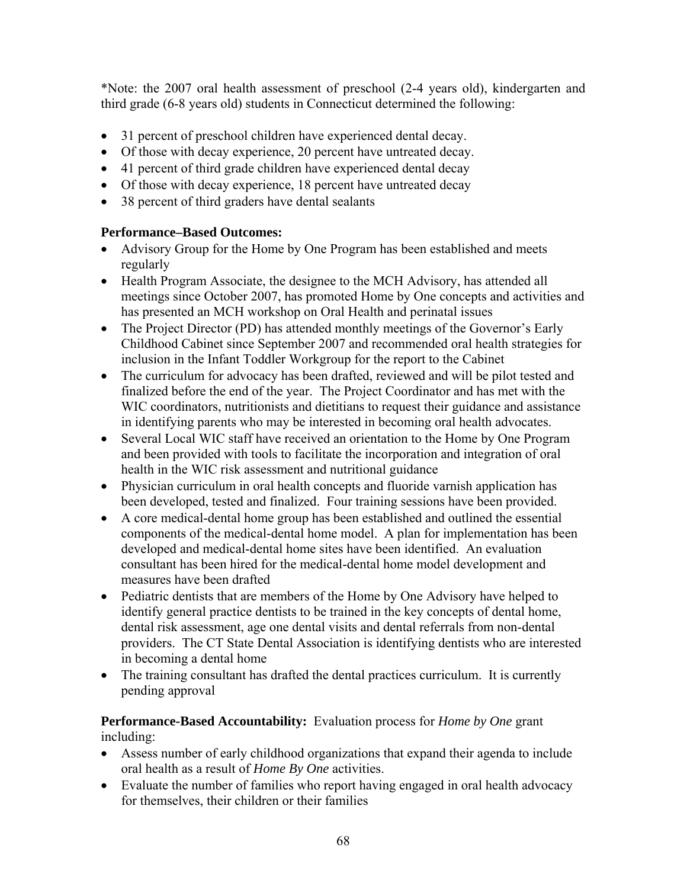*Note: the 2007 oral health assessment of preschool (2-4 years old), kindergarten and third grade (6-8 years old) students in Connecticut determined the following:

- 31 percent of preschool children have experienced dental decay.
- Of those with decay experience, 20 percent have untreated decay.
- 41 percent of third grade children have experienced dental decay
- Of those with decay experience, 18 percent have untreated decay
- 38 percent of third graders have dental sealants

**Performance–Based Outcomes:**

- Advisory Group for the Home by One Program has been established and meets regularly
- Health Program Associate, the designee to the MCH Advisory, has attended all meetings since October 2007, has promoted Home by One concepts and activities and has presented an MCH workshop on Oral Health and perinatal issues
- The Project Director (PD) has attended monthly meetings of the Governor's Early Childhood Cabinet since September 2007 and recommended oral health strategies for inclusion in the Infant Toddler Workgroup for the report to the Cabinet
- The curriculum for advocacy has been drafted, reviewed and will be pilot tested and finalized before the end of the year. The Project Coordinator and has met with the WIC coordinators, nutritionists and dietitians to request their guidance and assistance in identifying parents who may be interested in becoming oral health advocates.
- Several Local WIC staff have received an orientation to the Home by One Program and been provided with tools to facilitate the incorporation and integration of oral health in the WIC risk assessment and nutritional guidance
- Physician curriculum in oral health concepts and fluoride varnish application has been developed, tested and finalized. Four training sessions have been provided.
- A core medical-dental home group has been established and outlined the essential components of the medical-dental home model. A plan for implementation has been developed and medical-dental home sites have been identified. An evaluation consultant has been hired for the medical-dental home model development and measures have been drafted
- Pediatric dentists that are members of the Home by One Advisory have helped to identify general practice dentists to be trained in the key concepts of dental home, dental risk assessment, age one dental visits and dental referrals from non-dental providers. The CT State Dental Association is identifying dentists who are interested in becoming a dental home
- The training consultant has drafted the dental practices curriculum. It is currently pending approval

**Performance-Based Accountability:** Evaluation process for *Home by One* grant including:

- Assess number of early childhood organizations that expand their agenda to include oral health as a result of *Home By One* activities.
- Evaluate the number of families who report having engaged in oral health advocacy for themselves, their children or their families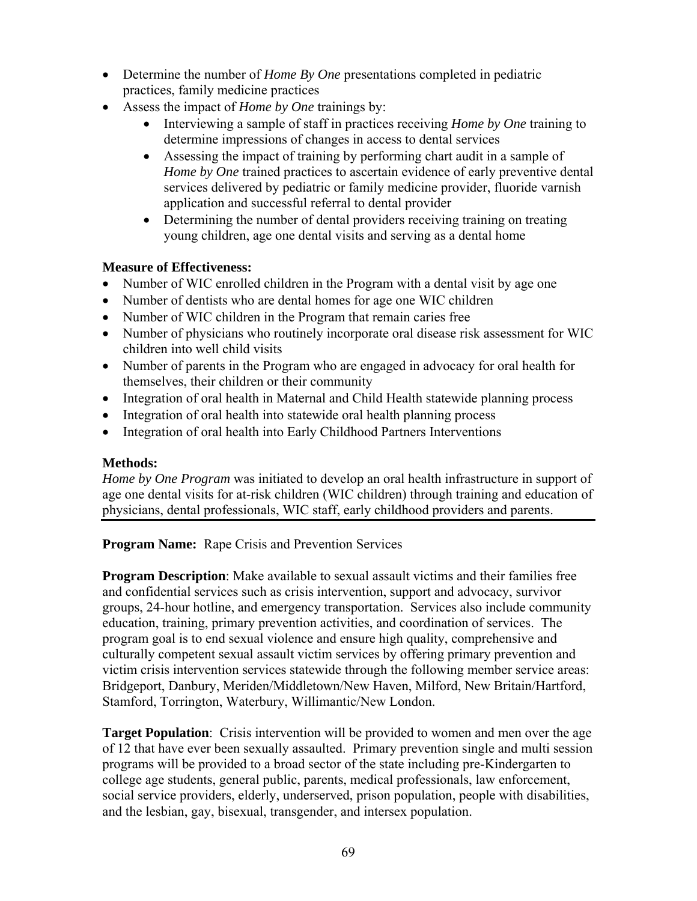- Determine the number of *Home By One* presentations completed in pediatric practices, family medicine practices
- Assess the impact of *Home by One* trainings by:
  - Interviewing a sample of staff in practices receiving *Home by One* training to determine impressions of changes in access to dental services
  - Assessing the impact of training by performing chart audit in a sample of *Home by One* trained practices to ascertain evidence of early preventive dental services delivered by pediatric or family medicine provider, fluoride varnish application and successful referral to dental provider
  - Determining the number of dental providers receiving training on treating young children, age one dental visits and serving as a dental home

**Measure of Effectiveness:**

- Number of WIC enrolled children in the Program with a dental visit by age one
- Number of dentists who are dental homes for age one WIC children
- Number of WIC children in the Program that remain caries free
- Number of physicians who routinely incorporate oral disease risk assessment for WIC children into well child visits
- Number of parents in the Program who are engaged in advocacy for oral health for themselves, their children or their community
- Integration of oral health in Maternal and Child Health statewide planning process
- Integration of oral health into statewide oral health planning process
- Integration of oral health into Early Childhood Partners Interventions

**Methods:**

*Home by One Program* was initiated to develop an oral health infrastructure in support of age one dental visits for at-risk children (WIC children) through training and education of physicians, dental professionals, WIC staff, early childhood providers and parents.

---

**Program Name:** Rape Crisis and Prevention Services

**Program Description**: Make available to sexual assault victims and their families free and confidential services such as crisis intervention, support and advocacy, survivor groups, 24-hour hotline, and emergency transportation. Services also include community education, training, primary prevention activities, and coordination of services. The program goal is to end sexual violence and ensure high quality, comprehensive and culturally competent sexual assault victim services by offering primary prevention and victim crisis intervention services statewide through the following member service areas: Bridgeport, Danbury, Meriden/Middletown/New Haven, Milford, New Britain/Hartford, Stamford, Torrington, Waterbury, Willimantic/New London.

**Target Population**: Crisis intervention will be provided to women and men over the age of 12 that have ever been sexually assaulted. Primary prevention single and multi session programs will be provided to a broad sector of the state including pre-Kindergarten to college age students, general public, parents, medical professionals, law enforcement, social service providers, elderly, underserved, prison population, people with disabilities, and the lesbian, gay, bisexual, transgender, and intersex population.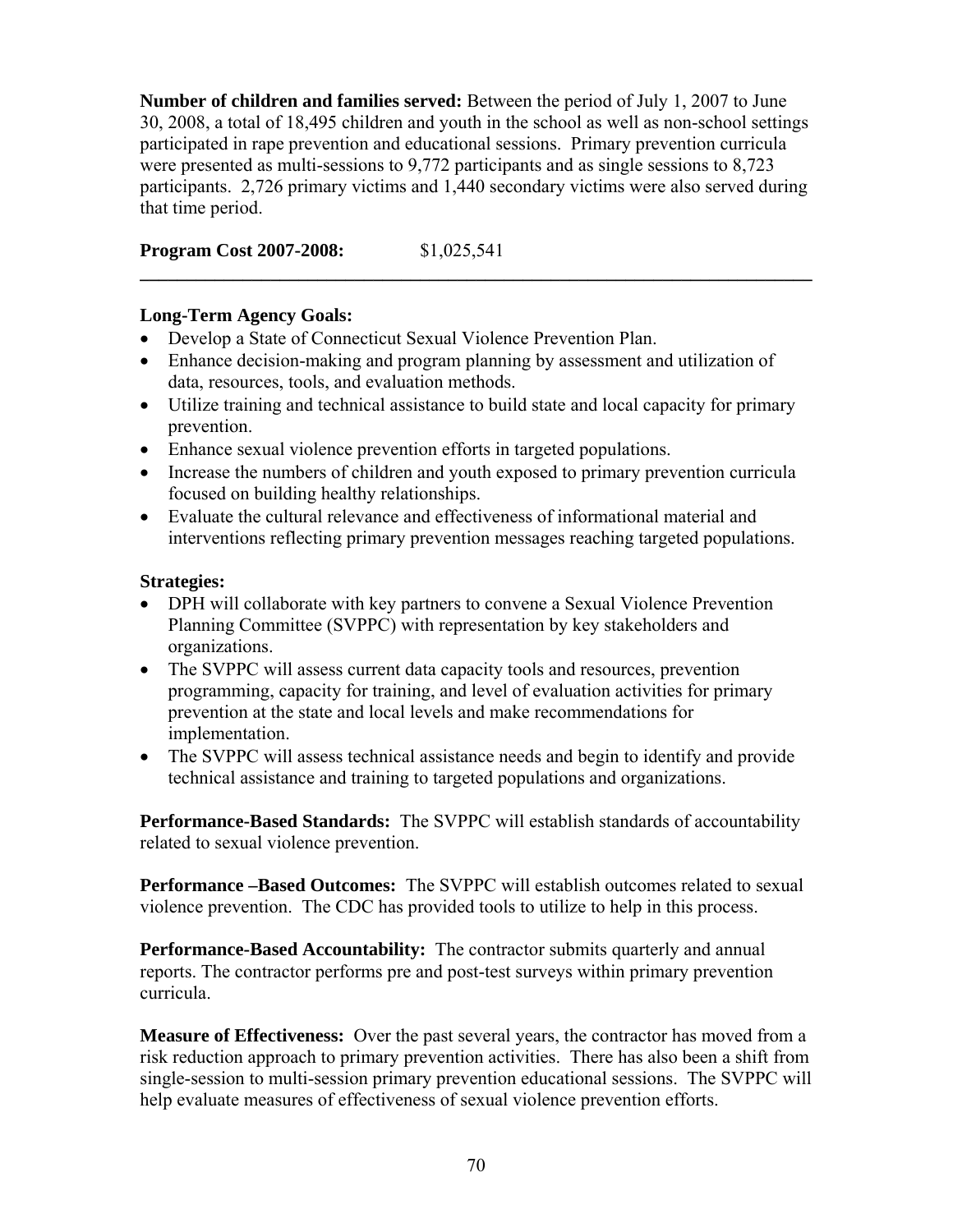**Number of children and families served:** Between the period of July 1, 2007 to June 30, 2008, a total of 18,495 children and youth in the school as well as non-school settings participated in rape prevention and educational sessions. Primary prevention curricula were presented as multi-sessions to 9,772 participants and as single sessions to 8,723 participants. 2,726 primary victims and 1,440 secondary victims were also served during that time period.

**Program Cost 2007-2008:** $1,025,541

---

**Long-Term Agency Goals:**

- Develop a State of Connecticut Sexual Violence Prevention Plan.
- Enhance decision-making and program planning by assessment and utilization of data, resources, tools, and evaluation methods.
- Utilize training and technical assistance to build state and local capacity for primary prevention.
- Enhance sexual violence prevention efforts in targeted populations.
- Increase the numbers of children and youth exposed to primary prevention curricula focused on building healthy relationships.
- Evaluate the cultural relevance and effectiveness of informational material and interventions reflecting primary prevention messages reaching targeted populations.

**Strategies:**

- DPH will collaborate with key partners to convene a Sexual Violence Prevention Planning Committee (SVPPC) with representation by key stakeholders and organizations.
- The SVPPC will assess current data capacity tools and resources, prevention programming, capacity for training, and level of evaluation activities for primary prevention at the state and local levels and make recommendations for implementation.
- The SVPPC will assess technical assistance needs and begin to identify and provide technical assistance and training to targeted populations and organizations.

**Performance-Based Standards:** The SVPPC will establish standards of accountability related to sexual violence prevention.

**Performance –Based Outcomes:** The SVPPC will establish outcomes related to sexual violence prevention. The CDC has provided tools to utilize to help in this process.

**Performance-Based Accountability:** The contractor submits quarterly and annual reports. The contractor performs pre and post-test surveys within primary prevention curricula.

**Measure of Effectiveness:** Over the past several years, the contractor has moved from a risk reduction approach to primary prevention activities. There has also been a shift from single-session to multi-session primary prevention educational sessions. The SVPPC will help evaluate measures of effectiveness of sexual violence prevention efforts.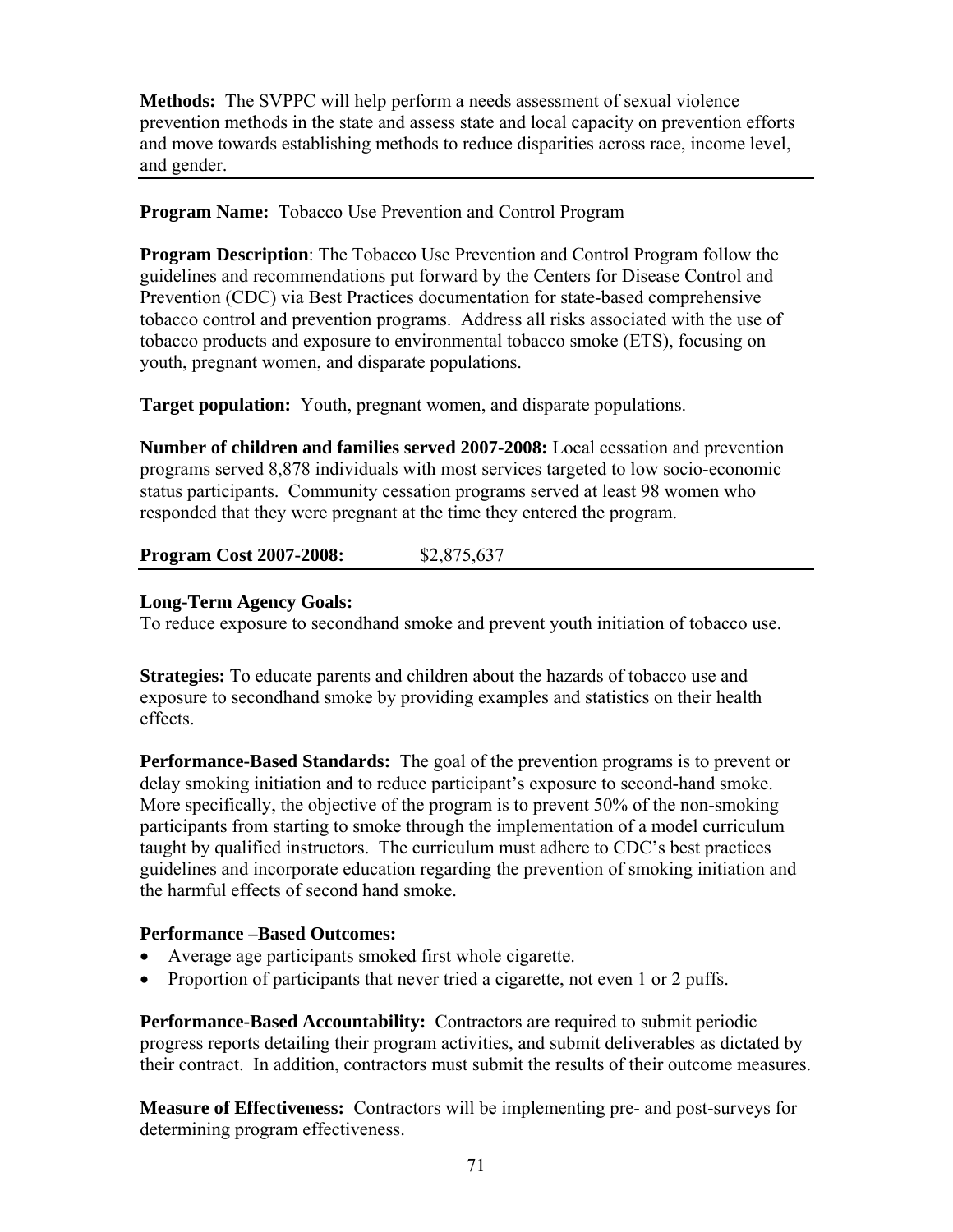**Methods:** The SVPPC will help perform a needs assessment of sexual violence prevention methods in the state and assess state and local capacity on prevention efforts and move towards establishing methods to reduce disparities across race, income level, and gender.

---

**Program Name:** Tobacco Use Prevention and Control Program

**Program Description**: The Tobacco Use Prevention and Control Program follow the guidelines and recommendations put forward by the Centers for Disease Control and Prevention (CDC) via Best Practices documentation for state-based comprehensive tobacco control and prevention programs. Address all risks associated with the use of tobacco products and exposure to environmental tobacco smoke (ETS), focusing on youth, pregnant women, and disparate populations.

**Target population:** Youth, pregnant women, and disparate populations.

**Number of children and families served 2007-2008:** Local cessation and prevention programs served 8,878 individuals with most services targeted to low socio-economic status participants. Community cessation programs served at least 98 women who responded that they were pregnant at the time they entered the program.

**Program Cost 2007-2008:** $2,875,637

---

**Long-Term Agency Goals:**
To reduce exposure to secondhand smoke and prevent youth initiation of tobacco use.

**Strategies:** To educate parents and children about the hazards of tobacco use and exposure to secondhand smoke by providing examples and statistics on their health effects.

**Performance-Based Standards:** The goal of the prevention programs is to prevent or delay smoking initiation and to reduce participant's exposure to second-hand smoke. More specifically, the objective of the program is to prevent 50% of the non-smoking participants from starting to smoke through the implementation of a model curriculum taught by qualified instructors. The curriculum must adhere to CDC's best practices guidelines and incorporate education regarding the prevention of smoking initiation and the harmful effects of second hand smoke.

**Performance –Based Outcomes:**

- Average age participants smoked first whole cigarette.
- Proportion of participants that never tried a cigarette, not even 1 or 2 puffs.

**Performance-Based Accountability:** Contractors are required to submit periodic progress reports detailing their program activities, and submit deliverables as dictated by their contract. In addition, contractors must submit the results of their outcome measures.

**Measure of Effectiveness:** Contractors will be implementing pre- and post-surveys for determining program effectiveness.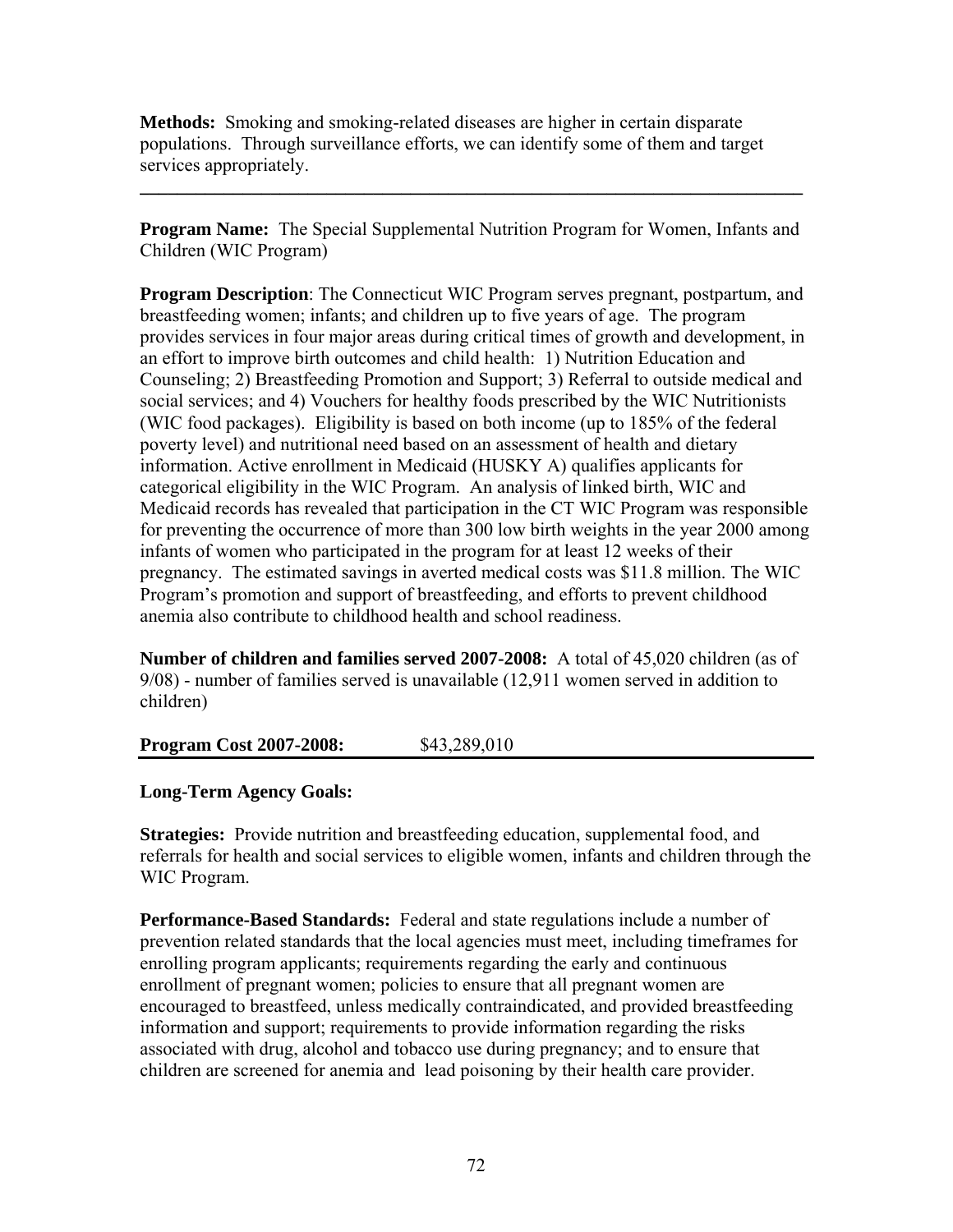**Methods:** Smoking and smoking-related diseases are higher in certain disparate populations. Through surveillance efforts, we can identify some of them and target services appropriately.

---

**Program Name:** The Special Supplemental Nutrition Program for Women, Infants and Children (WIC Program)

**Program Description**: The Connecticut WIC Program serves pregnant, postpartum, and breastfeeding women; infants; and children up to five years of age. The program provides services in four major areas during critical times of growth and development, in an effort to improve birth outcomes and child health: 1) Nutrition Education and Counseling; 2) Breastfeeding Promotion and Support; 3) Referral to outside medical and social services; and 4) Vouchers for healthy foods prescribed by the WIC Nutritionists (WIC food packages). Eligibility is based on both income (up to 185% of the federal poverty level) and nutritional need based on an assessment of health and dietary information. Active enrollment in Medicaid (HUSKY A) qualifies applicants for categorical eligibility in the WIC Program. An analysis of linked birth, WIC and Medicaid records has revealed that participation in the CT WIC Program was responsible for preventing the occurrence of more than 300 low birth weights in the year 2000 among infants of women who participated in the program for at least 12 weeks of their pregnancy. The estimated savings in averted medical costs was $11.8 million. The WIC Program's promotion and support of breastfeeding, and efforts to prevent childhood anemia also contribute to childhood health and school readiness.

**Number of children and families served 2007-2008:** A total of 45,020 children (as of 9/08) - number of families served is unavailable (12,911 women served in addition to children)

**Program Cost 2007-2008:** $43,289,010

---

**Long-Term Agency Goals:**

**Strategies:** Provide nutrition and breastfeeding education, supplemental food, and referrals for health and social services to eligible women, infants and children through the WIC Program.

**Performance-Based Standards:** Federal and state regulations include a number of prevention related standards that the local agencies must meet, including timeframes for enrolling program applicants; requirements regarding the early and continuous enrollment of pregnant women; policies to ensure that all pregnant women are encouraged to breastfeed, unless medically contraindicated, and provided breastfeeding information and support; requirements to provide information regarding the risks associated with drug, alcohol and tobacco use during pregnancy; and to ensure that children are screened for anemia and lead poisoning by their health care provider.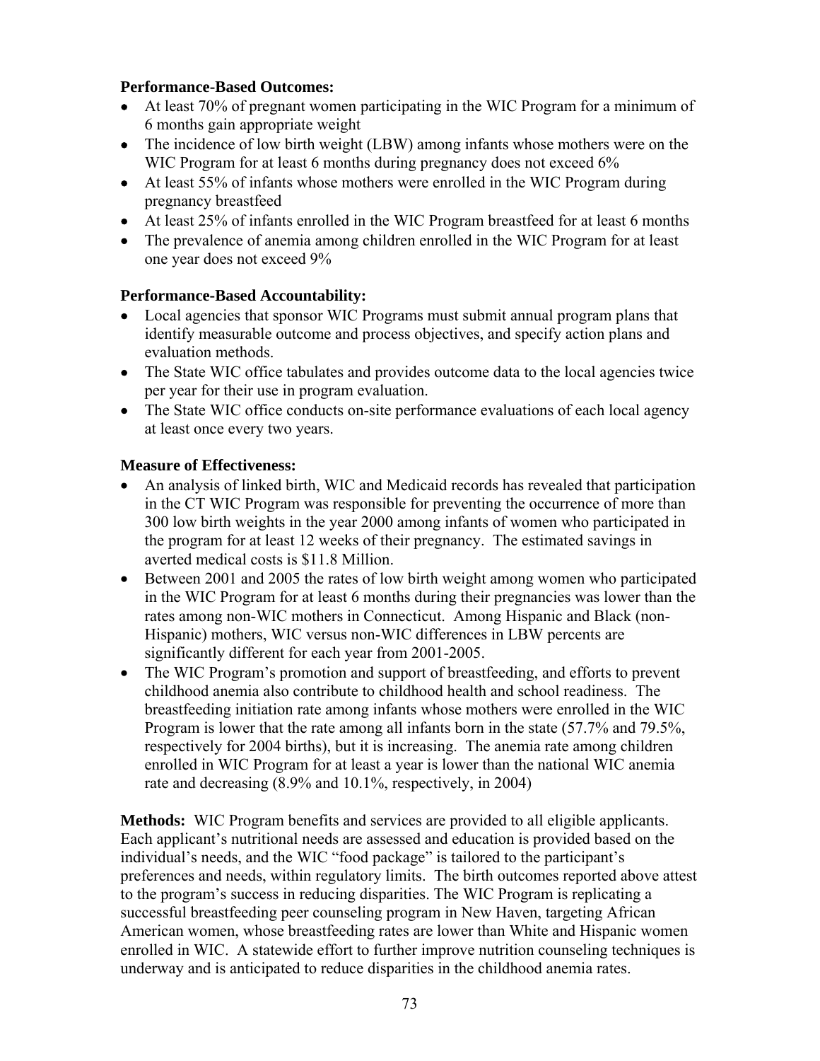**Performance-Based Outcomes:**

- At least 70% of pregnant women participating in the WIC Program for a minimum of 6 months gain appropriate weight
- The incidence of low birth weight (LBW) among infants whose mothers were on the WIC Program for at least 6 months during pregnancy does not exceed 6%
- At least 55% of infants whose mothers were enrolled in the WIC Program during pregnancy breastfeed
- At least 25% of infants enrolled in the WIC Program breastfeed for at least 6 months
- The prevalence of anemia among children enrolled in the WIC Program for at least one year does not exceed 9%

**Performance-Based Accountability:**

- Local agencies that sponsor WIC Programs must submit annual program plans that identify measurable outcome and process objectives, and specify action plans and evaluation methods.
- The State WIC office tabulates and provides outcome data to the local agencies twice per year for their use in program evaluation.
- The State WIC office conducts on-site performance evaluations of each local agency at least once every two years.

**Measure of Effectiveness:**

- An analysis of linked birth, WIC and Medicaid records has revealed that participation in the CT WIC Program was responsible for preventing the occurrence of more than 300 low birth weights in the year 2000 among infants of women who participated in the program for at least 12 weeks of their pregnancy. The estimated savings in averted medical costs is $11.8 Million.
- Between 2001 and 2005 the rates of low birth weight among women who participated in the WIC Program for at least 6 months during their pregnancies was lower than the rates among non-WIC mothers in Connecticut. Among Hispanic and Black (non-Hispanic) mothers, WIC versus non-WIC differences in LBW percents are significantly different for each year from 2001-2005.
- The WIC Program's promotion and support of breastfeeding, and efforts to prevent childhood anemia also contribute to childhood health and school readiness. The breastfeeding initiation rate among infants whose mothers were enrolled in the WIC Program is lower that the rate among all infants born in the state (57.7% and 79.5%, respectively for 2004 births), but it is increasing. The anemia rate among children enrolled in WIC Program for at least a year is lower than the national WIC anemia rate and decreasing (8.9% and 10.1%, respectively, in 2004)

**Methods:** WIC Program benefits and services are provided to all eligible applicants. Each applicant's nutritional needs are assessed and education is provided based on the individual's needs, and the WIC "food package" is tailored to the participant's preferences and needs, within regulatory limits. The birth outcomes reported above attest to the program's success in reducing disparities. The WIC Program is replicating a successful breastfeeding peer counseling program in New Haven, targeting African American women, whose breastfeeding rates are lower than White and Hispanic women enrolled in WIC. A statewide effort to further improve nutrition counseling techniques is underway and is anticipated to reduce disparities in the childhood anemia rates.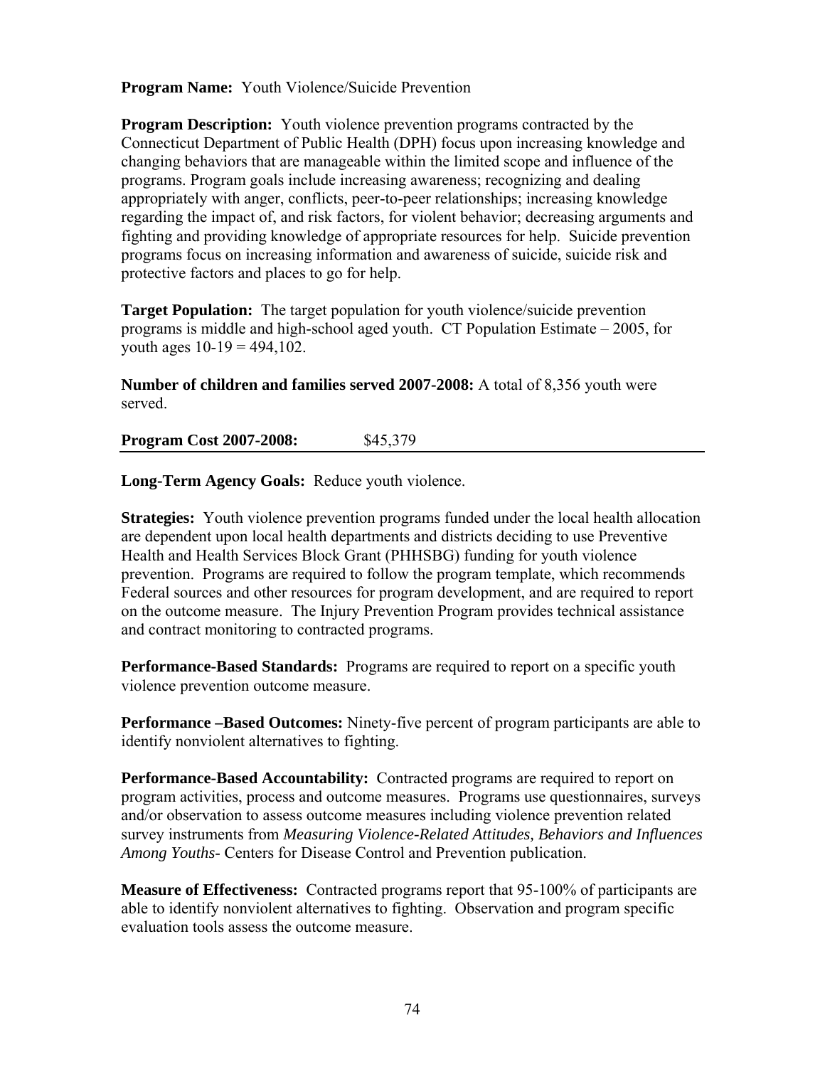**Program Name:** Youth Violence/Suicide Prevention

**Program Description:** Youth violence prevention programs contracted by the Connecticut Department of Public Health (DPH) focus upon increasing knowledge and changing behaviors that are manageable within the limited scope and influence of the programs. Program goals include increasing awareness; recognizing and dealing appropriately with anger, conflicts, peer-to-peer relationships; increasing knowledge regarding the impact of, and risk factors, for violent behavior; decreasing arguments and fighting and providing knowledge of appropriate resources for help. Suicide prevention programs focus on increasing information and awareness of suicide, suicide risk and protective factors and places to go for help.

**Target Population:** The target population for youth violence/suicide prevention programs is middle and high-school aged youth. CT Population Estimate – 2005, for youth ages 10-19 = 494,102.

**Number of children and families served 2007-2008:** A total of 8,356 youth were served.

**Program Cost 2007-2008:** $45,379

---

**Long-Term Agency Goals:** Reduce youth violence.

**Strategies:** Youth violence prevention programs funded under the local health allocation are dependent upon local health departments and districts deciding to use Preventive Health and Health Services Block Grant (PHHSBG) funding for youth violence prevention. Programs are required to follow the program template, which recommends Federal sources and other resources for program development, and are required to report on the outcome measure. The Injury Prevention Program provides technical assistance and contract monitoring to contracted programs.

**Performance-Based Standards:** Programs are required to report on a specific youth violence prevention outcome measure.

**Performance –Based Outcomes:** Ninety-five percent of program participants are able to identify nonviolent alternatives to fighting.

**Performance-Based Accountability:** Contracted programs are required to report on program activities, process and outcome measures. Programs use questionnaires, surveys and/or observation to assess outcome measures including violence prevention related survey instruments from *Measuring Violence-Related Attitudes, Behaviors and Influences Among Youths-* Centers for Disease Control and Prevention publication.

**Measure of Effectiveness:** Contracted programs report that 95-100% of participants are able to identify nonviolent alternatives to fighting. Observation and program specific evaluation tools assess the outcome measure.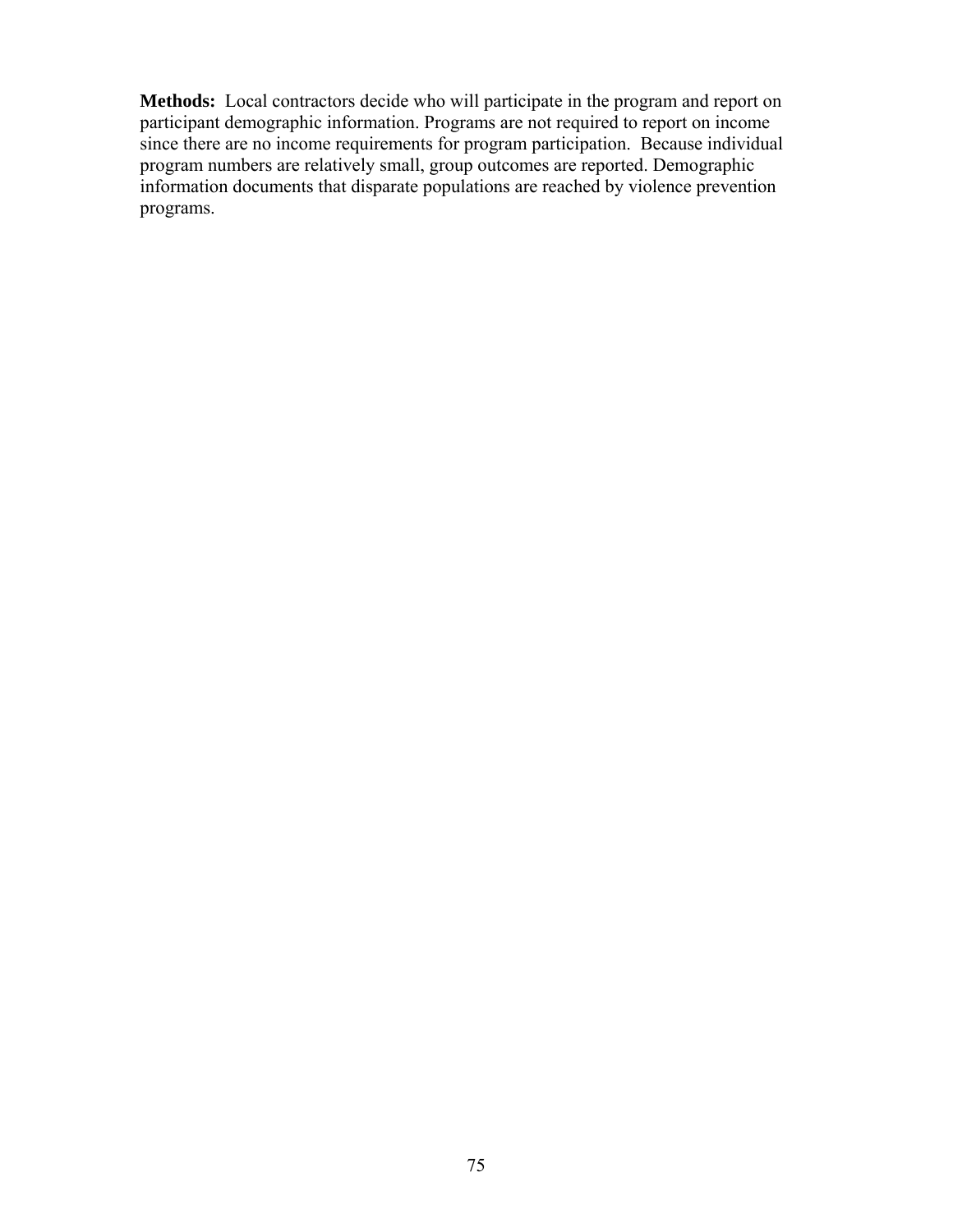**Methods:** Local contractors decide who will participate in the program and report on participant demographic information. Programs are not required to report on income since there are no income requirements for program participation. Because individual program numbers are relatively small, group outcomes are reported. Demographic information documents that disparate populations are reached by violence prevention programs.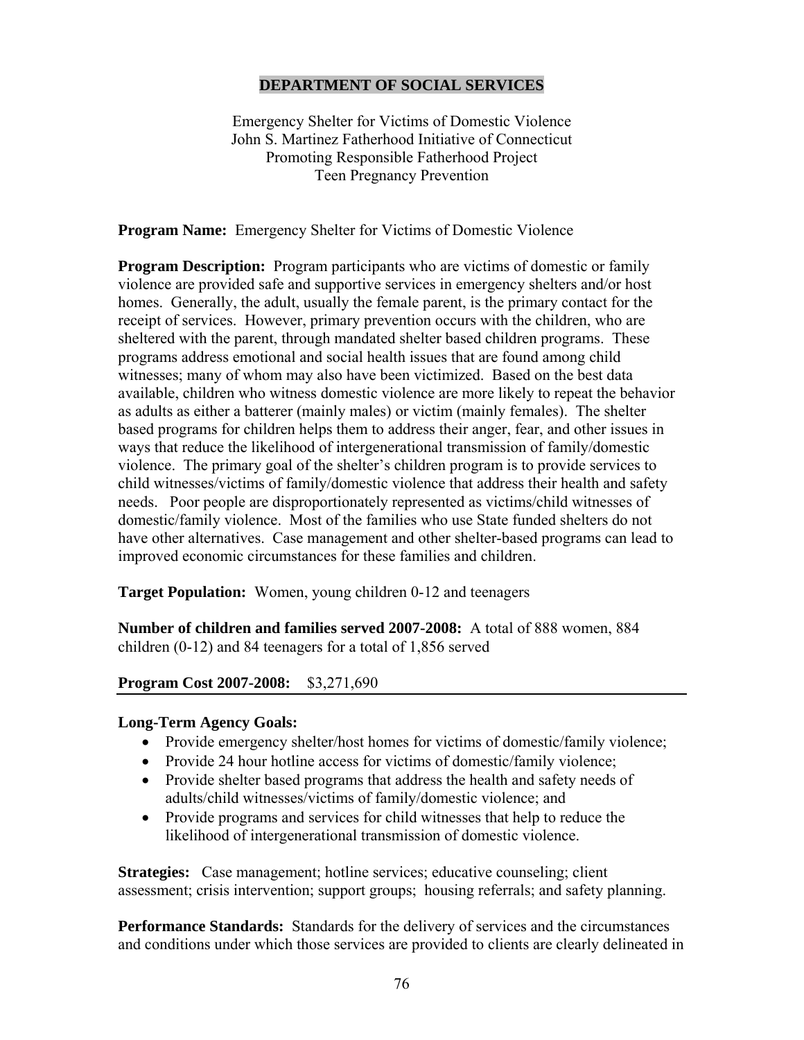## DEPARTMENT OF SOCIAL SERVICES

Emergency Shelter for Victims of Domestic Violence
John S. Martinez Fatherhood Initiative of Connecticut
Promoting Responsible Fatherhood Project
Teen Pregnancy Prevention

**Program Name:** Emergency Shelter for Victims of Domestic Violence

**Program Description:** Program participants who are victims of domestic or family violence are provided safe and supportive services in emergency shelters and/or host homes. Generally, the adult, usually the female parent, is the primary contact for the receipt of services. However, primary prevention occurs with the children, who are sheltered with the parent, through mandated shelter based children programs. These programs address emotional and social health issues that are found among child witnesses; many of whom may also have been victimized. Based on the best data available, children who witness domestic violence are more likely to repeat the behavior as adults as either a batterer (mainly males) or victim (mainly females). The shelter based programs for children helps them to address their anger, fear, and other issues in ways that reduce the likelihood of intergenerational transmission of family/domestic violence. The primary goal of the shelter's children program is to provide services to child witnesses/victims of family/domestic violence that address their health and safety needs. Poor people are disproportionately represented as victims/child witnesses of domestic/family violence. Most of the families who use State funded shelters do not have other alternatives. Case management and other shelter-based programs can lead to improved economic circumstances for these families and children.

**Target Population:** Women, young children 0-12 and teenagers

**Number of children and families served 2007-2008:** A total of 888 women, 884 children (0-12) and 84 teenagers for a total of 1,856 served

**Program Cost 2007-2008:** $3,271,690

**Long-Term Agency Goals:**

- Provide emergency shelter/host homes for victims of domestic/family violence;
- Provide 24 hour hotline access for victims of domestic/family violence;
- Provide shelter based programs that address the health and safety needs of adults/child witnesses/victims of family/domestic violence; and
- Provide programs and services for child witnesses that help to reduce the likelihood of intergenerational transmission of domestic violence.

**Strategies:** Case management; hotline services; educative counseling; client assessment; crisis intervention; support groups; housing referrals; and safety planning.

**Performance Standards:** Standards for the delivery of services and the circumstances and conditions under which those services are provided to clients are clearly delineated in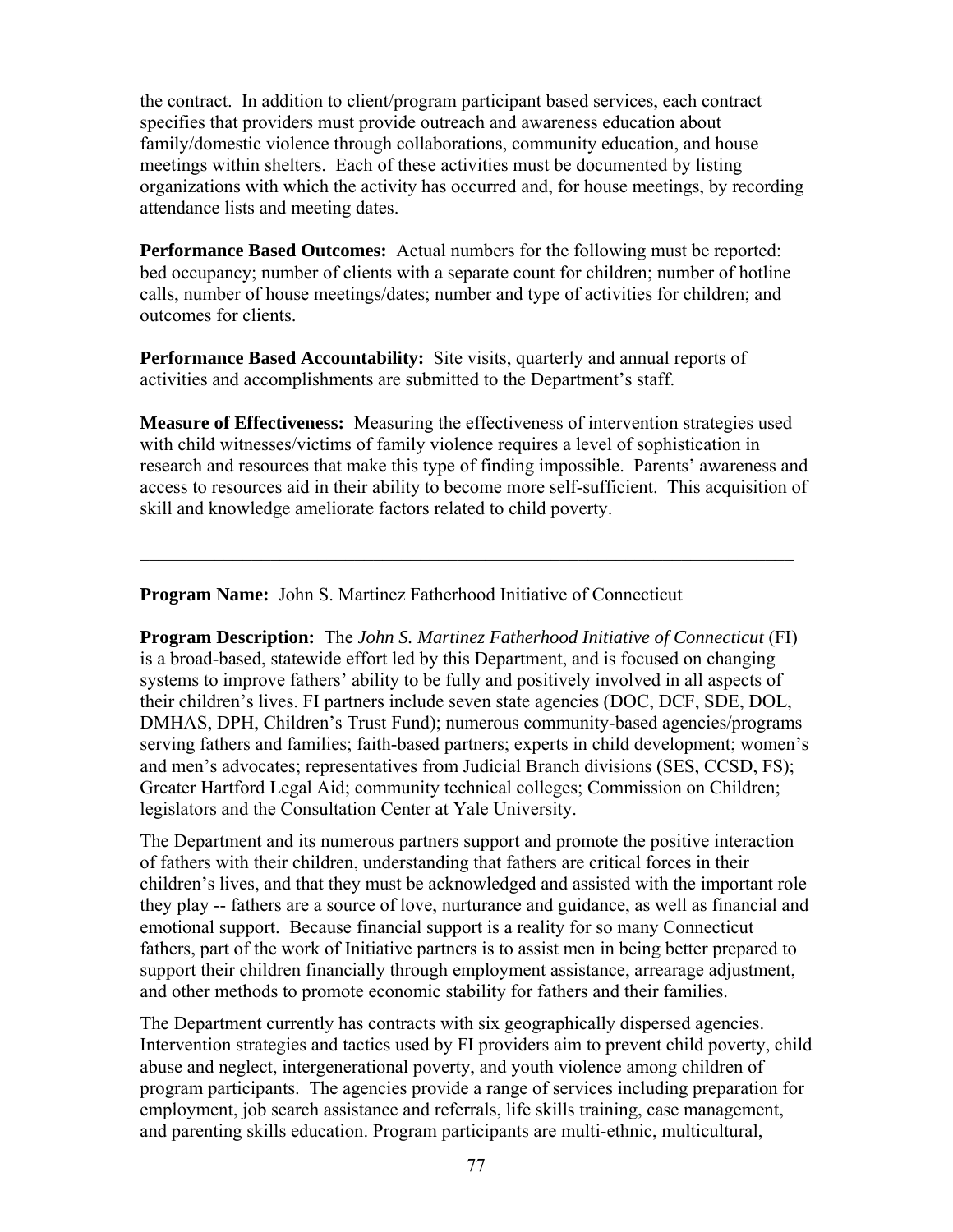the contract. In addition to client/program participant based services, each contract specifies that providers must provide outreach and awareness education about family/domestic violence through collaborations, community education, and house meetings within shelters. Each of these activities must be documented by listing organizations with which the activity has occurred and, for house meetings, by recording attendance lists and meeting dates.

**Performance Based Outcomes:** Actual numbers for the following must be reported: bed occupancy; number of clients with a separate count for children; number of hotline calls, number of house meetings/dates; number and type of activities for children; and outcomes for clients.

**Performance Based Accountability:** Site visits, quarterly and annual reports of activities and accomplishments are submitted to the Department's staff.

**Measure of Effectiveness:** Measuring the effectiveness of intervention strategies used with child witnesses/victims of family violence requires a level of sophistication in research and resources that make this type of finding impossible. Parents' awareness and access to resources aid in their ability to become more self-sufficient. This acquisition of skill and knowledge ameliorate factors related to child poverty.

---

**Program Name:** John S. Martinez Fatherhood Initiative of Connecticut

**Program Description:** The *John S. Martinez Fatherhood Initiative of Connecticut* (FI) is a broad-based, statewide effort led by this Department, and is focused on changing systems to improve fathers' ability to be fully and positively involved in all aspects of their children's lives. FI partners include seven state agencies (DOC, DCF, SDE, DOL, DMHAS, DPH, Children's Trust Fund); numerous community-based agencies/programs serving fathers and families; faith-based partners; experts in child development; women's and men's advocates; representatives from Judicial Branch divisions (SES, CCSD, FS); Greater Hartford Legal Aid; community technical colleges; Commission on Children; legislators and the Consultation Center at Yale University.

The Department and its numerous partners support and promote the positive interaction of fathers with their children, understanding that fathers are critical forces in their children's lives, and that they must be acknowledged and assisted with the important role they play -- fathers are a source of love, nurturance and guidance, as well as financial and emotional support. Because financial support is a reality for so many Connecticut fathers, part of the work of Initiative partners is to assist men in being better prepared to support their children financially through employment assistance, arrearage adjustment, and other methods to promote economic stability for fathers and their families.

The Department currently has contracts with six geographically dispersed agencies. Intervention strategies and tactics used by FI providers aim to prevent child poverty, child abuse and neglect, intergenerational poverty, and youth violence among children of program participants. The agencies provide a range of services including preparation for employment, job search assistance and referrals, life skills training, case management, and parenting skills education. Program participants are multi-ethnic, multicultural,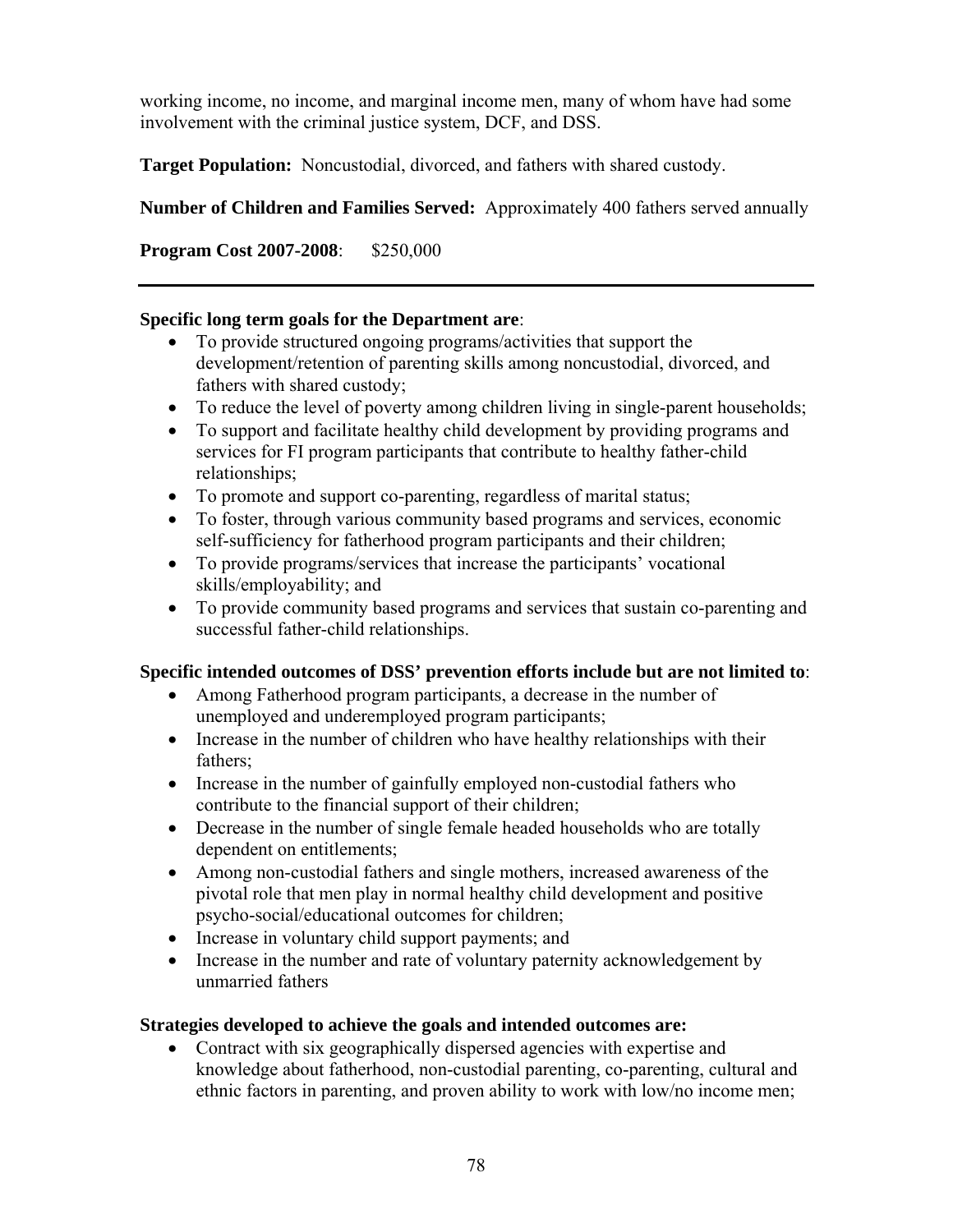working income, no income, and marginal income men, many of whom have had some involvement with the criminal justice system, DCF, and DSS.

**Target Population:** Noncustodial, divorced, and fathers with shared custody.

**Number of Children and Families Served:** Approximately 400 fathers served annually

**Program Cost 2007-2008**: $250,000

---

**Specific long term goals for the Department are**:

- To provide structured ongoing programs/activities that support the development/retention of parenting skills among noncustodial, divorced, and fathers with shared custody;
- To reduce the level of poverty among children living in single-parent households;
- To support and facilitate healthy child development by providing programs and services for FI program participants that contribute to healthy father-child relationships;
- To promote and support co-parenting, regardless of marital status;
- To foster, through various community based programs and services, economic self-sufficiency for fatherhood program participants and their children;
- To provide programs/services that increase the participants' vocational skills/employability; and
- To provide community based programs and services that sustain co-parenting and successful father-child relationships.

**Specific intended outcomes of DSS' prevention efforts include but are not limited to**:

- Among Fatherhood program participants, a decrease in the number of unemployed and underemployed program participants;
- Increase in the number of children who have healthy relationships with their fathers;
- Increase in the number of gainfully employed non-custodial fathers who contribute to the financial support of their children;
- Decrease in the number of single female headed households who are totally dependent on entitlements;
- Among non-custodial fathers and single mothers, increased awareness of the pivotal role that men play in normal healthy child development and positive psycho-social/educational outcomes for children;
- Increase in voluntary child support payments; and
- Increase in the number and rate of voluntary paternity acknowledgement by unmarried fathers

**Strategies developed to achieve the goals and intended outcomes are:**

- Contract with six geographically dispersed agencies with expertise and knowledge about fatherhood, non-custodial parenting, co-parenting, cultural and ethnic factors in parenting, and proven ability to work with low/no income men;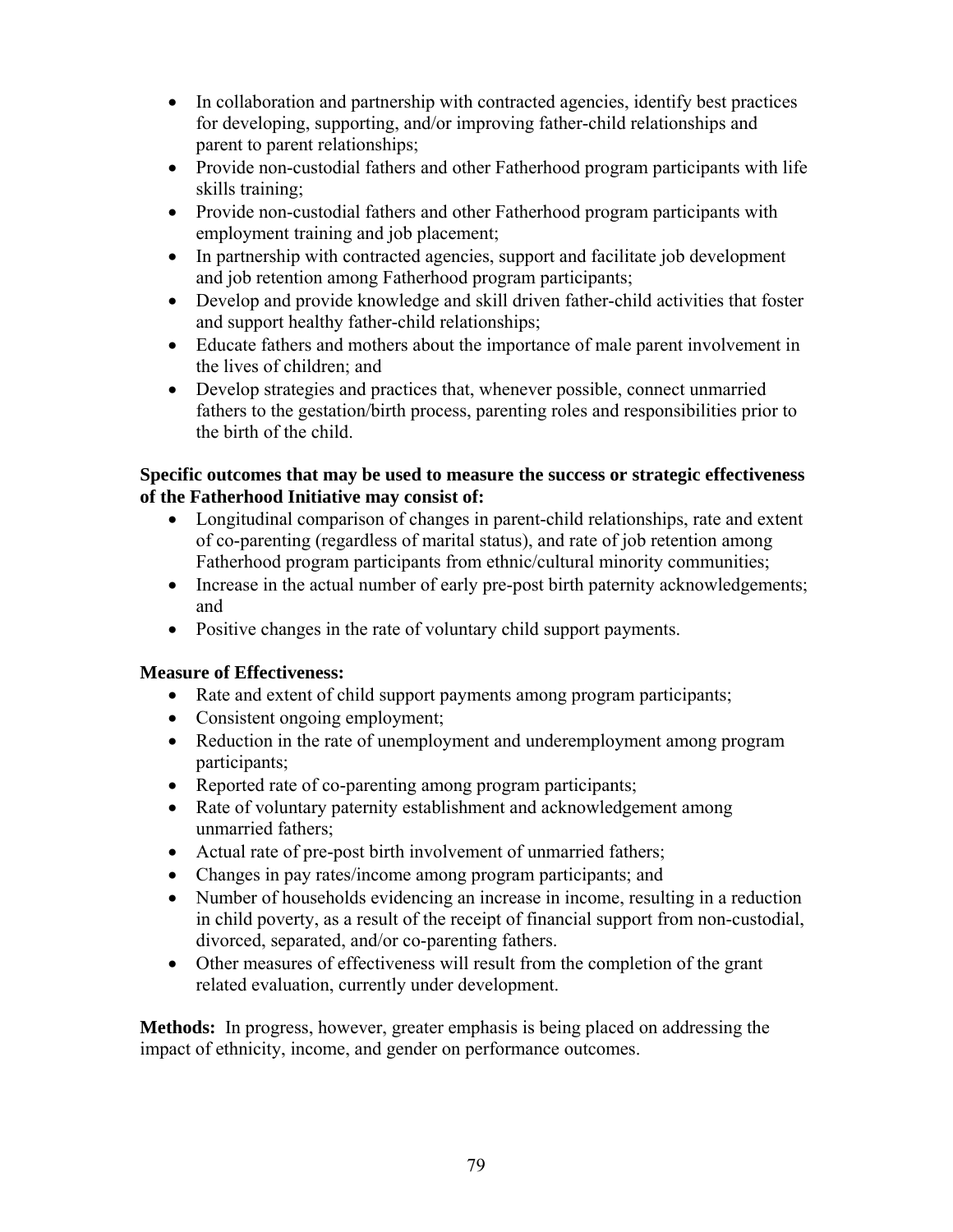- In collaboration and partnership with contracted agencies, identify best practices for developing, supporting, and/or improving father-child relationships and parent to parent relationships;
- Provide non-custodial fathers and other Fatherhood program participants with life skills training;
- Provide non-custodial fathers and other Fatherhood program participants with employment training and job placement;
- In partnership with contracted agencies, support and facilitate job development and job retention among Fatherhood program participants;
- Develop and provide knowledge and skill driven father-child activities that foster and support healthy father-child relationships;
- Educate fathers and mothers about the importance of male parent involvement in the lives of children; and
- Develop strategies and practices that, whenever possible, connect unmarried fathers to the gestation/birth process, parenting roles and responsibilities prior to the birth of the child.

**Specific outcomes that may be used to measure the success or strategic effectiveness of the Fatherhood Initiative may consist of:**

- Longitudinal comparison of changes in parent-child relationships, rate and extent of co-parenting (regardless of marital status), and rate of job retention among Fatherhood program participants from ethnic/cultural minority communities;
- Increase in the actual number of early pre-post birth paternity acknowledgements; and
- Positive changes in the rate of voluntary child support payments.

**Measure of Effectiveness:**

- Rate and extent of child support payments among program participants;
- Consistent ongoing employment;
- Reduction in the rate of unemployment and underemployment among program participants;
- Reported rate of co-parenting among program participants;
- Rate of voluntary paternity establishment and acknowledgement among unmarried fathers;
- Actual rate of pre-post birth involvement of unmarried fathers;
- Changes in pay rates/income among program participants; and
- Number of households evidencing an increase in income, resulting in a reduction in child poverty, as a result of the receipt of financial support from non-custodial, divorced, separated, and/or co-parenting fathers.
- Other measures of effectiveness will result from the completion of the grant related evaluation, currently under development.

**Methods:** In progress, however, greater emphasis is being placed on addressing the impact of ethnicity, income, and gender on performance outcomes.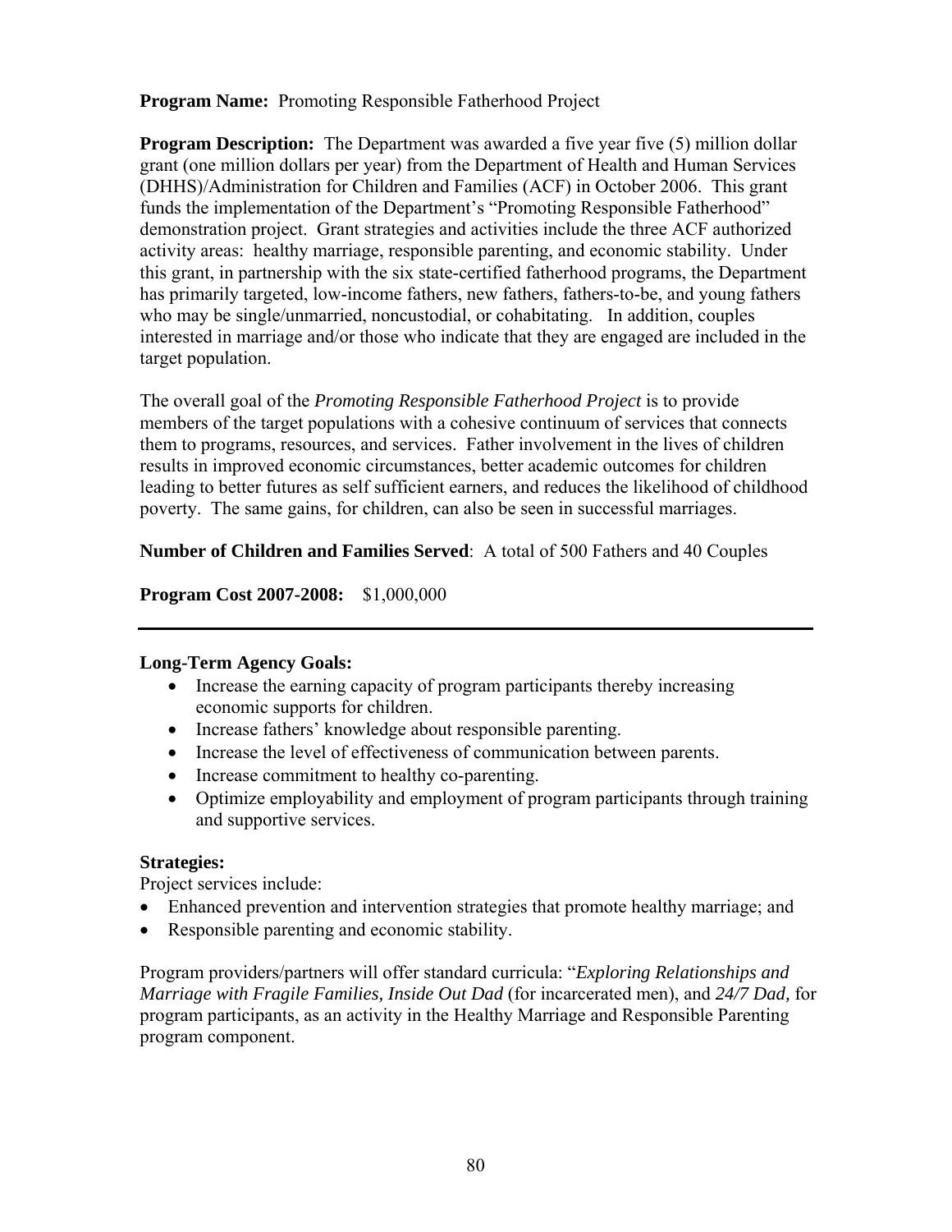**Program Name:** Promoting Responsible Fatherhood Project

**Program Description:** The Department was awarded a five year five (5) million dollar grant (one million dollars per year) from the Department of Health and Human Services (DHHS)/Administration for Children and Families (ACF) in October 2006. This grant funds the implementation of the Department's "Promoting Responsible Fatherhood" demonstration project. Grant strategies and activities include the three ACF authorized activity areas: healthy marriage, responsible parenting, and economic stability. Under this grant, in partnership with the six state-certified fatherhood programs, the Department has primarily targeted, low-income fathers, new fathers, fathers-to-be, and young fathers who may be single/unmarried, noncustodial, or cohabitating. In addition, couples interested in marriage and/or those who indicate that they are engaged are included in the target population.

The overall goal of the *Promoting Responsible Fatherhood Project* is to provide members of the target populations with a cohesive continuum of services that connects them to programs, resources, and services. Father involvement in the lives of children results in improved economic circumstances, better academic outcomes for children leading to better futures as self sufficient earners, and reduces the likelihood of childhood poverty. The same gains, for children, can also be seen in successful marriages.

**Number of Children and Families Served**: A total of 500 Fathers and 40 Couples

**Program Cost 2007-2008:** $1,000,000

---

**Long-Term Agency Goals:**

- Increase the earning capacity of program participants thereby increasing economic supports for children.
- Increase fathers' knowledge about responsible parenting.
- Increase the level of effectiveness of communication between parents.
- Increase commitment to healthy co-parenting.
- Optimize employability and employment of program participants through training and supportive services.

**Strategies:**

Project services include:

- Enhanced prevention and intervention strategies that promote healthy marriage; and
- Responsible parenting and economic stability.

Program providers/partners will offer standard curricula: "*Exploring Relationships and Marriage with Fragile Families, Inside Out Dad* (for incarcerated men), and *24/7 Dad,* for program participants, as an activity in the Healthy Marriage and Responsible Parenting program component.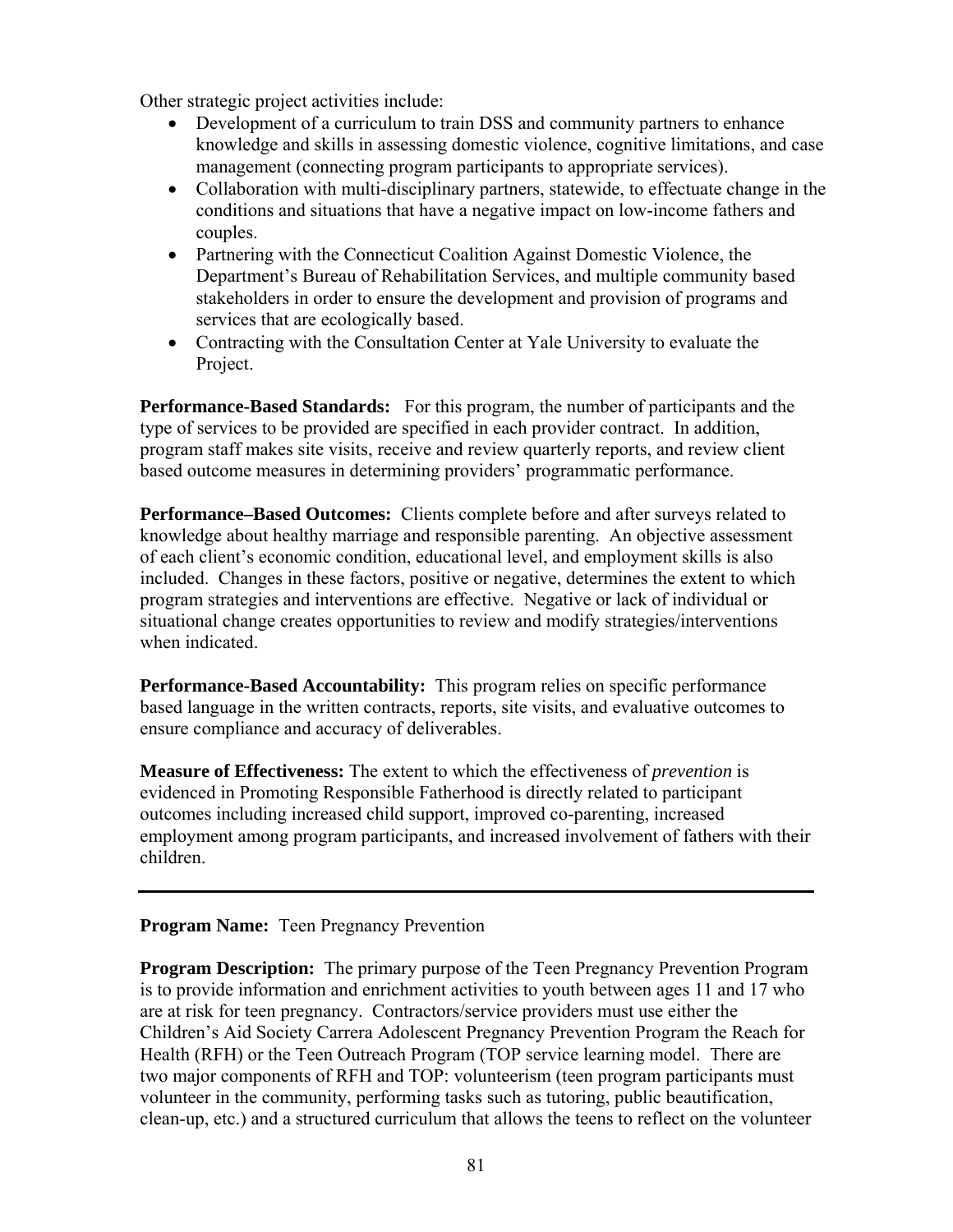Other strategic project activities include:

- Development of a curriculum to train DSS and community partners to enhance knowledge and skills in assessing domestic violence, cognitive limitations, and case management (connecting program participants to appropriate services).
- Collaboration with multi-disciplinary partners, statewide, to effectuate change in the conditions and situations that have a negative impact on low-income fathers and couples.
- Partnering with the Connecticut Coalition Against Domestic Violence, the Department's Bureau of Rehabilitation Services, and multiple community based stakeholders in order to ensure the development and provision of programs and services that are ecologically based.
- Contracting with the Consultation Center at Yale University to evaluate the Project.

**Performance-Based Standards:** For this program, the number of participants and the type of services to be provided are specified in each provider contract. In addition, program staff makes site visits, receive and review quarterly reports, and review client based outcome measures in determining providers' programmatic performance.

**Performance–Based Outcomes:** Clients complete before and after surveys related to knowledge about healthy marriage and responsible parenting. An objective assessment of each client's economic condition, educational level, and employment skills is also included. Changes in these factors, positive or negative, determines the extent to which program strategies and interventions are effective. Negative or lack of individual or situational change creates opportunities to review and modify strategies/interventions when indicated.

**Performance-Based Accountability:** This program relies on specific performance based language in the written contracts, reports, site visits, and evaluative outcomes to ensure compliance and accuracy of deliverables.

**Measure of Effectiveness:** The extent to which the effectiveness of *prevention* is evidenced in Promoting Responsible Fatherhood is directly related to participant outcomes including increased child support, improved co-parenting, increased employment among program participants, and increased involvement of fathers with their children.

---

**Program Name:** Teen Pregnancy Prevention

**Program Description:** The primary purpose of the Teen Pregnancy Prevention Program is to provide information and enrichment activities to youth between ages 11 and 17 who are at risk for teen pregnancy. Contractors/service providers must use either the Children's Aid Society Carrera Adolescent Pregnancy Prevention Program the Reach for Health (RFH) or the Teen Outreach Program (TOP service learning model. There are two major components of RFH and TOP: volunteerism (teen program participants must volunteer in the community, performing tasks such as tutoring, public beautification, clean-up, etc.) and a structured curriculum that allows the teens to reflect on the volunteer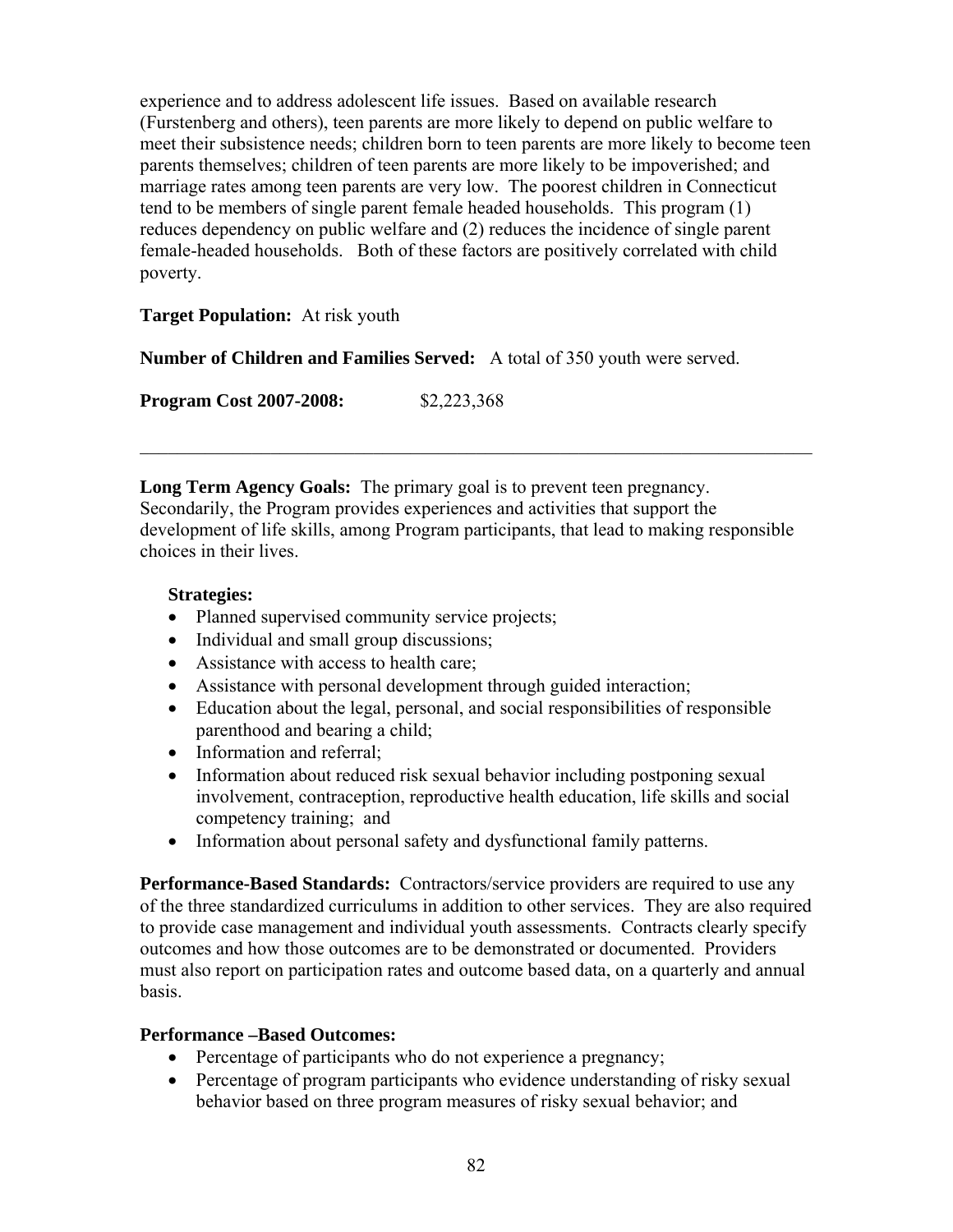experience and to address adolescent life issues. Based on available research (Furstenberg and others), teen parents are more likely to depend on public welfare to meet their subsistence needs; children born to teen parents are more likely to become teen parents themselves; children of teen parents are more likely to be impoverished; and marriage rates among teen parents are very low. The poorest children in Connecticut tend to be members of single parent female headed households. This program (1) reduces dependency on public welfare and (2) reduces the incidence of single parent female-headed households. Both of these factors are positively correlated with child poverty.

**Target Population:** At risk youth

**Number of Children and Families Served:** A total of 350 youth were served.

**Program Cost 2007-2008:** $2,223,368

---

**Long Term Agency Goals:** The primary goal is to prevent teen pregnancy. Secondarily, the Program provides experiences and activities that support the development of life skills, among Program participants, that lead to making responsible choices in their lives.

**Strategies:**

- Planned supervised community service projects;
- Individual and small group discussions;
- Assistance with access to health care;
- Assistance with personal development through guided interaction;
- Education about the legal, personal, and social responsibilities of responsible parenthood and bearing a child;
- Information and referral;
- Information about reduced risk sexual behavior including postponing sexual involvement, contraception, reproductive health education, life skills and social competency training; and
- Information about personal safety and dysfunctional family patterns.

**Performance-Based Standards:** Contractors/service providers are required to use any of the three standardized curriculums in addition to other services. They are also required to provide case management and individual youth assessments. Contracts clearly specify outcomes and how those outcomes are to be demonstrated or documented. Providers must also report on participation rates and outcome based data, on a quarterly and annual basis.

**Performance –Based Outcomes:**

- Percentage of participants who do not experience a pregnancy;
- Percentage of program participants who evidence understanding of risky sexual behavior based on three program measures of risky sexual behavior; and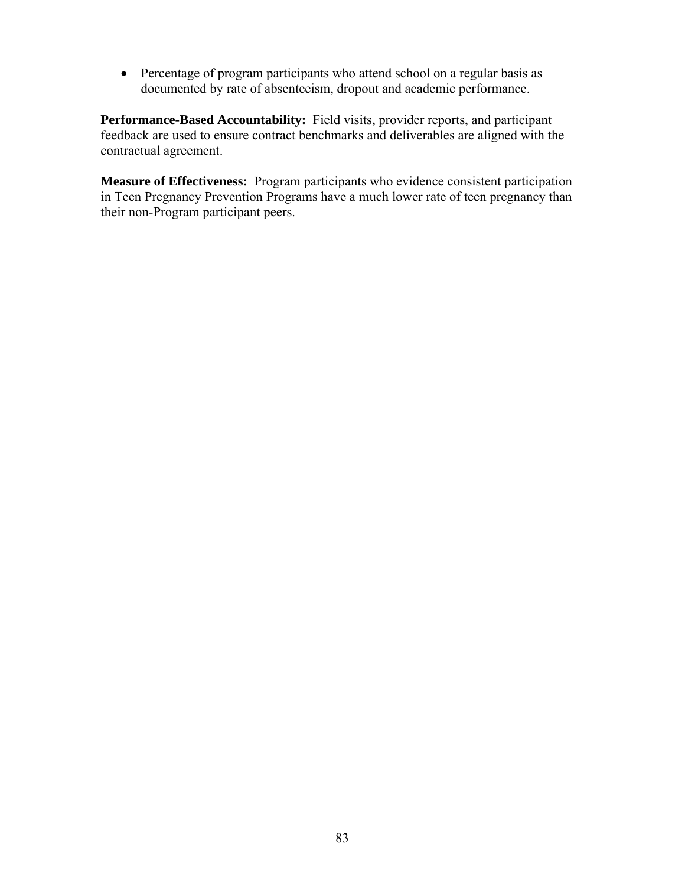- Percentage of program participants who attend school on a regular basis as documented by rate of absenteeism, dropout and academic performance.

**Performance-Based Accountability:** Field visits, provider reports, and participant feedback are used to ensure contract benchmarks and deliverables are aligned with the contractual agreement.

**Measure of Effectiveness:** Program participants who evidence consistent participation in Teen Pregnancy Prevention Programs have a much lower rate of teen pregnancy than their non-Program participant peers.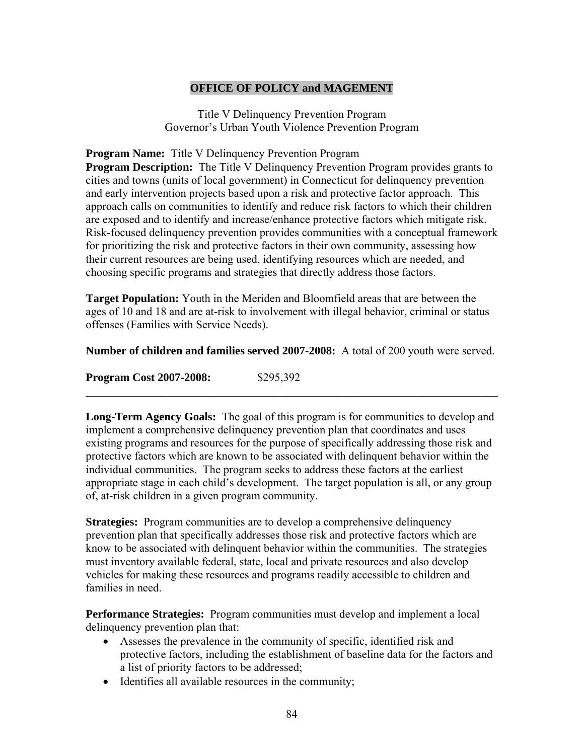## OFFICE OF POLICY and MAGEMENT

Title V Delinquency Prevention Program
Governor's Urban Youth Violence Prevention Program

**Program Name:** Title V Delinquency Prevention Program

**Program Description:** The Title V Delinquency Prevention Program provides grants to cities and towns (units of local government) in Connecticut for delinquency prevention and early intervention projects based upon a risk and protective factor approach. This approach calls on communities to identify and reduce risk factors to which their children are exposed and to identify and increase/enhance protective factors which mitigate risk. Risk-focused delinquency prevention provides communities with a conceptual framework for prioritizing the risk and protective factors in their own community, assessing how their current resources are being used, identifying resources which are needed, and choosing specific programs and strategies that directly address those factors.

**Target Population:** Youth in the Meriden and Bloomfield areas that are between the ages of 10 and 18 and are at-risk to involvement with illegal behavior, criminal or status offenses (Families with Service Needs).

**Number of children and families served 2007-2008:** A total of 200 youth were served.

**Program Cost 2007-2008:** $295,392

---

**Long-Term Agency Goals:** The goal of this program is for communities to develop and implement a comprehensive delinquency prevention plan that coordinates and uses existing programs and resources for the purpose of specifically addressing those risk and protective factors which are known to be associated with delinquent behavior within the individual communities. The program seeks to address these factors at the earliest appropriate stage in each child's development. The target population is all, or any group of, at-risk children in a given program community.

**Strategies:** Program communities are to develop a comprehensive delinquency prevention plan that specifically addresses those risk and protective factors which are know to be associated with delinquent behavior within the communities. The strategies must inventory available federal, state, local and private resources and also develop vehicles for making these resources and programs readily accessible to children and families in need.

**Performance Strategies:** Program communities must develop and implement a local delinquency prevention plan that:

- Assesses the prevalence in the community of specific, identified risk and protective factors, including the establishment of baseline data for the factors and a list of priority factors to be addressed;
- Identifies all available resources in the community;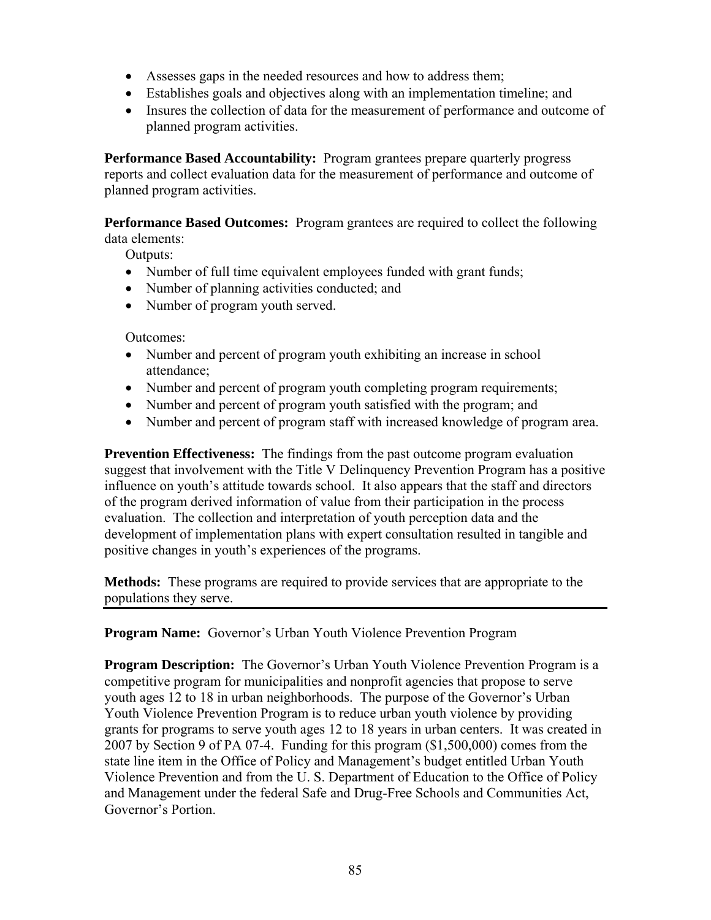- Assesses gaps in the needed resources and how to address them;
- Establishes goals and objectives along with an implementation timeline; and
- Insures the collection of data for the measurement of performance and outcome of planned program activities.

**Performance Based Accountability:** Program grantees prepare quarterly progress reports and collect evaluation data for the measurement of performance and outcome of planned program activities.

**Performance Based Outcomes:** Program grantees are required to collect the following data elements:

Outputs:

- Number of full time equivalent employees funded with grant funds;
- Number of planning activities conducted; and
- Number of program youth served.

Outcomes:

- Number and percent of program youth exhibiting an increase in school attendance;
- Number and percent of program youth completing program requirements;
- Number and percent of program youth satisfied with the program; and
- Number and percent of program staff with increased knowledge of program area.

**Prevention Effectiveness:** The findings from the past outcome program evaluation suggest that involvement with the Title V Delinquency Prevention Program has a positive influence on youth's attitude towards school. It also appears that the staff and directors of the program derived information of value from their participation in the process evaluation. The collection and interpretation of youth perception data and the development of implementation plans with expert consultation resulted in tangible and positive changes in youth's experiences of the programs.

**Methods:** These programs are required to provide services that are appropriate to the populations they serve.

---

**Program Name:** Governor's Urban Youth Violence Prevention Program

**Program Description:** The Governor's Urban Youth Violence Prevention Program is a competitive program for municipalities and nonprofit agencies that propose to serve youth ages 12 to 18 in urban neighborhoods. The purpose of the Governor's Urban Youth Violence Prevention Program is to reduce urban youth violence by providing grants for programs to serve youth ages 12 to 18 years in urban centers. It was created in 2007 by Section 9 of PA 07-4. Funding for this program ($1,500,000) comes from the state line item in the Office of Policy and Management's budget entitled Urban Youth Violence Prevention and from the U. S. Department of Education to the Office of Policy and Management under the federal Safe and Drug-Free Schools and Communities Act, Governor's Portion.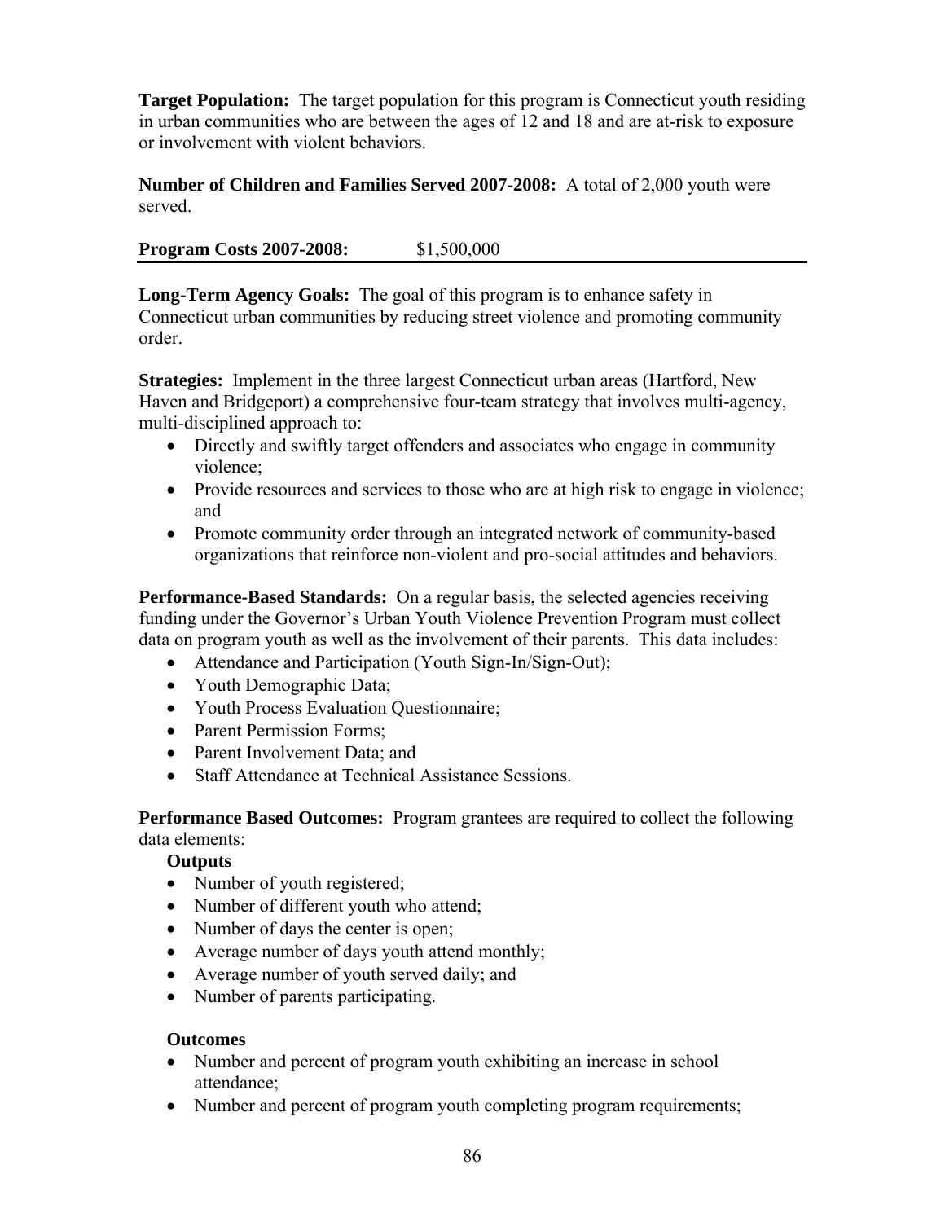**Target Population:** The target population for this program is Connecticut youth residing in urban communities who are between the ages of 12 and 18 and are at-risk to exposure or involvement with violent behaviors.

**Number of Children and Families Served 2007-2008:** A total of 2,000 youth were served.

**Program Costs 2007-2008:** $1,500,000

---

**Long-Term Agency Goals:** The goal of this program is to enhance safety in Connecticut urban communities by reducing street violence and promoting community order.

**Strategies:** Implement in the three largest Connecticut urban areas (Hartford, New Haven and Bridgeport) a comprehensive four-team strategy that involves multi-agency, multi-disciplined approach to:

- Directly and swiftly target offenders and associates who engage in community violence;
- Provide resources and services to those who are at high risk to engage in violence; and
- Promote community order through an integrated network of community-based organizations that reinforce non-violent and pro-social attitudes and behaviors.

**Performance-Based Standards:** On a regular basis, the selected agencies receiving funding under the Governor's Urban Youth Violence Prevention Program must collect data on program youth as well as the involvement of their parents. This data includes:

- Attendance and Participation (Youth Sign-In/Sign-Out);
- Youth Demographic Data;
- Youth Process Evaluation Questionnaire;
- Parent Permission Forms;
- Parent Involvement Data; and
- Staff Attendance at Technical Assistance Sessions.

**Performance Based Outcomes:** Program grantees are required to collect the following data elements:

**Outputs**

- Number of youth registered;
- Number of different youth who attend;
- Number of days the center is open;
- Average number of days youth attend monthly;
- Average number of youth served daily; and
- Number of parents participating.

**Outcomes**

- Number and percent of program youth exhibiting an increase in school attendance;
- Number and percent of program youth completing program requirements;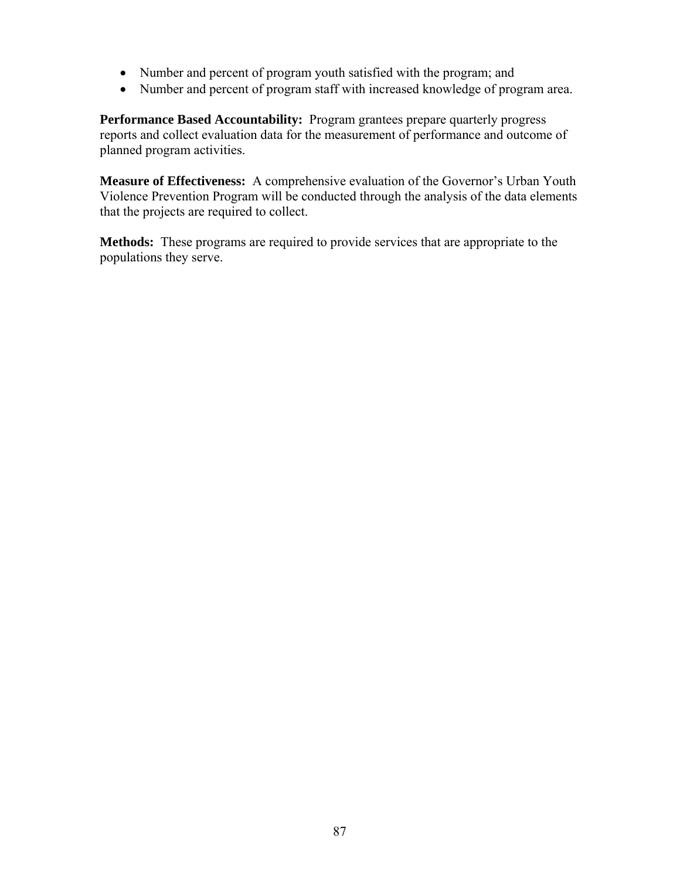- Number and percent of program youth satisfied with the program; and
- Number and percent of program staff with increased knowledge of program area.

**Performance Based Accountability:** Program grantees prepare quarterly progress reports and collect evaluation data for the measurement of performance and outcome of planned program activities.

**Measure of Effectiveness:** A comprehensive evaluation of the Governor's Urban Youth Violence Prevention Program will be conducted through the analysis of the data elements that the projects are required to collect.

**Methods:** These programs are required to provide services that are appropriate to the populations they serve.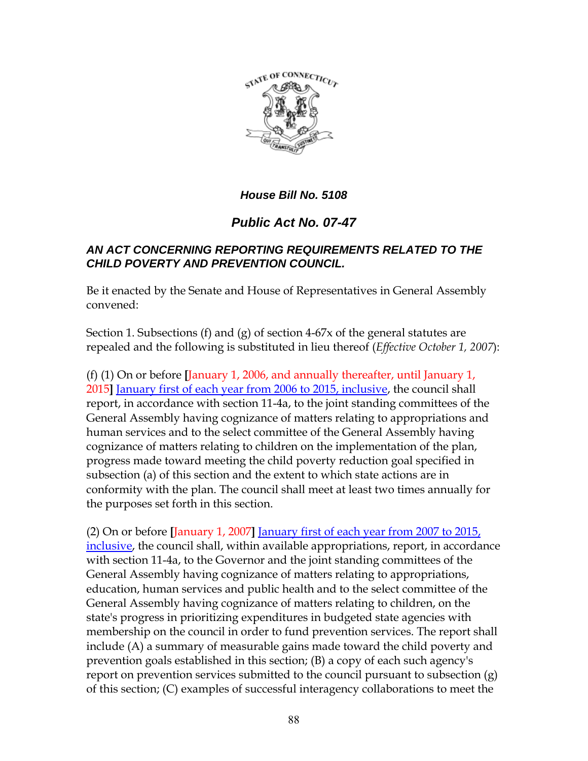***House Bill No. 5108***

## *Public Act No. 07-47*

### *AN ACT CONCERNING REPORTING REQUIREMENTS RELATED TO THE CHILD POVERTY AND PREVENTION COUNCIL.*

Be it enacted by the Senate and House of Representatives in General Assembly convened:

Section 1. Subsections (f) and (g) of section 4-67x of the general statutes are repealed and the following is substituted in lieu thereof (*Effective October 1, 2007*):

(f) (1) On or before **[**January 1, 2006, and annually thereafter, until January 1, 2015**]** <u>January first of each year from 2006 to 2015, inclusive</u>, the council shall report, in accordance with section 11-4a, to the joint standing committees of the General Assembly having cognizance of matters relating to appropriations and human services and to the select committee of the General Assembly having cognizance of matters relating to children on the implementation of the plan, progress made toward meeting the child poverty reduction goal specified in subsection (a) of this section and the extent to which state actions are in conformity with the plan. The council shall meet at least two times annually for the purposes set forth in this section.

(2) On or before **[**January 1, 2007**]** <u>January first of each year from 2007 to 2015, inclusive</u>, the council shall, within available appropriations, report, in accordance with section 11-4a, to the Governor and the joint standing committees of the General Assembly having cognizance of matters relating to appropriations, education, human services and public health and to the select committee of the General Assembly having cognizance of matters relating to children, on the state's progress in prioritizing expenditures in budgeted state agencies with membership on the council in order to fund prevention services. The report shall include (A) a summary of measurable gains made toward the child poverty and prevention goals established in this section; (B) a copy of each such agency's report on prevention services submitted to the council pursuant to subsection (g) of this section; (C) examples of successful interagency collaborations to meet the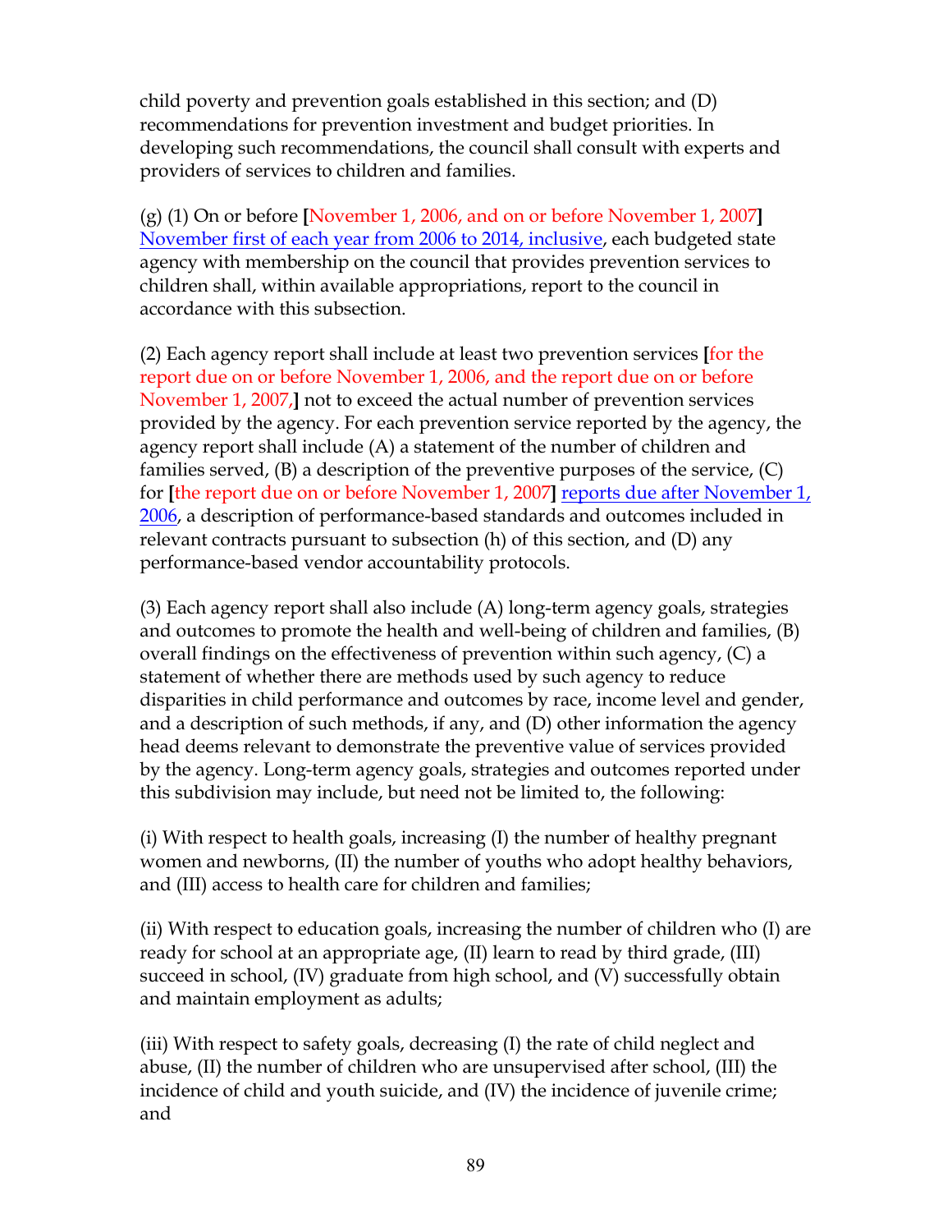child poverty and prevention goals established in this section; and (D) recommendations for prevention investment and budget priorities. In developing such recommendations, the council shall consult with experts and providers of services to children and families.

(g) (1) On or before [November 1, 2006, and on or before November 1, 2007] November first of each year from 2006 to 2014, inclusive, each budgeted state agency with membership on the council that provides prevention services to children shall, within available appropriations, report to the council in accordance with this subsection.

(2) Each agency report shall include at least two prevention services [for the report due on or before November 1, 2006, and the report due on or before November 1, 2007,] not to exceed the actual number of prevention services provided by the agency. For each prevention service reported by the agency, the agency report shall include (A) a statement of the number of children and families served, (B) a description of the preventive purposes of the service, (C) for [the report due on or before November 1, 2007] reports due after November 1, 2006, a description of performance-based standards and outcomes included in relevant contracts pursuant to subsection (h) of this section, and (D) any performance-based vendor accountability protocols.

(3) Each agency report shall also include (A) long-term agency goals, strategies and outcomes to promote the health and well-being of children and families, (B) overall findings on the effectiveness of prevention within such agency, (C) a statement of whether there are methods used by such agency to reduce disparities in child performance and outcomes by race, income level and gender, and a description of such methods, if any, and (D) other information the agency head deems relevant to demonstrate the preventive value of services provided by the agency. Long-term agency goals, strategies and outcomes reported under this subdivision may include, but need not be limited to, the following:

(i) With respect to health goals, increasing (I) the number of healthy pregnant women and newborns, (II) the number of youths who adopt healthy behaviors, and (III) access to health care for children and families;

(ii) With respect to education goals, increasing the number of children who (I) are ready for school at an appropriate age, (II) learn to read by third grade, (III) succeed in school, (IV) graduate from high school, and (V) successfully obtain and maintain employment as adults;

(iii) With respect to safety goals, decreasing (I) the rate of child neglect and abuse, (II) the number of children who are unsupervised after school, (III) the incidence of child and youth suicide, and (IV) the incidence of juvenile crime; and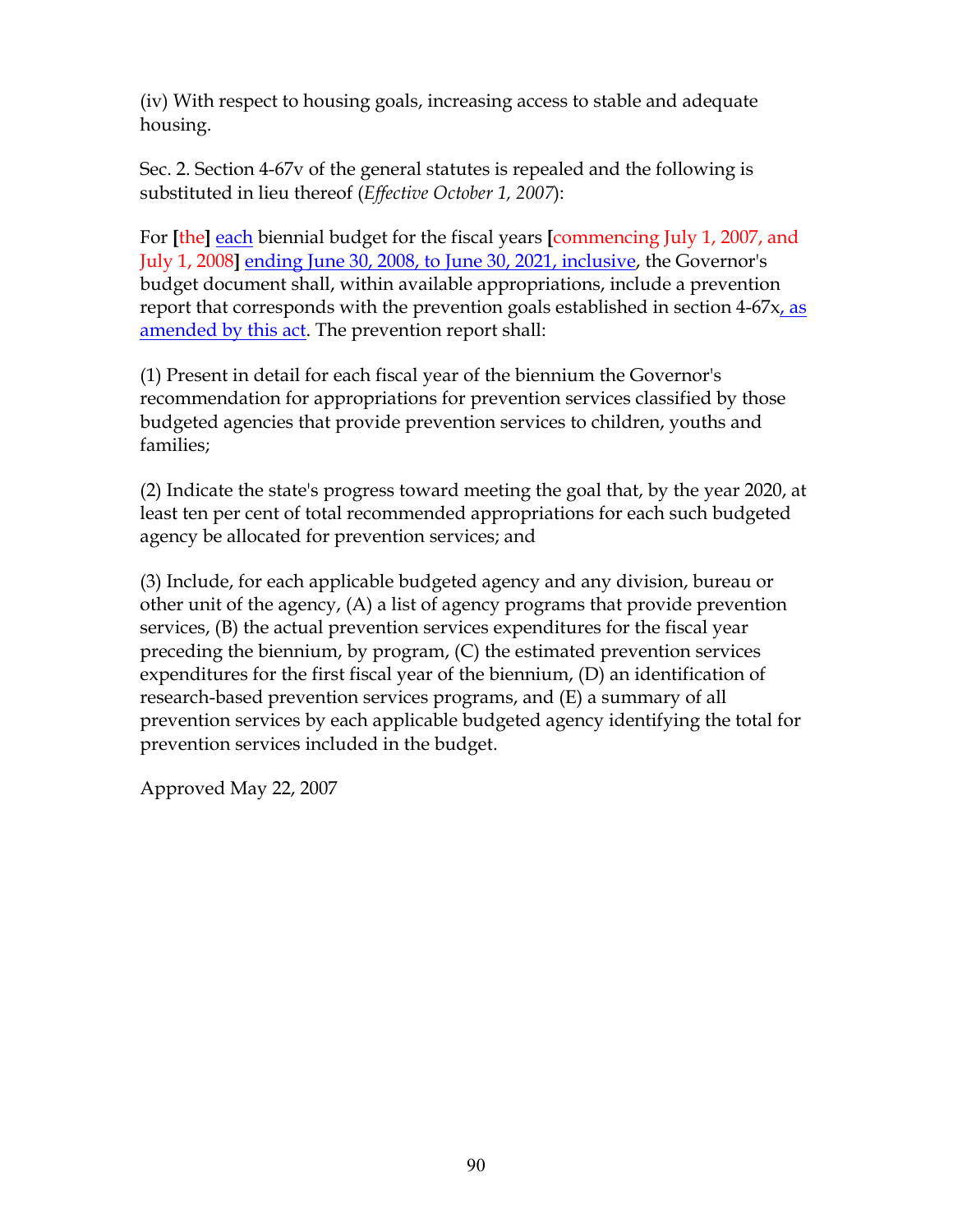(iv) With respect to housing goals, increasing access to stable and adequate housing.

Sec. 2. Section 4-67v of the general statutes is repealed and the following is substituted in lieu thereof (*Effective October 1, 2007*):

For [the] each biennial budget for the fiscal years [commencing July 1, 2007, and July 1, 2008] ending June 30, 2008, to June 30, 2021, inclusive, the Governor's budget document shall, within available appropriations, include a prevention report that corresponds with the prevention goals established in section 4-67x, as amended by this act. The prevention report shall:

(1) Present in detail for each fiscal year of the biennium the Governor's recommendation for appropriations for prevention services classified by those budgeted agencies that provide prevention services to children, youths and families;

(2) Indicate the state's progress toward meeting the goal that, by the year 2020, at least ten per cent of total recommended appropriations for each such budgeted agency be allocated for prevention services; and

(3) Include, for each applicable budgeted agency and any division, bureau or other unit of the agency, (A) a list of agency programs that provide prevention services, (B) the actual prevention services expenditures for the fiscal year preceding the biennium, by program, (C) the estimated prevention services expenditures for the first fiscal year of the biennium, (D) an identification of research-based prevention services programs, and (E) a summary of all prevention services by each applicable budgeted agency identifying the total for prevention services included in the budget.

Approved May 22, 2007